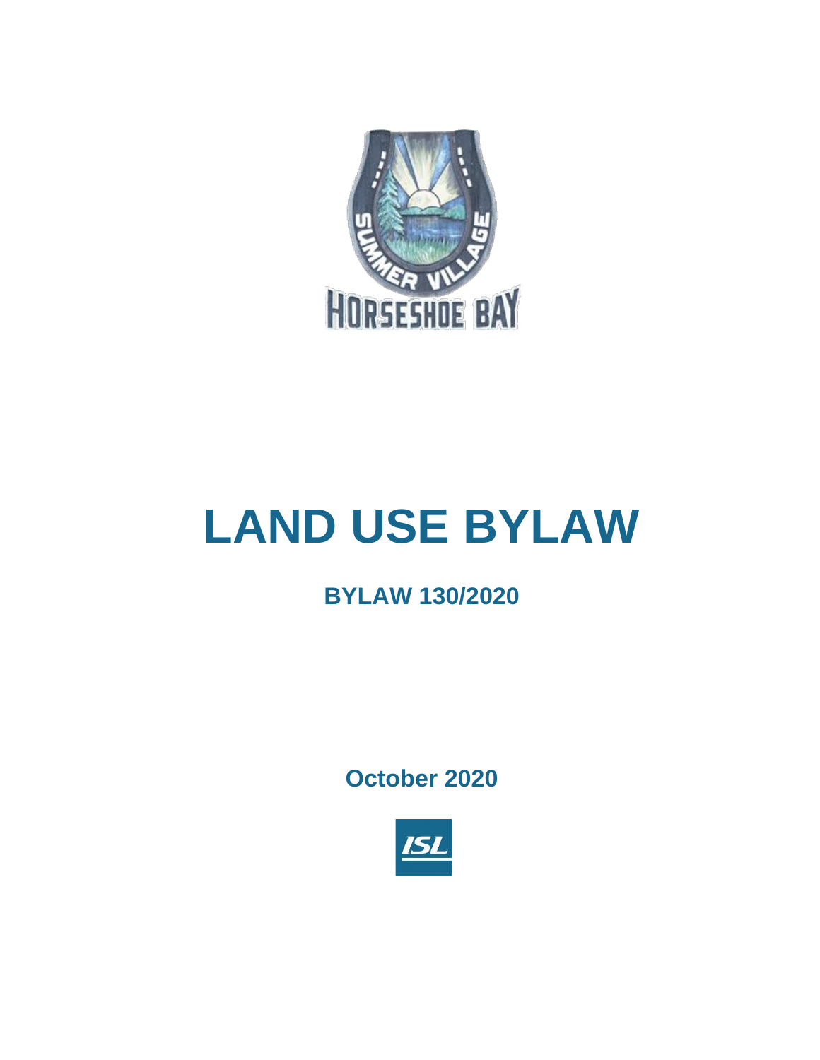# LAND USE BYLAW

## BYLAW 130/2020

**October 2020**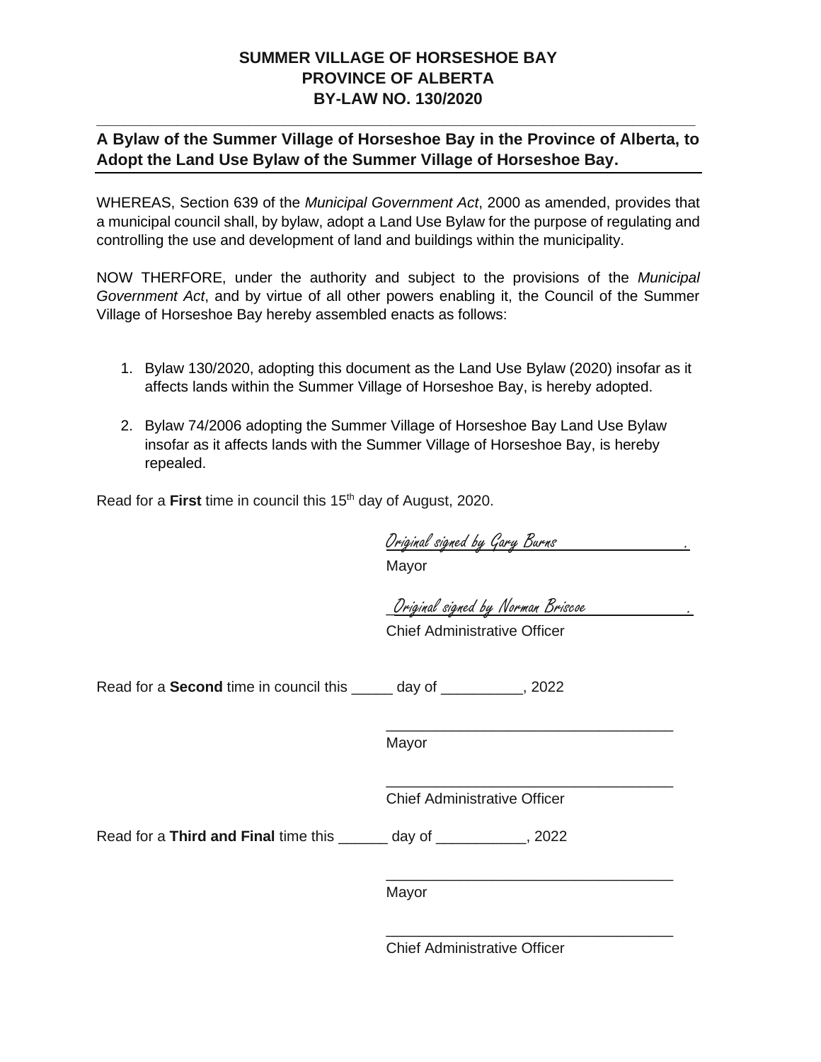**SUMMER VILLAGE OF HORSESHOE BAY**
**PROVINCE OF ALBERTA**
**BY-LAW NO. 130/2020**

---

## A Bylaw of the Summer Village of Horseshoe Bay in the Province of Alberta, to Adopt the Land Use Bylaw of the Summer Village of Horseshoe Bay.

WHEREAS, Section 639 of the *Municipal Government Act*, 2000 as amended, provides that a municipal council shall, by bylaw, adopt a Land Use Bylaw for the purpose of regulating and controlling the use and development of land and buildings within the municipality.

NOW THERFORE, under the authority and subject to the provisions of the *Municipal Government Act*, and by virtue of all other powers enabling it, the Council of the Summer Village of Horseshoe Bay hereby assembled enacts as follows:

1. Bylaw 130/2020, adopting this document as the Land Use Bylaw (2020) insofar as it affects lands within the Summer Village of Horseshoe Bay, is hereby adopted.
2. Bylaw 74/2006 adopting the Summer Village of Horseshoe Bay Land Use Bylaw insofar as it affects lands with the Summer Village of Horseshoe Bay, is hereby repealed.

Read for a **First** time in council this 15th day of August, 2020.

Original signed by Gary Burns
Mayor

Original signed by Norman Briscoe
Chief Administrative Officer

Read for a **Second** time in council this _____ day of __________, 2022

___________________________________
Mayor

___________________________________
Chief Administrative Officer

Read for a **Third and Final** time this ______ day of ___________, 2022

___________________________________
Mayor

___________________________________
Chief Administrative Officer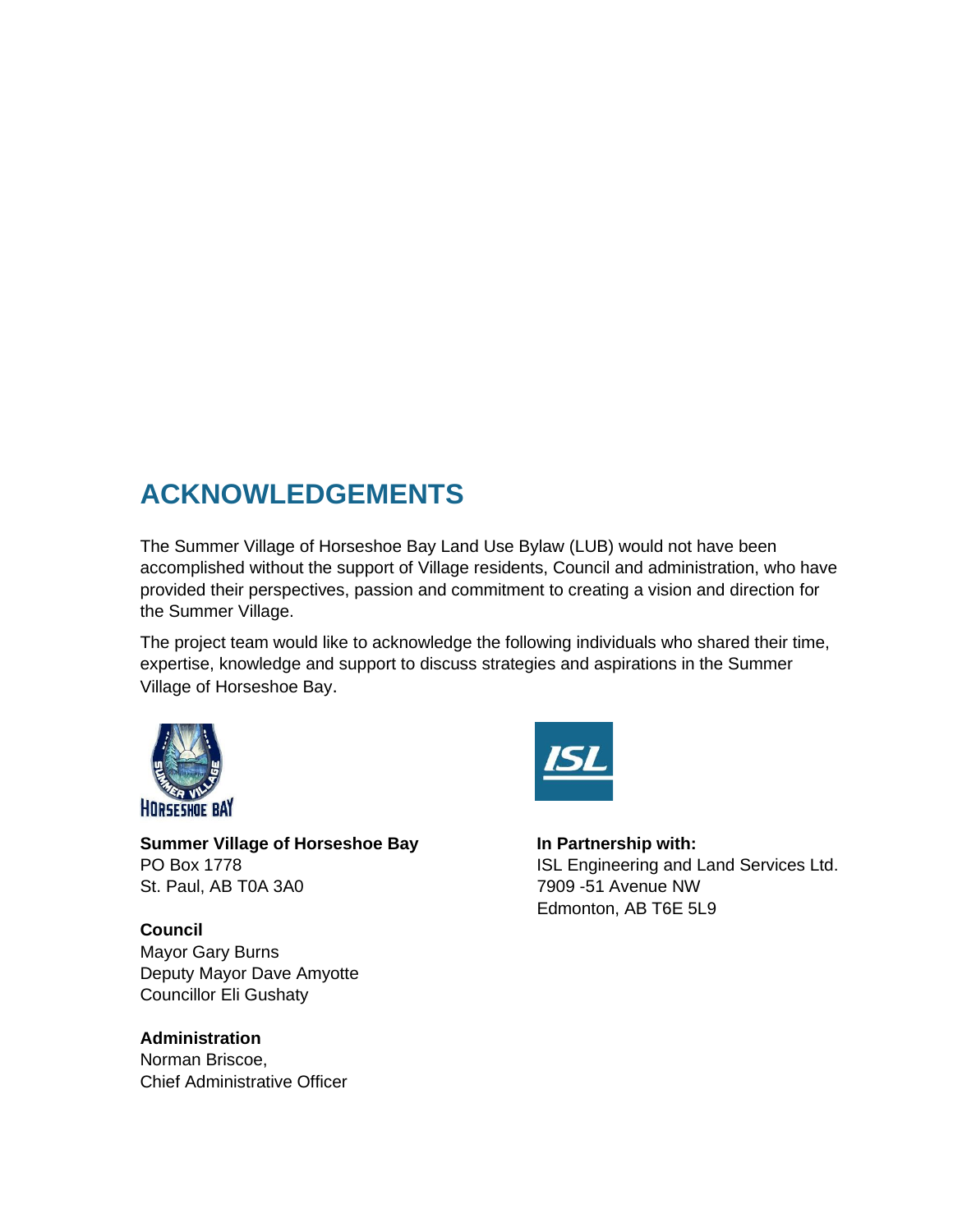# ACKNOWLEDGEMENTS

The Summer Village of Horseshoe Bay Land Use Bylaw (LUB) would not have been accomplished without the support of Village residents, Council and administration, who have provided their perspectives, passion and commitment to creating a vision and direction for the Summer Village.

The project team would like to acknowledge the following individuals who shared their time, expertise, knowledge and support to discuss strategies and aspirations in the Summer Village of Horseshoe Bay.

**Summer Village of Horseshoe Bay**
PO Box 1778
St. Paul, AB T0A 3A0

**Council**
Mayor Gary Burns
Deputy Mayor Dave Amyotte
Councillor Eli Gushaty

**Administration**
Norman Briscoe,
Chief Administrative Officer

**In Partnership with:**
ISL Engineering and Land Services Ltd.
7909 -51 Avenue NW
Edmonton, AB T6E 5L9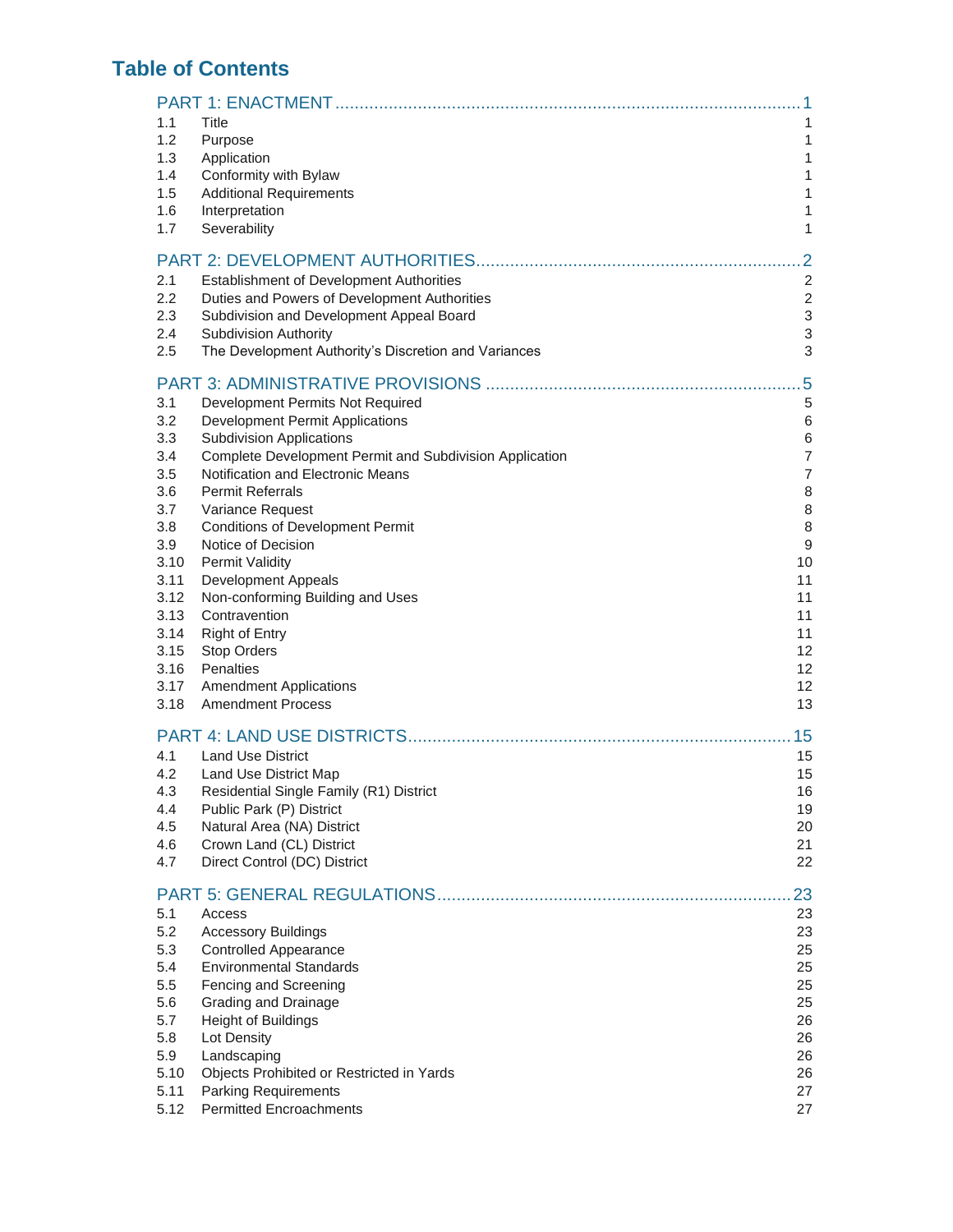# Table of Contents

| | | |
|---|---|---|
| PART 1: ENACTMENT | | 1 |
| 1.1 | Title | 1 |
| 1.2 | Purpose | 1 |
| 1.3 | Application | 1 |
| 1.4 | Conformity with Bylaw | 1 |
| 1.5 | Additional Requirements | 1 |
| 1.6 | Interpretation | 1 |
| 1.7 | Severability | 1 |
| PART 2: DEVELOPMENT AUTHORITIES | | 2 |
| 2.1 | Establishment of Development Authorities | 2 |
| 2.2 | Duties and Powers of Development Authorities | 2 |
| 2.3 | Subdivision and Development Appeal Board | 3 |
| 2.4 | Subdivision Authority | 3 |
| 2.5 | The Development Authority's Discretion and Variances | 3 |
| PART 3: ADMINISTRATIVE PROVISIONS | | 5 |
| 3.1 | Development Permits Not Required | 5 |
| 3.2 | Development Permit Applications | 6 |
| 3.3 | Subdivision Applications | 6 |
| 3.4 | Complete Development Permit and Subdivision Application | 7 |
| 3.5 | Notification and Electronic Means | 7 |
| 3.6 | Permit Referrals | 8 |
| 3.7 | Variance Request | 8 |
| 3.8 | Conditions of Development Permit | 8 |
| 3.9 | Notice of Decision | 9 |
| 3.10 | Permit Validity | 10 |
| 3.11 | Development Appeals | 11 |
| 3.12 | Non-conforming Building and Uses | 11 |
| 3.13 | Contravention | 11 |
| 3.14 | Right of Entry | 11 |
| 3.15 | Stop Orders | 12 |
| 3.16 | Penalties | 12 |
| 3.17 | Amendment Applications | 12 |
| 3.18 | Amendment Process | 13 |
| PART 4: LAND USE DISTRICTS | | 15 |
| 4.1 | Land Use District | 15 |
| 4.2 | Land Use District Map | 15 |
| 4.3 | Residential Single Family (R1) District | 16 |
| 4.4 | Public Park (P) District | 19 |
| 4.5 | Natural Area (NA) District | 20 |
| 4.6 | Crown Land (CL) District | 21 |
| 4.7 | Direct Control (DC) District | 22 |
| PART 5: GENERAL REGULATIONS | | 23 |
| 5.1 | Access | 23 |
| 5.2 | Accessory Buildings | 23 |
| 5.3 | Controlled Appearance | 25 |
| 5.4 | Environmental Standards | 25 |
| 5.5 | Fencing and Screening | 25 |
| 5.6 | Grading and Drainage | 25 |
| 5.7 | Height of Buildings | 26 |
| 5.8 | Lot Density | 26 |
| 5.9 | Landscaping | 26 |
| 5.10 | Objects Prohibited or Restricted in Yards | 26 |
| 5.11 | Parking Requirements | 27 |
| 5.12 | Permitted Encroachments | 27 |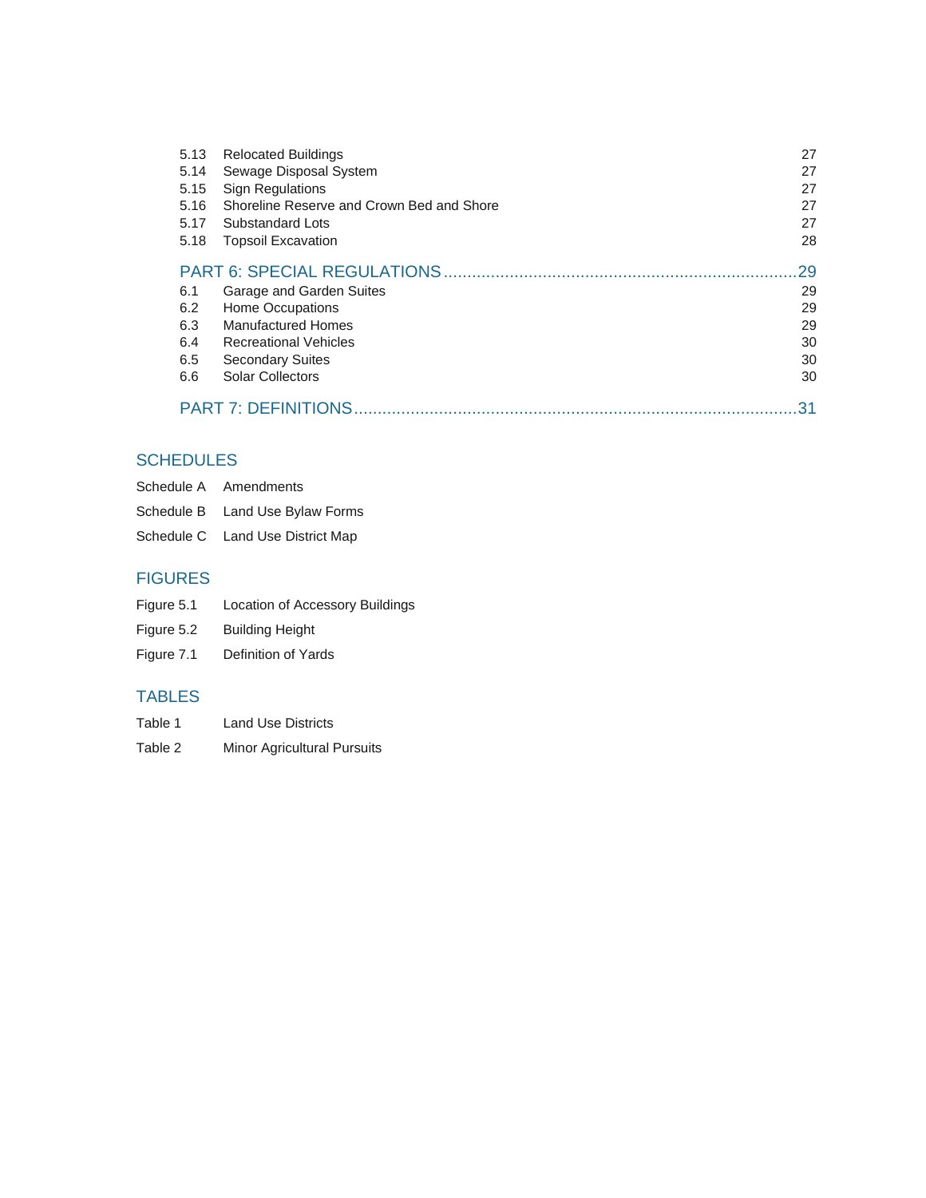| | | |
|---|---|---|
| 5.13 | Relocated Buildings | 27 |
| 5.14 | Sewage Disposal System | 27 |
| 5.15 | Sign Regulations | 27 |
| 5.16 | Shoreline Reserve and Crown Bed and Shore | 27 |
| 5.17 | Substandard Lots | 27 |
| 5.18 | Topsoil Excavation | 28 |

PART 6: SPECIAL REGULATIONS ........................................................................29

| | | |
|---|---|---|
| 6.1 | Garage and Garden Suites | 29 |
| 6.2 | Home Occupations | 29 |
| 6.3 | Manufactured Homes | 29 |
| 6.4 | Recreational Vehicles | 30 |
| 6.5 | Secondary Suites | 30 |
| 6.6 | Solar Collectors | 30 |

PART 7: DEFINITIONS ..........................................................................................31

## SCHEDULES

Schedule A Amendments

Schedule B Land Use Bylaw Forms

Schedule C Land Use District Map

## FIGURES

Figure 5.1 Location of Accessory Buildings

Figure 5.2 Building Height

Figure 7.1 Definition of Yards

## TABLES

Table 1 Land Use Districts

Table 2 Minor Agricultural Pursuits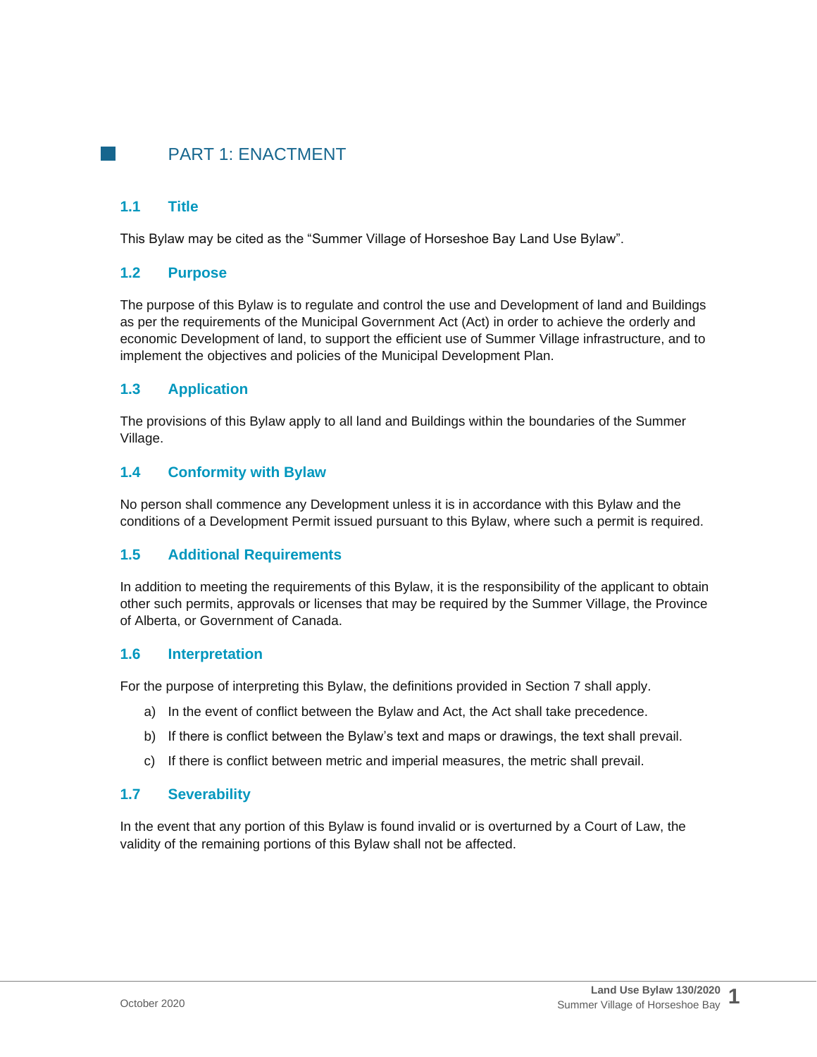# PART 1: ENACTMENT

## 1.1 Title

This Bylaw may be cited as the "Summer Village of Horseshoe Bay Land Use Bylaw".

## 1.2 Purpose

The purpose of this Bylaw is to regulate and control the use and Development of land and Buildings as per the requirements of the Municipal Government Act (Act) in order to achieve the orderly and economic Development of land, to support the efficient use of Summer Village infrastructure, and to implement the objectives and policies of the Municipal Development Plan.

## 1.3 Application

The provisions of this Bylaw apply to all land and Buildings within the boundaries of the Summer Village.

## 1.4 Conformity with Bylaw

No person shall commence any Development unless it is in accordance with this Bylaw and the conditions of a Development Permit issued pursuant to this Bylaw, where such a permit is required.

## 1.5 Additional Requirements

In addition to meeting the requirements of this Bylaw, it is the responsibility of the applicant to obtain other such permits, approvals or licenses that may be required by the Summer Village, the Province of Alberta, or Government of Canada.

## 1.6 Interpretation

For the purpose of interpreting this Bylaw, the definitions provided in Section 7 shall apply.

a) In the event of conflict between the Bylaw and Act, the Act shall take precedence.

b) If there is conflict between the Bylaw's text and maps or drawings, the text shall prevail.

c) If there is conflict between metric and imperial measures, the metric shall prevail.

## 1.7 Severability

In the event that any portion of this Bylaw is found invalid or is overturned by a Court of Law, the validity of the remaining portions of this Bylaw shall not be affected.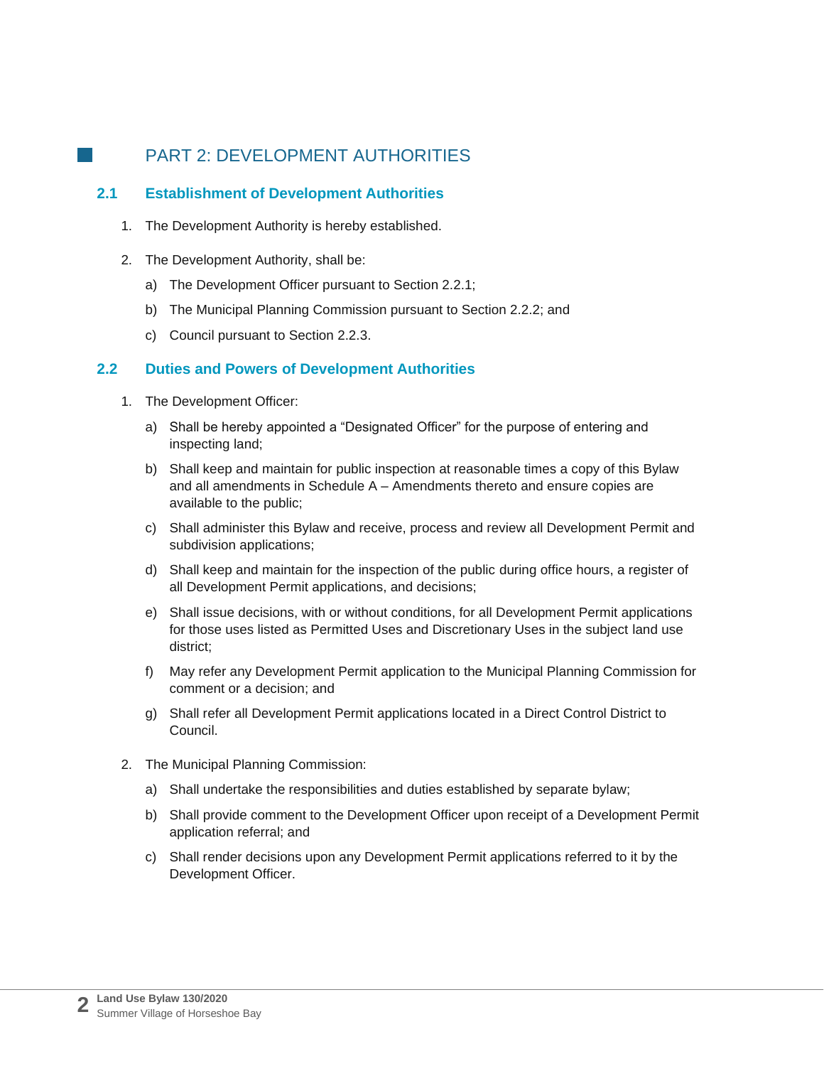# PART 2: DEVELOPMENT AUTHORITIES

## 2.1 Establishment of Development Authorities

1. The Development Authority is hereby established.

2. The Development Authority, shall be:

   a) The Development Officer pursuant to Section 2.2.1;

   b) The Municipal Planning Commission pursuant to Section 2.2.2; and

   c) Council pursuant to Section 2.2.3.

## 2.2 Duties and Powers of Development Authorities

1. The Development Officer:

   a) Shall be hereby appointed a "Designated Officer" for the purpose of entering and inspecting land;

   b) Shall keep and maintain for public inspection at reasonable times a copy of this Bylaw and all amendments in Schedule A – Amendments thereto and ensure copies are available to the public;

   c) Shall administer this Bylaw and receive, process and review all Development Permit and subdivision applications;

   d) Shall keep and maintain for the inspection of the public during office hours, a register of all Development Permit applications, and decisions;

   e) Shall issue decisions, with or without conditions, for all Development Permit applications for those uses listed as Permitted Uses and Discretionary Uses in the subject land use district;

   f) May refer any Development Permit application to the Municipal Planning Commission for comment or a decision; and

   g) Shall refer all Development Permit applications located in a Direct Control District to Council.

2. The Municipal Planning Commission:

   a) Shall undertake the responsibilities and duties established by separate bylaw;

   b) Shall provide comment to the Development Officer upon receipt of a Development Permit application referral; and

   c) Shall render decisions upon any Development Permit applications referred to it by the Development Officer.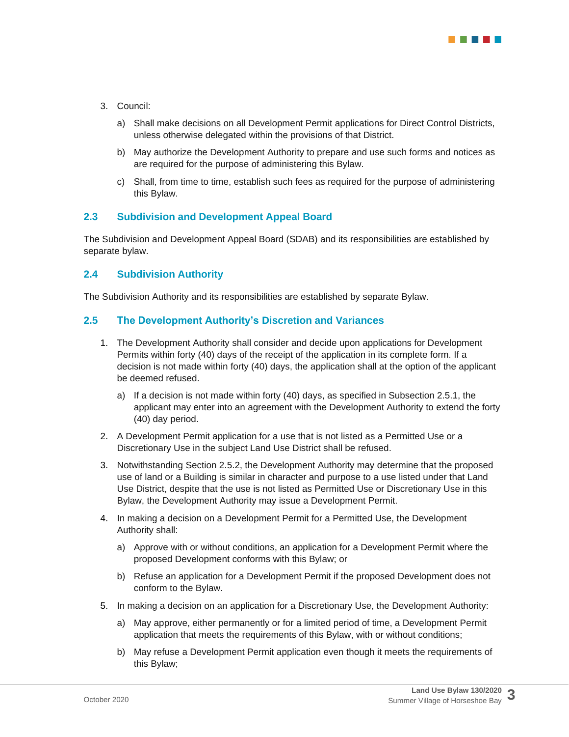3. Council:

    a) Shall make decisions on all Development Permit applications for Direct Control Districts, unless otherwise delegated within the provisions of that District.

    b) May authorize the Development Authority to prepare and use such forms and notices as are required for the purpose of administering this Bylaw.

    c) Shall, from time to time, establish such fees as required for the purpose of administering this Bylaw.

## 2.3 Subdivision and Development Appeal Board

The Subdivision and Development Appeal Board (SDAB) and its responsibilities are established by separate bylaw.

## 2.4 Subdivision Authority

The Subdivision Authority and its responsibilities are established by separate Bylaw.

## 2.5 The Development Authority's Discretion and Variances

1. The Development Authority shall consider and decide upon applications for Development Permits within forty (40) days of the receipt of the application in its complete form. If a decision is not made within forty (40) days, the application shall at the option of the applicant be deemed refused.

    a) If a decision is not made within forty (40) days, as specified in Subsection 2.5.1, the applicant may enter into an agreement with the Development Authority to extend the forty (40) day period.

2. A Development Permit application for a use that is not listed as a Permitted Use or a Discretionary Use in the subject Land Use District shall be refused.

3. Notwithstanding Section 2.5.2, the Development Authority may determine that the proposed use of land or a Building is similar in character and purpose to a use listed under that Land Use District, despite that the use is not listed as Permitted Use or Discretionary Use in this Bylaw, the Development Authority may issue a Development Permit.

4. In making a decision on a Development Permit for a Permitted Use, the Development Authority shall:

    a) Approve with or without conditions, an application for a Development Permit where the proposed Development conforms with this Bylaw; or

    b) Refuse an application for a Development Permit if the proposed Development does not conform to the Bylaw.

5. In making a decision on an application for a Discretionary Use, the Development Authority:

    a) May approve, either permanently or for a limited period of time, a Development Permit application that meets the requirements of this Bylaw, with or without conditions;

    b) May refuse a Development Permit application even though it meets the requirements of this Bylaw;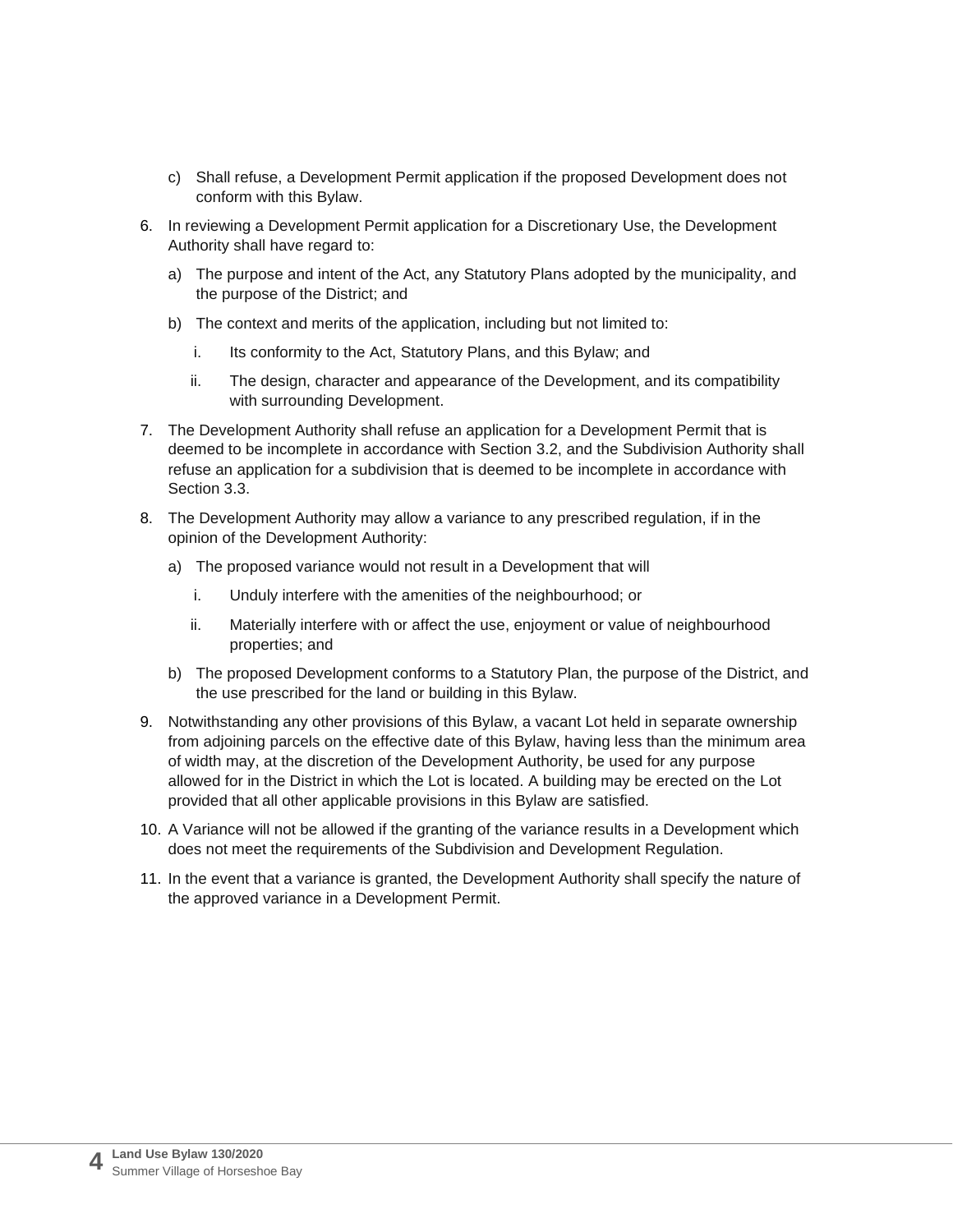c) Shall refuse, a Development Permit application if the proposed Development does not conform with this Bylaw.

6. In reviewing a Development Permit application for a Discretionary Use, the Development Authority shall have regard to:

   a) The purpose and intent of the Act, any Statutory Plans adopted by the municipality, and the purpose of the District; and

   b) The context and merits of the application, including but not limited to:

      i. Its conformity to the Act, Statutory Plans, and this Bylaw; and

      ii. The design, character and appearance of the Development, and its compatibility with surrounding Development.

7. The Development Authority shall refuse an application for a Development Permit that is deemed to be incomplete in accordance with Section 3.2, and the Subdivision Authority shall refuse an application for a subdivision that is deemed to be incomplete in accordance with Section 3.3.

8. The Development Authority may allow a variance to any prescribed regulation, if in the opinion of the Development Authority:

   a) The proposed variance would not result in a Development that will

      i. Unduly interfere with the amenities of the neighbourhood; or

      ii. Materially interfere with or affect the use, enjoyment or value of neighbourhood properties; and

   b) The proposed Development conforms to a Statutory Plan, the purpose of the District, and the use prescribed for the land or building in this Bylaw.

9. Notwithstanding any other provisions of this Bylaw, a vacant Lot held in separate ownership from adjoining parcels on the effective date of this Bylaw, having less than the minimum area of width may, at the discretion of the Development Authority, be used for any purpose allowed for in the District in which the Lot is located. A building may be erected on the Lot provided that all other applicable provisions in this Bylaw are satisfied.

10. A Variance will not be allowed if the granting of the variance results in a Development which does not meet the requirements of the Subdivision and Development Regulation.

11. In the event that a variance is granted, the Development Authority shall specify the nature of the approved variance in a Development Permit.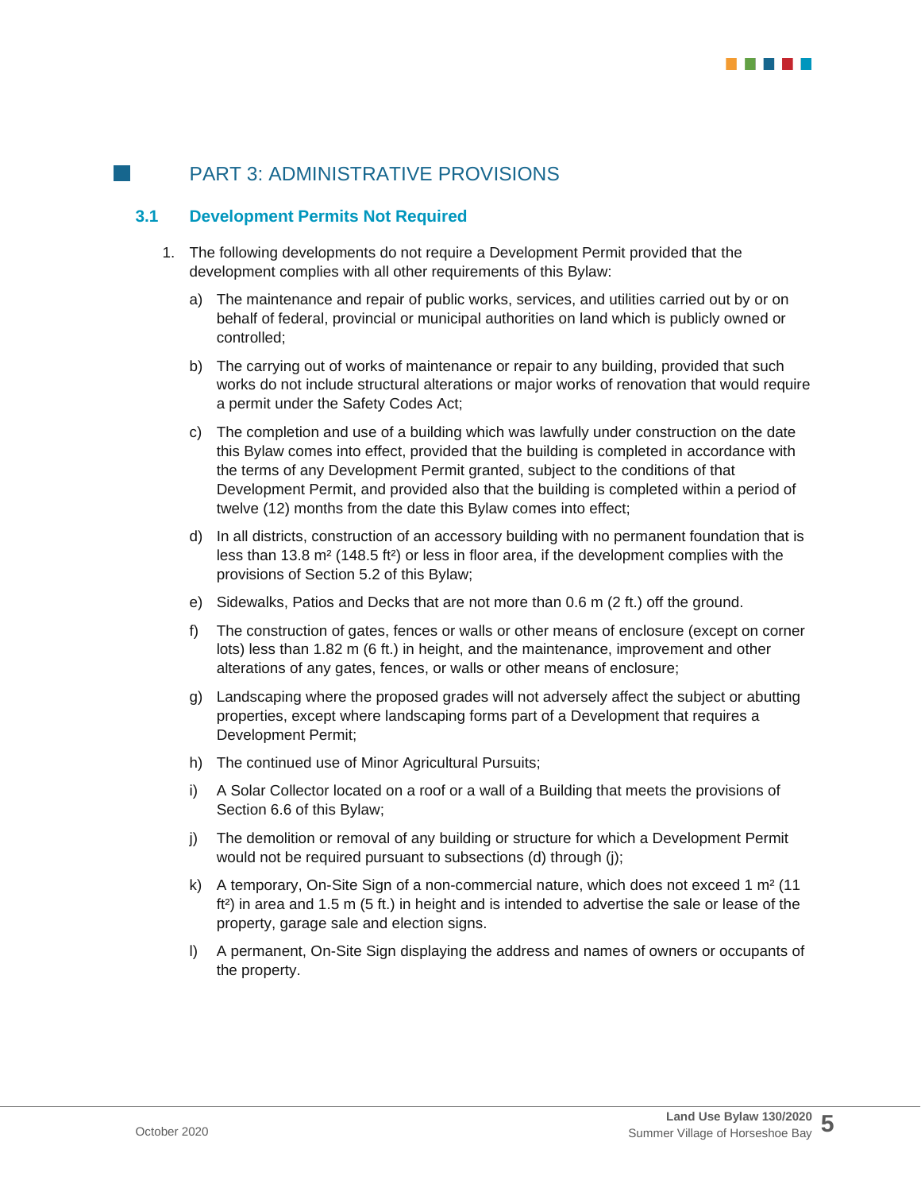# PART 3: ADMINISTRATIVE PROVISIONS

## 3.1 Development Permits Not Required

1. The following developments do not require a Development Permit provided that the development complies with all other requirements of this Bylaw:

   a) The maintenance and repair of public works, services, and utilities carried out by or on behalf of federal, provincial or municipal authorities on land which is publicly owned or controlled;

   b) The carrying out of works of maintenance or repair to any building, provided that such works do not include structural alterations or major works of renovation that would require a permit under the Safety Codes Act;

   c) The completion and use of a building which was lawfully under construction on the date this Bylaw comes into effect, provided that the building is completed in accordance with the terms of any Development Permit granted, subject to the conditions of that Development Permit, and provided also that the building is completed within a period of twelve (12) months from the date this Bylaw comes into effect;

   d) In all districts, construction of an accessory building with no permanent foundation that is less than 13.8 m² (148.5 ft²) or less in floor area, if the development complies with the provisions of Section 5.2 of this Bylaw;

   e) Sidewalks, Patios and Decks that are not more than 0.6 m (2 ft.) off the ground.

   f) The construction of gates, fences or walls or other means of enclosure (except on corner lots) less than 1.82 m (6 ft.) in height, and the maintenance, improvement and other alterations of any gates, fences, or walls or other means of enclosure;

   g) Landscaping where the proposed grades will not adversely affect the subject or abutting properties, except where landscaping forms part of a Development that requires a Development Permit;

   h) The continued use of Minor Agricultural Pursuits;

   i) A Solar Collector located on a roof or a wall of a Building that meets the provisions of Section 6.6 of this Bylaw;

   j) The demolition or removal of any building or structure for which a Development Permit would not be required pursuant to subsections (d) through (j);

   k) A temporary, On-Site Sign of a non-commercial nature, which does not exceed 1 m² (11 ft²) in area and 1.5 m (5 ft.) in height and is intended to advertise the sale or lease of the property, garage sale and election signs.

   l) A permanent, On-Site Sign displaying the address and names of owners or occupants of the property.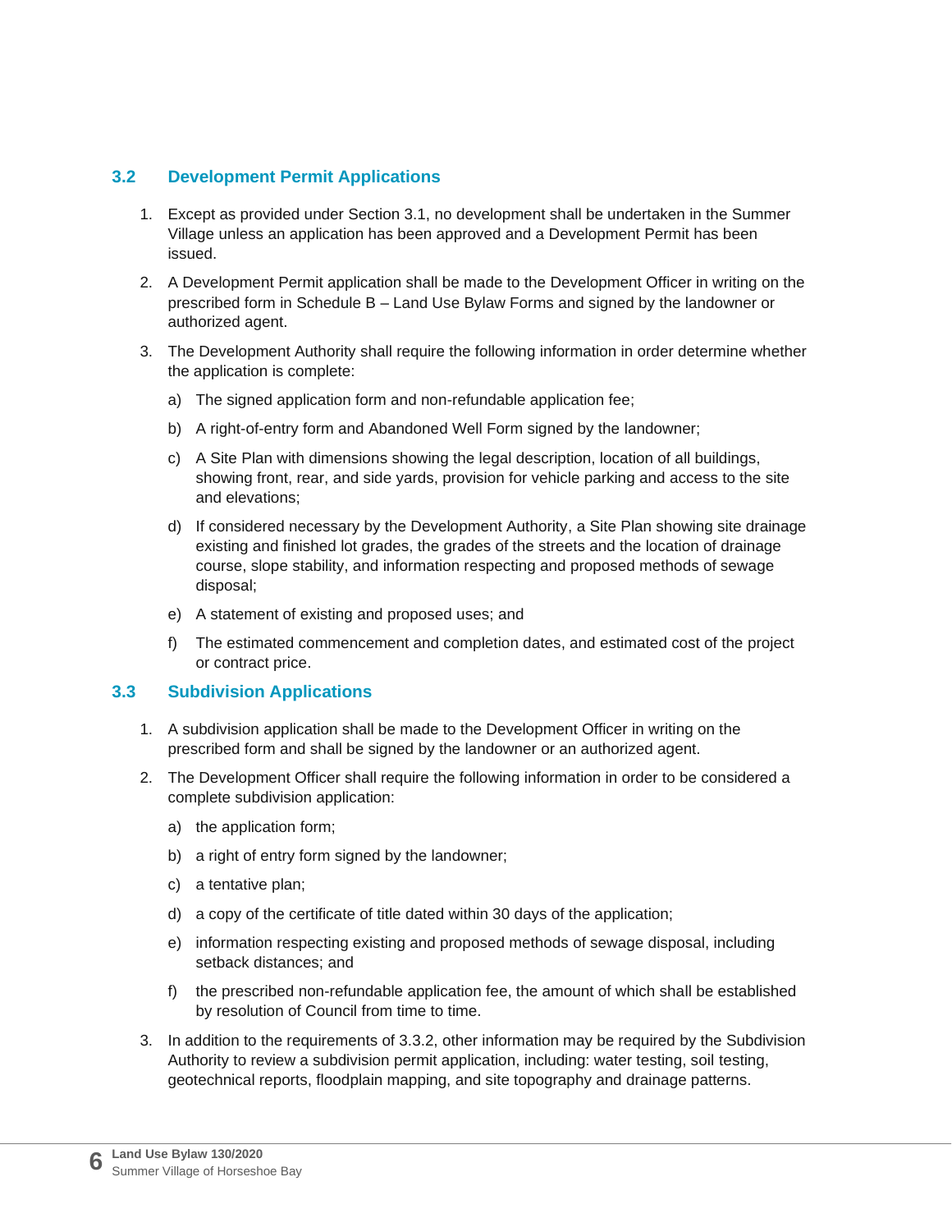## 3.2 Development Permit Applications

1. Except as provided under Section 3.1, no development shall be undertaken in the Summer Village unless an application has been approved and a Development Permit has been issued.
2. A Development Permit application shall be made to the Development Officer in writing on the prescribed form in Schedule B – Land Use Bylaw Forms and signed by the landowner or authorized agent.
3. The Development Authority shall require the following information in order determine whether the application is complete:
   a) The signed application form and non-refundable application fee;
   b) A right-of-entry form and Abandoned Well Form signed by the landowner;
   c) A Site Plan with dimensions showing the legal description, location of all buildings, showing front, rear, and side yards, provision for vehicle parking and access to the site and elevations;
   d) If considered necessary by the Development Authority, a Site Plan showing site drainage existing and finished lot grades, the grades of the streets and the location of drainage course, slope stability, and information respecting and proposed methods of sewage disposal;
   e) A statement of existing and proposed uses; and
   f) The estimated commencement and completion dates, and estimated cost of the project or contract price.

## 3.3 Subdivision Applications

1. A subdivision application shall be made to the Development Officer in writing on the prescribed form and shall be signed by the landowner or an authorized agent.
2. The Development Officer shall require the following information in order to be considered a complete subdivision application:
   a) the application form;
   b) a right of entry form signed by the landowner;
   c) a tentative plan;
   d) a copy of the certificate of title dated within 30 days of the application;
   e) information respecting existing and proposed methods of sewage disposal, including setback distances; and
   f) the prescribed non-refundable application fee, the amount of which shall be established by resolution of Council from time to time.
3. In addition to the requirements of 3.3.2, other information may be required by the Subdivision Authority to review a subdivision permit application, including: water testing, soil testing, geotechnical reports, floodplain mapping, and site topography and drainage patterns.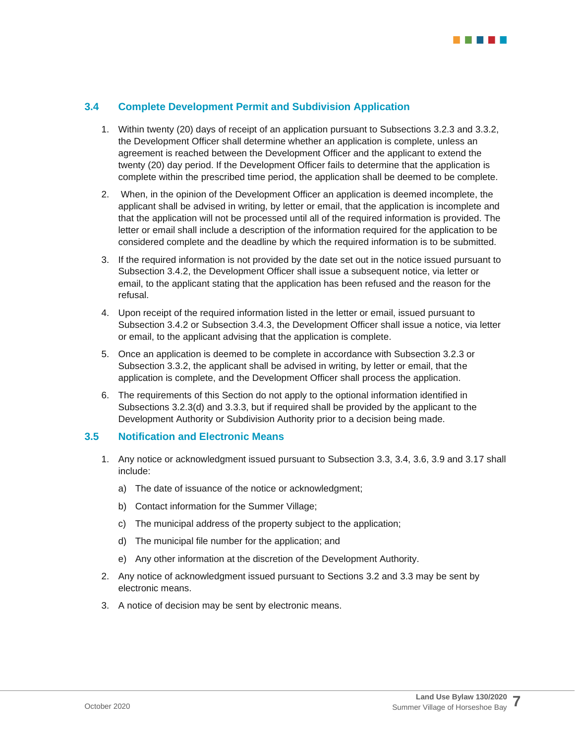## 3.4 Complete Development Permit and Subdivision Application

1. Within twenty (20) days of receipt of an application pursuant to Subsections 3.2.3 and 3.3.2, the Development Officer shall determine whether an application is complete, unless an agreement is reached between the Development Officer and the applicant to extend the twenty (20) day period. If the Development Officer fails to determine that the application is complete within the prescribed time period, the application shall be deemed to be complete.
2. When, in the opinion of the Development Officer an application is deemed incomplete, the applicant shall be advised in writing, by letter or email, that the application is incomplete and that the application will not be processed until all of the required information is provided. The letter or email shall include a description of the information required for the application to be considered complete and the deadline by which the required information is to be submitted.
3. If the required information is not provided by the date set out in the notice issued pursuant to Subsection 3.4.2, the Development Officer shall issue a subsequent notice, via letter or email, to the applicant stating that the application has been refused and the reason for the refusal.
4. Upon receipt of the required information listed in the letter or email, issued pursuant to Subsection 3.4.2 or Subsection 3.4.3, the Development Officer shall issue a notice, via letter or email, to the applicant advising that the application is complete.
5. Once an application is deemed to be complete in accordance with Subsection 3.2.3 or Subsection 3.3.2, the applicant shall be advised in writing, by letter or email, that the application is complete, and the Development Officer shall process the application.
6. The requirements of this Section do not apply to the optional information identified in Subsections 3.2.3(d) and 3.3.3, but if required shall be provided by the applicant to the Development Authority or Subdivision Authority prior to a decision being made.

## 3.5 Notification and Electronic Means

1. Any notice or acknowledgment issued pursuant to Subsection 3.3, 3.4, 3.6, 3.9 and 3.17 shall include:
   a) The date of issuance of the notice or acknowledgment;
   b) Contact information for the Summer Village;
   c) The municipal address of the property subject to the application;
   d) The municipal file number for the application; and
   e) Any other information at the discretion of the Development Authority.
2. Any notice of acknowledgment issued pursuant to Sections 3.2 and 3.3 may be sent by electronic means.
3. A notice of decision may be sent by electronic means.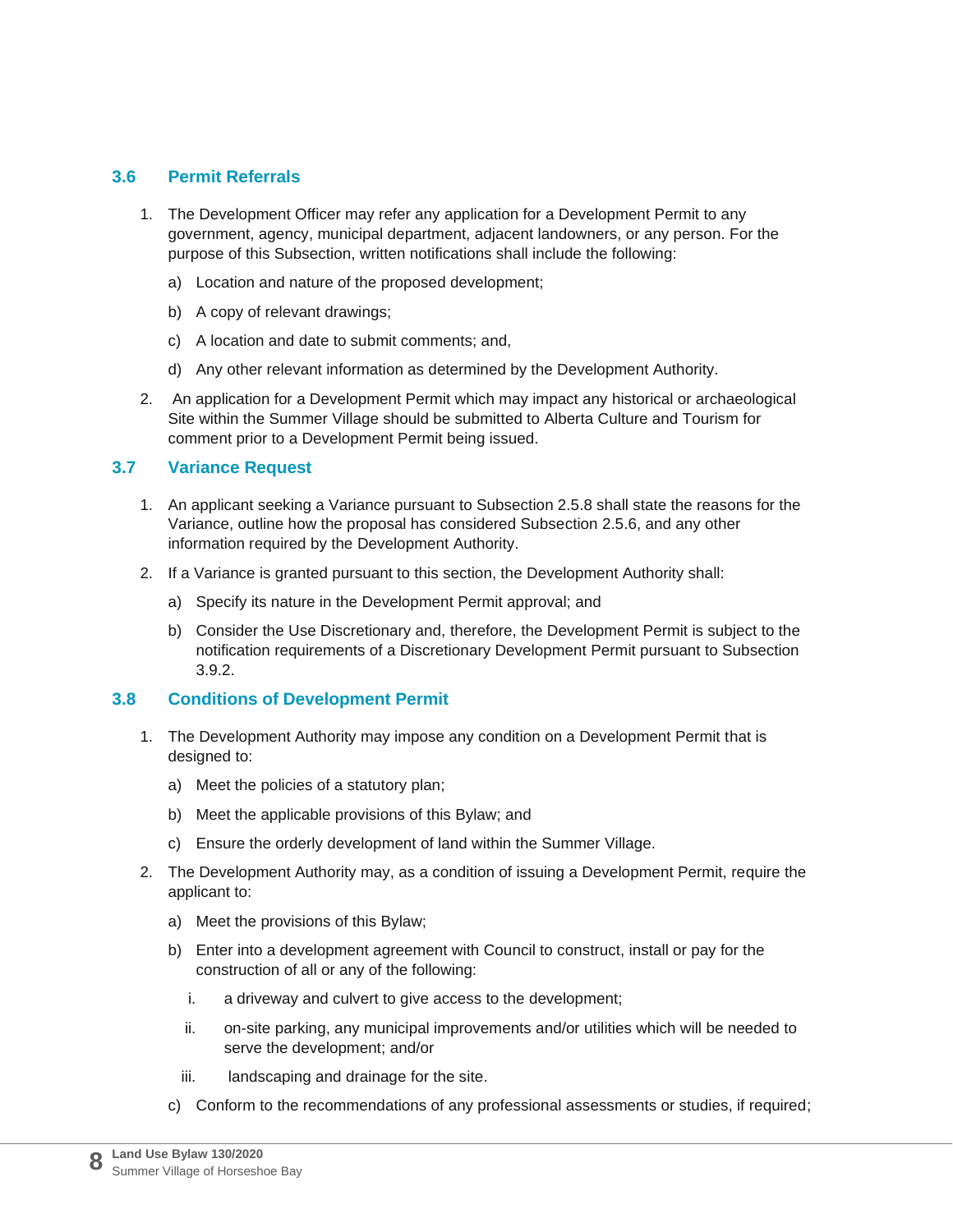### 3.6 Permit Referrals

1. The Development Officer may refer any application for a Development Permit to any government, agency, municipal department, adjacent landowners, or any person. For the purpose of this Subsection, written notifications shall include the following:
   a) Location and nature of the proposed development;
   b) A copy of relevant drawings;
   c) A location and date to submit comments; and,
   d) Any other relevant information as determined by the Development Authority.
2. An application for a Development Permit which may impact any historical or archaeological Site within the Summer Village should be submitted to Alberta Culture and Tourism for comment prior to a Development Permit being issued.

### 3.7 Variance Request

1. An applicant seeking a Variance pursuant to Subsection 2.5.8 shall state the reasons for the Variance, outline how the proposal has considered Subsection 2.5.6, and any other information required by the Development Authority.
2. If a Variance is granted pursuant to this section, the Development Authority shall:
   a) Specify its nature in the Development Permit approval; and
   b) Consider the Use Discretionary and, therefore, the Development Permit is subject to the notification requirements of a Discretionary Development Permit pursuant to Subsection 3.9.2.

### 3.8 Conditions of Development Permit

1. The Development Authority may impose any condition on a Development Permit that is designed to:
   a) Meet the policies of a statutory plan;
   b) Meet the applicable provisions of this Bylaw; and
   c) Ensure the orderly development of land within the Summer Village.
2. The Development Authority may, as a condition of issuing a Development Permit, require the applicant to:
   a) Meet the provisions of this Bylaw;
   b) Enter into a development agreement with Council to construct, install or pay for the construction of all or any of the following:
      i. a driveway and culvert to give access to the development;
      ii. on-site parking, any municipal improvements and/or utilities which will be needed to serve the development; and/or
      iii. landscaping and drainage for the site.
   c) Conform to the recommendations of any professional assessments or studies, if required;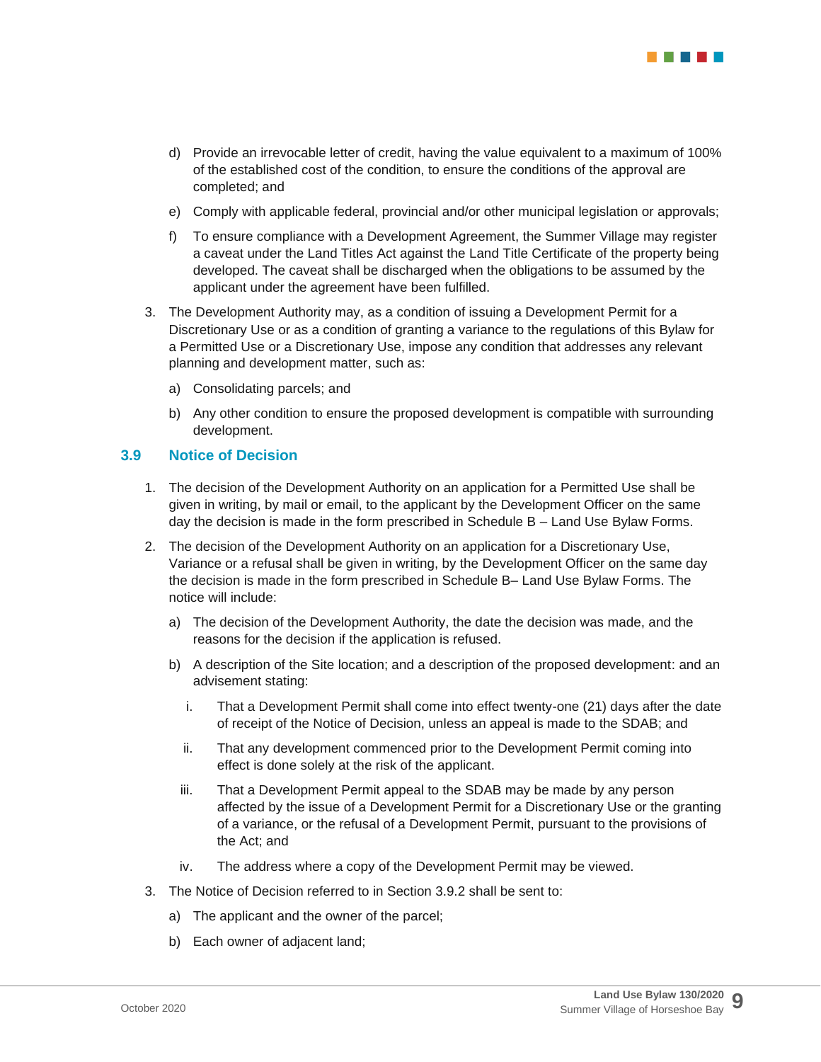d) Provide an irrevocable letter of credit, having the value equivalent to a maximum of 100% of the established cost of the condition, to ensure the conditions of the approval are completed; and

e) Comply with applicable federal, provincial and/or other municipal legislation or approvals;

f) To ensure compliance with a Development Agreement, the Summer Village may register a caveat under the Land Titles Act against the Land Title Certificate of the property being developed. The caveat shall be discharged when the obligations to be assumed by the applicant under the agreement have been fulfilled.

3. The Development Authority may, as a condition of issuing a Development Permit for a Discretionary Use or as a condition of granting a variance to the regulations of this Bylaw for a Permitted Use or a Discretionary Use, impose any condition that addresses any relevant planning and development matter, such as:

   a) Consolidating parcels; and

   b) Any other condition to ensure the proposed development is compatible with surrounding development.

### 3.9 Notice of Decision

1. The decision of the Development Authority on an application for a Permitted Use shall be given in writing, by mail or email, to the applicant by the Development Officer on the same day the decision is made in the form prescribed in Schedule B – Land Use Bylaw Forms.

2. The decision of the Development Authority on an application for a Discretionary Use, Variance or a refusal shall be given in writing, by the Development Officer on the same day the decision is made in the form prescribed in Schedule B– Land Use Bylaw Forms. The notice will include:

   a) The decision of the Development Authority, the date the decision was made, and the reasons for the decision if the application is refused.

   b) A description of the Site location; and a description of the proposed development: and an advisement stating:

      i. That a Development Permit shall come into effect twenty-one (21) days after the date of receipt of the Notice of Decision, unless an appeal is made to the SDAB; and

      ii. That any development commenced prior to the Development Permit coming into effect is done solely at the risk of the applicant.

      iii. That a Development Permit appeal to the SDAB may be made by any person affected by the issue of a Development Permit for a Discretionary Use or the granting of a variance, or the refusal of a Development Permit, pursuant to the provisions of the Act; and

      iv. The address where a copy of the Development Permit may be viewed.

3. The Notice of Decision referred to in Section 3.9.2 shall be sent to:

   a) The applicant and the owner of the parcel;

   b) Each owner of adjacent land;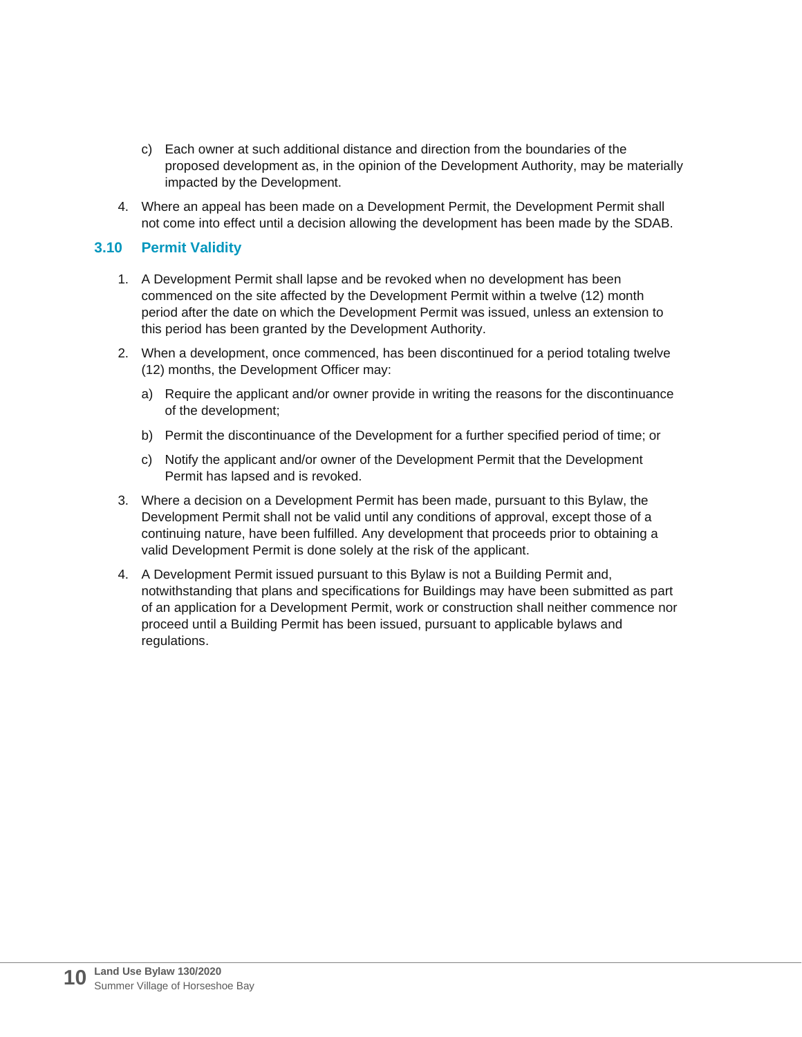c) Each owner at such additional distance and direction from the boundaries of the proposed development as, in the opinion of the Development Authority, may be materially impacted by the Development.

4. Where an appeal has been made on a Development Permit, the Development Permit shall not come into effect until a decision allowing the development has been made by the SDAB.

### 3.10 Permit Validity

1. A Development Permit shall lapse and be revoked when no development has been commenced on the site affected by the Development Permit within a twelve (12) month period after the date on which the Development Permit was issued, unless an extension to this period has been granted by the Development Authority.

2. When a development, once commenced, has been discontinued for a period totaling twelve (12) months, the Development Officer may:

   a) Require the applicant and/or owner provide in writing the reasons for the discontinuance of the development;

   b) Permit the discontinuance of the Development for a further specified period of time; or

   c) Notify the applicant and/or owner of the Development Permit that the Development Permit has lapsed and is revoked.

3. Where a decision on a Development Permit has been made, pursuant to this Bylaw, the Development Permit shall not be valid until any conditions of approval, except those of a continuing nature, have been fulfilled. Any development that proceeds prior to obtaining a valid Development Permit is done solely at the risk of the applicant.

4. A Development Permit issued pursuant to this Bylaw is not a Building Permit and, notwithstanding that plans and specifications for Buildings may have been submitted as part of an application for a Development Permit, work or construction shall neither commence nor proceed until a Building Permit has been issued, pursuant to applicable bylaws and regulations.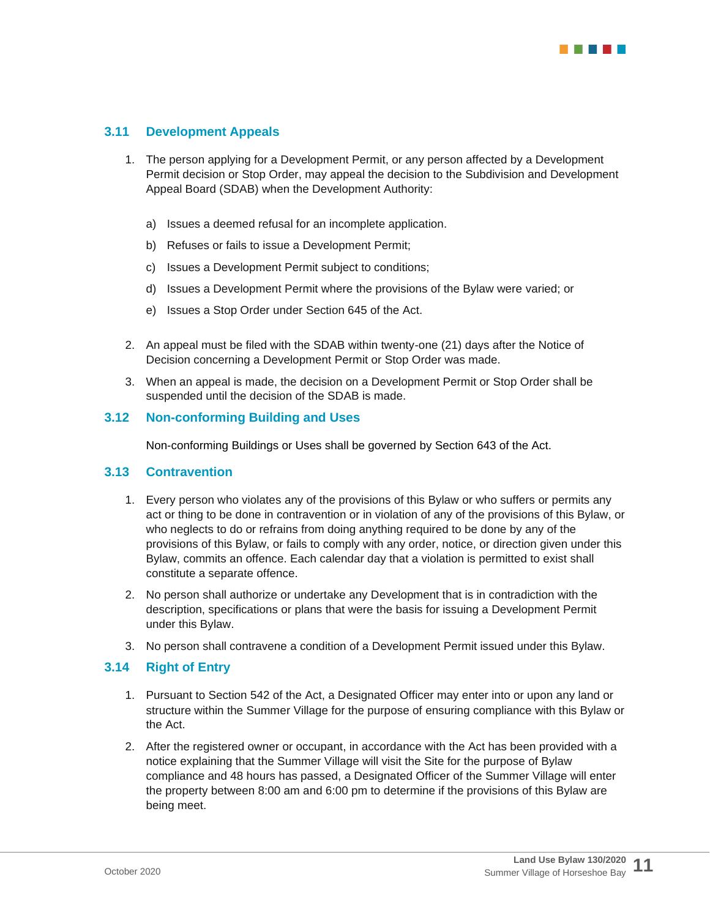## 3.11 Development Appeals

1. The person applying for a Development Permit, or any person affected by a Development Permit decision or Stop Order, may appeal the decision to the Subdivision and Development Appeal Board (SDAB) when the Development Authority:

   a) Issues a deemed refusal for an incomplete application.

   b) Refuses or fails to issue a Development Permit;

   c) Issues a Development Permit subject to conditions;

   d) Issues a Development Permit where the provisions of the Bylaw were varied; or

   e) Issues a Stop Order under Section 645 of the Act.

2. An appeal must be filed with the SDAB within twenty-one (21) days after the Notice of Decision concerning a Development Permit or Stop Order was made.

3. When an appeal is made, the decision on a Development Permit or Stop Order shall be suspended until the decision of the SDAB is made.

## 3.12 Non-conforming Building and Uses

Non-conforming Buildings or Uses shall be governed by Section 643 of the Act.

## 3.13 Contravention

1. Every person who violates any of the provisions of this Bylaw or who suffers or permits any act or thing to be done in contravention or in violation of any of the provisions of this Bylaw, or who neglects to do or refrains from doing anything required to be done by any of the provisions of this Bylaw, or fails to comply with any order, notice, or direction given under this Bylaw, commits an offence. Each calendar day that a violation is permitted to exist shall constitute a separate offence.

2. No person shall authorize or undertake any Development that is in contradiction with the description, specifications or plans that were the basis for issuing a Development Permit under this Bylaw.

3. No person shall contravene a condition of a Development Permit issued under this Bylaw.

## 3.14 Right of Entry

1. Pursuant to Section 542 of the Act, a Designated Officer may enter into or upon any land or structure within the Summer Village for the purpose of ensuring compliance with this Bylaw or the Act.

2. After the registered owner or occupant, in accordance with the Act has been provided with a notice explaining that the Summer Village will visit the Site for the purpose of Bylaw compliance and 48 hours has passed, a Designated Officer of the Summer Village will enter the property between 8:00 am and 6:00 pm to determine if the provisions of this Bylaw are being meet.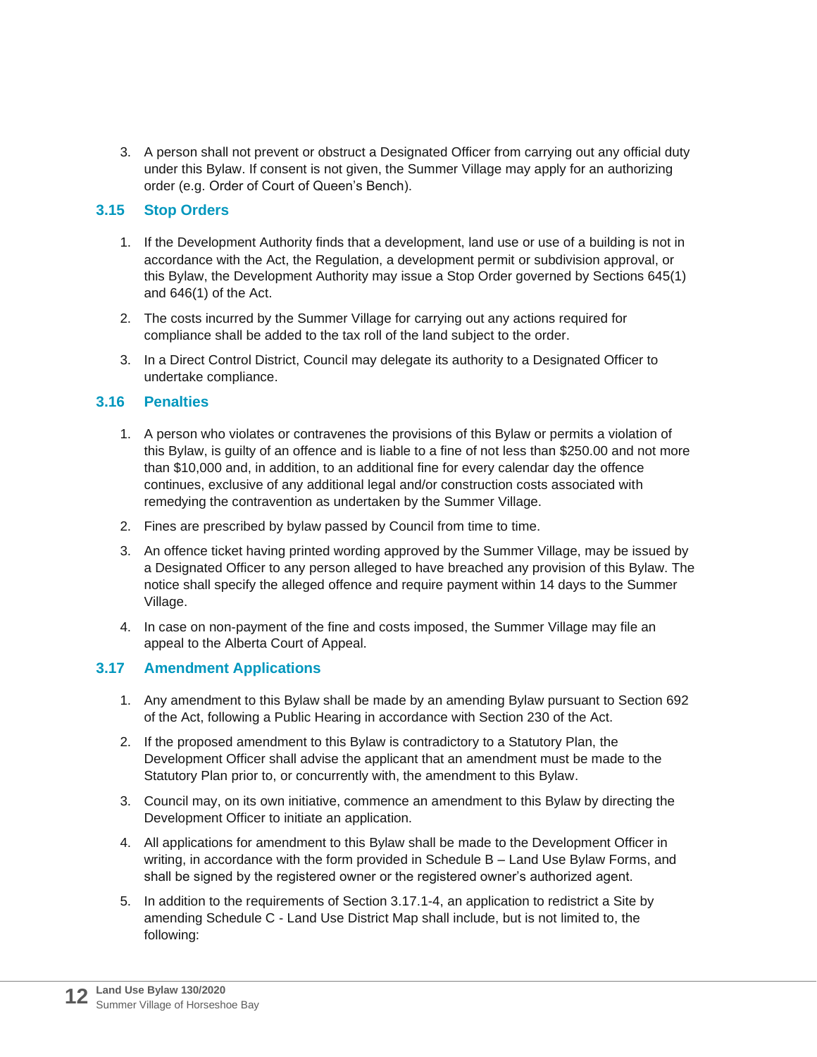3. A person shall not prevent or obstruct a Designated Officer from carrying out any official duty under this Bylaw. If consent is not given, the Summer Village may apply for an authorizing order (e.g. Order of Court of Queen's Bench).

## 3.15 Stop Orders

1. If the Development Authority finds that a development, land use or use of a building is not in accordance with the Act, the Regulation, a development permit or subdivision approval, or this Bylaw, the Development Authority may issue a Stop Order governed by Sections 645(1) and 646(1) of the Act.
2. The costs incurred by the Summer Village for carrying out any actions required for compliance shall be added to the tax roll of the land subject to the order.
3. In a Direct Control District, Council may delegate its authority to a Designated Officer to undertake compliance.

## 3.16 Penalties

1. A person who violates or contravenes the provisions of this Bylaw or permits a violation of this Bylaw, is guilty of an offence and is liable to a fine of not less than $250.00 and not more than $10,000 and, in addition, to an additional fine for every calendar day the offence continues, exclusive of any additional legal and/or construction costs associated with remedying the contravention as undertaken by the Summer Village.
2. Fines are prescribed by bylaw passed by Council from time to time.
3. An offence ticket having printed wording approved by the Summer Village, may be issued by a Designated Officer to any person alleged to have breached any provision of this Bylaw. The notice shall specify the alleged offence and require payment within 14 days to the Summer Village.
4. In case on non-payment of the fine and costs imposed, the Summer Village may file an appeal to the Alberta Court of Appeal.

## 3.17 Amendment Applications

1. Any amendment to this Bylaw shall be made by an amending Bylaw pursuant to Section 692 of the Act, following a Public Hearing in accordance with Section 230 of the Act.
2. If the proposed amendment to this Bylaw is contradictory to a Statutory Plan, the Development Officer shall advise the applicant that an amendment must be made to the Statutory Plan prior to, or concurrently with, the amendment to this Bylaw.
3. Council may, on its own initiative, commence an amendment to this Bylaw by directing the Development Officer to initiate an application.
4. All applications for amendment to this Bylaw shall be made to the Development Officer in writing, in accordance with the form provided in Schedule B – Land Use Bylaw Forms, and shall be signed by the registered owner or the registered owner's authorized agent.
5. In addition to the requirements of Section 3.17.1-4, an application to redistrict a Site by amending Schedule C - Land Use District Map shall include, but is not limited to, the following: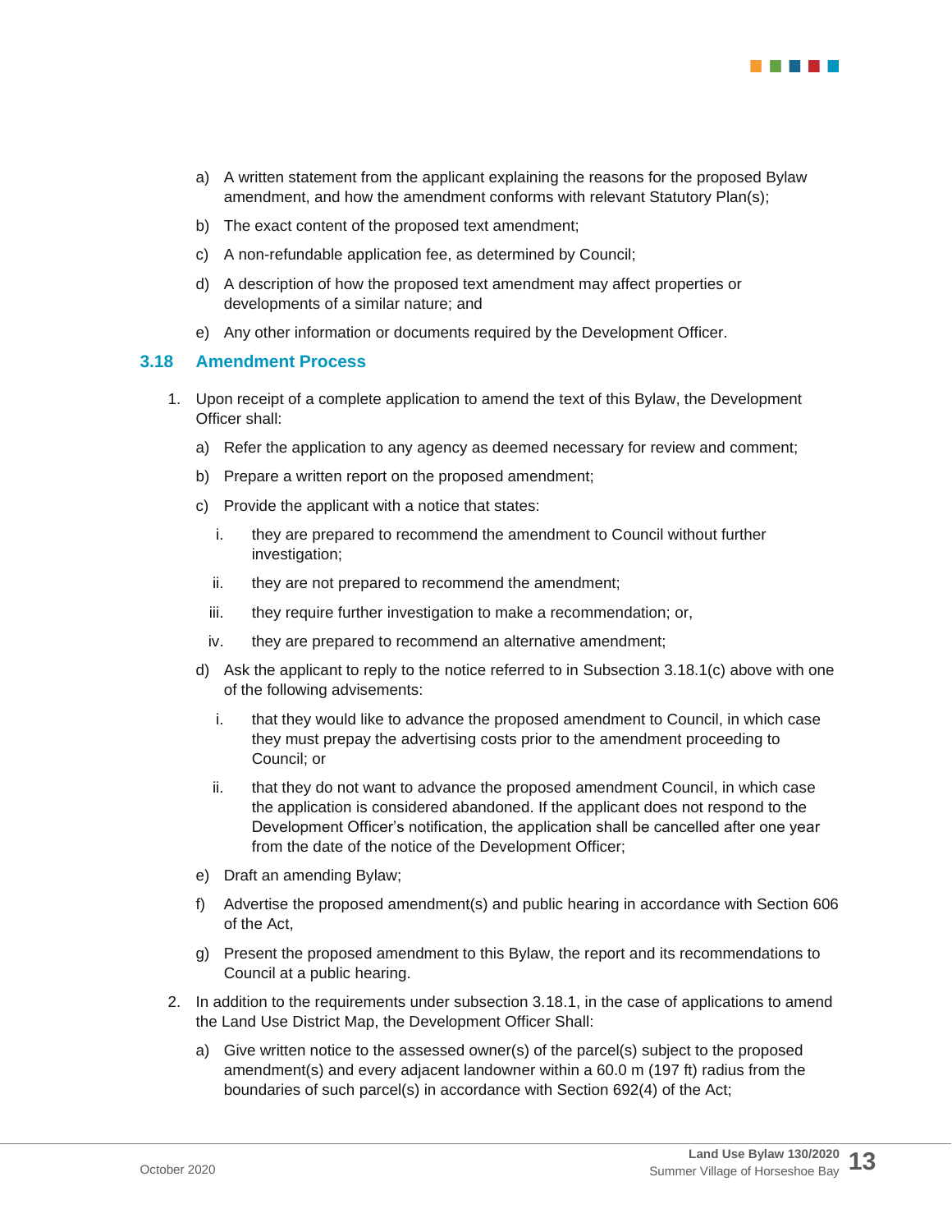a) A written statement from the applicant explaining the reasons for the proposed Bylaw amendment, and how the amendment conforms with relevant Statutory Plan(s);

b) The exact content of the proposed text amendment;

c) A non-refundable application fee, as determined by Council;

d) A description of how the proposed text amendment may affect properties or developments of a similar nature; and

e) Any other information or documents required by the Development Officer.

## 3.18 Amendment Process

1. Upon receipt of a complete application to amend the text of this Bylaw, the Development Officer shall:

   a) Refer the application to any agency as deemed necessary for review and comment;

   b) Prepare a written report on the proposed amendment;

   c) Provide the applicant with a notice that states:

      i. they are prepared to recommend the amendment to Council without further investigation;

      ii. they are not prepared to recommend the amendment;

      iii. they require further investigation to make a recommendation; or,

      iv. they are prepared to recommend an alternative amendment;

   d) Ask the applicant to reply to the notice referred to in Subsection 3.18.1(c) above with one of the following advisements:

      i. that they would like to advance the proposed amendment to Council, in which case they must prepay the advertising costs prior to the amendment proceeding to Council; or

      ii. that they do not want to advance the proposed amendment Council, in which case the application is considered abandoned. If the applicant does not respond to the Development Officer's notification, the application shall be cancelled after one year from the date of the notice of the Development Officer;

   e) Draft an amending Bylaw;

   f) Advertise the proposed amendment(s) and public hearing in accordance with Section 606 of the Act,

   g) Present the proposed amendment to this Bylaw, the report and its recommendations to Council at a public hearing.

2. In addition to the requirements under subsection 3.18.1, in the case of applications to amend the Land Use District Map, the Development Officer Shall:

   a) Give written notice to the assessed owner(s) of the parcel(s) subject to the proposed amendment(s) and every adjacent landowner within a 60.0 m (197 ft) radius from the boundaries of such parcel(s) in accordance with Section 692(4) of the Act;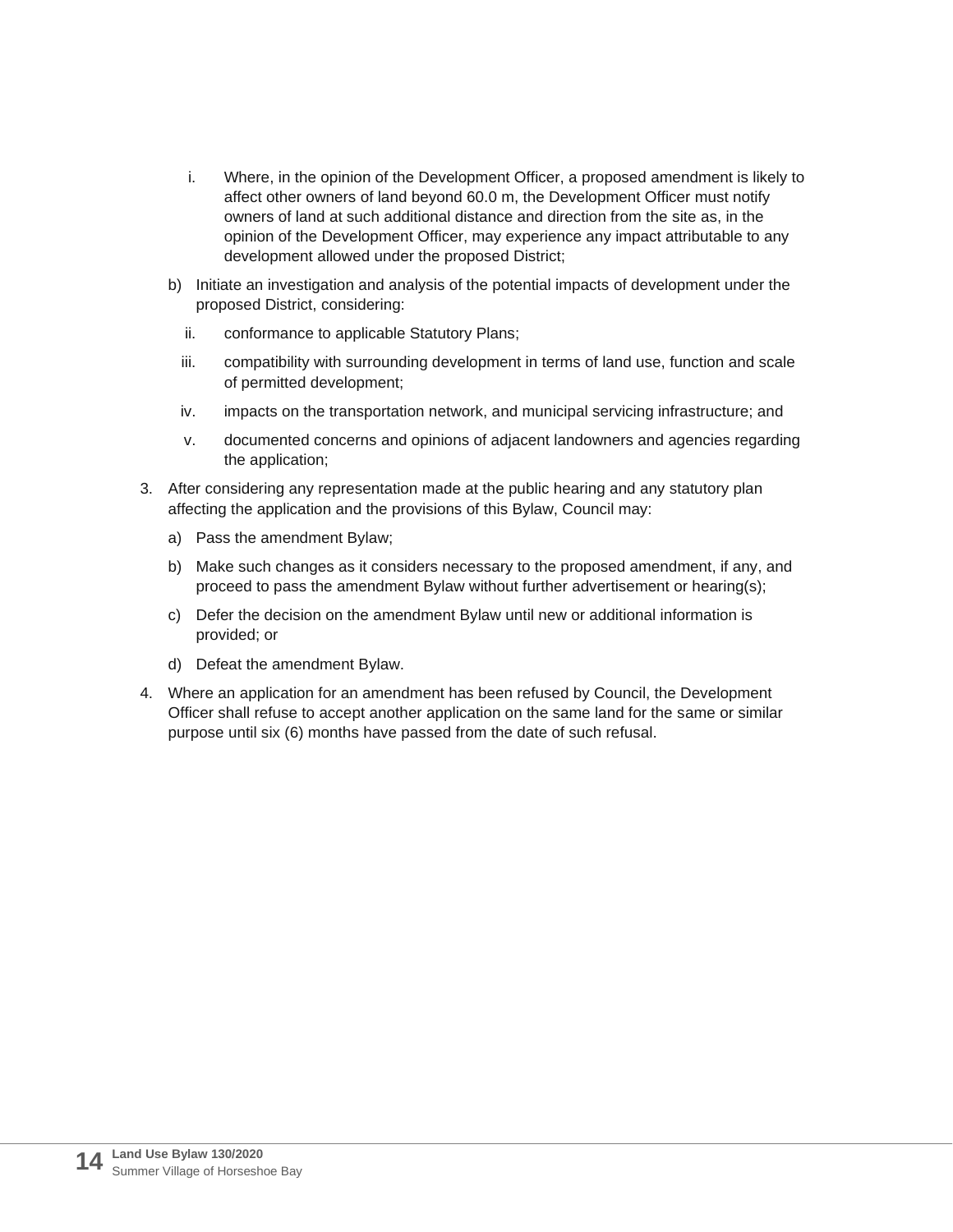i. Where, in the opinion of the Development Officer, a proposed amendment is likely to affect other owners of land beyond 60.0 m, the Development Officer must notify owners of land at such additional distance and direction from the site as, in the opinion of the Development Officer, may experience any impact attributable to any development allowed under the proposed District;

   b) Initiate an investigation and analysis of the potential impacts of development under the proposed District, considering:

   ii. conformance to applicable Statutory Plans;

   iii. compatibility with surrounding development in terms of land use, function and scale of permitted development;

   iv. impacts on the transportation network, and municipal servicing infrastructure; and

   v. documented concerns and opinions of adjacent landowners and agencies regarding the application;

3. After considering any representation made at the public hearing and any statutory plan affecting the application and the provisions of this Bylaw, Council may:

   a) Pass the amendment Bylaw;

   b) Make such changes as it considers necessary to the proposed amendment, if any, and proceed to pass the amendment Bylaw without further advertisement or hearing(s);

   c) Defer the decision on the amendment Bylaw until new or additional information is provided; or

   d) Defeat the amendment Bylaw.

4. Where an application for an amendment has been refused by Council, the Development Officer shall refuse to accept another application on the same land for the same or similar purpose until six (6) months have passed from the date of such refusal.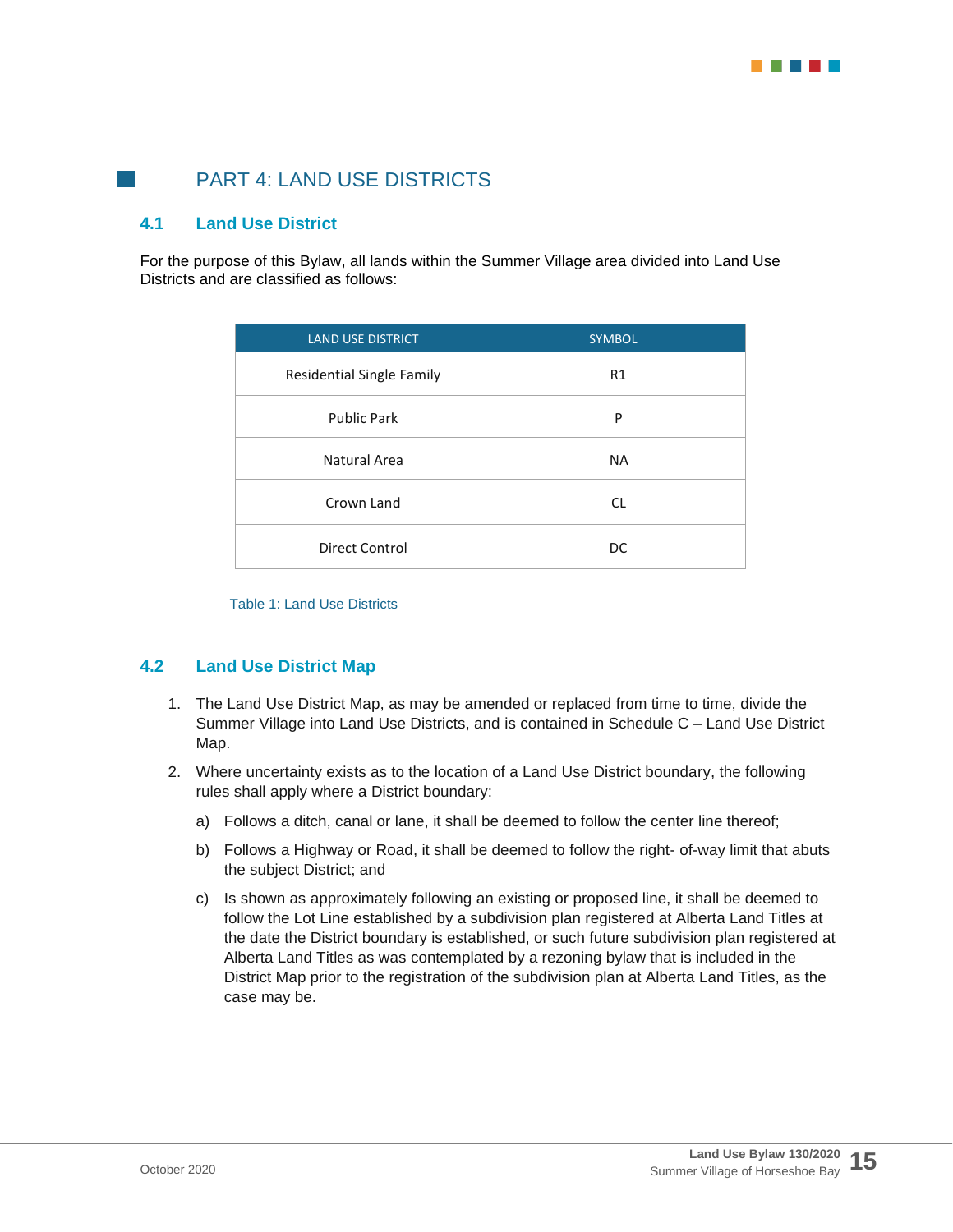# PART 4: LAND USE DISTRICTS

## 4.1 Land Use District

For the purpose of this Bylaw, all lands within the Summer Village area divided into Land Use Districts and are classified as follows:

| LAND USE DISTRICT | SYMBOL |
|---|---|
| Residential Single Family | R1 |
| Public Park | P |
| Natural Area | NA |
| Crown Land | CL |
| Direct Control | DC |

Table 1: Land Use Districts

## 4.2 Land Use District Map

1. The Land Use District Map, as may be amended or replaced from time to time, divide the Summer Village into Land Use Districts, and is contained in Schedule C – Land Use District Map.
2. Where uncertainty exists as to the location of a Land Use District boundary, the following rules shall apply where a District boundary:
   a) Follows a ditch, canal or lane, it shall be deemed to follow the center line thereof;
   b) Follows a Highway or Road, it shall be deemed to follow the right- of-way limit that abuts the subject District; and
   c) Is shown as approximately following an existing or proposed line, it shall be deemed to follow the Lot Line established by a subdivision plan registered at Alberta Land Titles at the date the District boundary is established, or such future subdivision plan registered at Alberta Land Titles as was contemplated by a rezoning bylaw that is included in the District Map prior to the registration of the subdivision plan at Alberta Land Titles, as the case may be.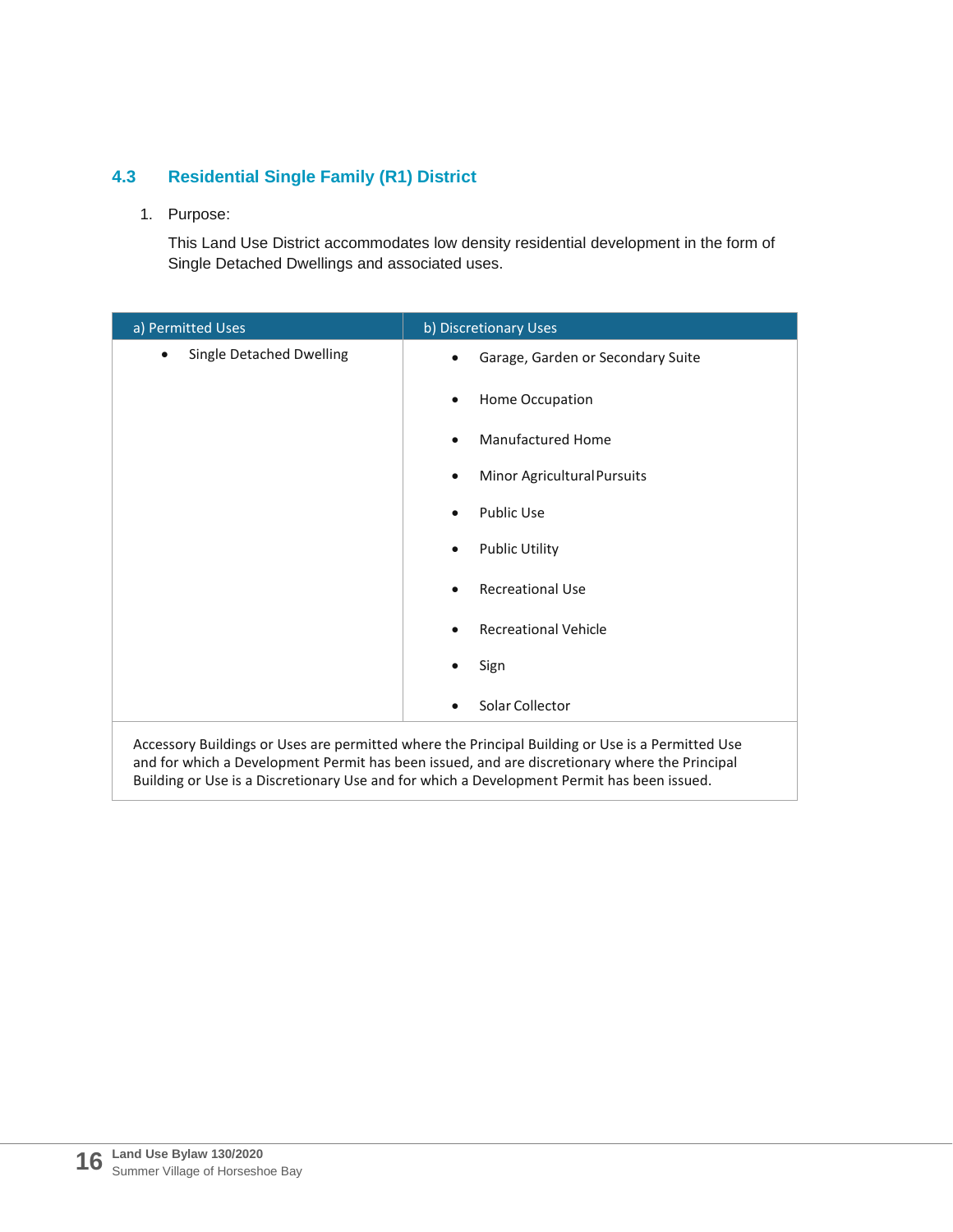## 4.3 Residential Single Family (R1) District

1. Purpose:

   This Land Use District accommodates low density residential development in the form of Single Detached Dwellings and associated uses.

| a) Permitted Uses | b) Discretionary Uses |
|---|---|
| • Single Detached Dwelling | • Garage, Garden or Secondary Suite<br>• Home Occupation<br>• Manufactured Home<br>• Minor Agricultural Pursuits<br>• Public Use<br>• Public Utility<br>• Recreational Use<br>• Recreational Vehicle<br>• Sign<br>• Solar Collector |
| Accessory Buildings or Uses are permitted where the Principal Building or Use is a Permitted Use and for which a Development Permit has been issued, and are discretionary where the Principal Building or Use is a Discretionary Use and for which a Development Permit has been issued. | |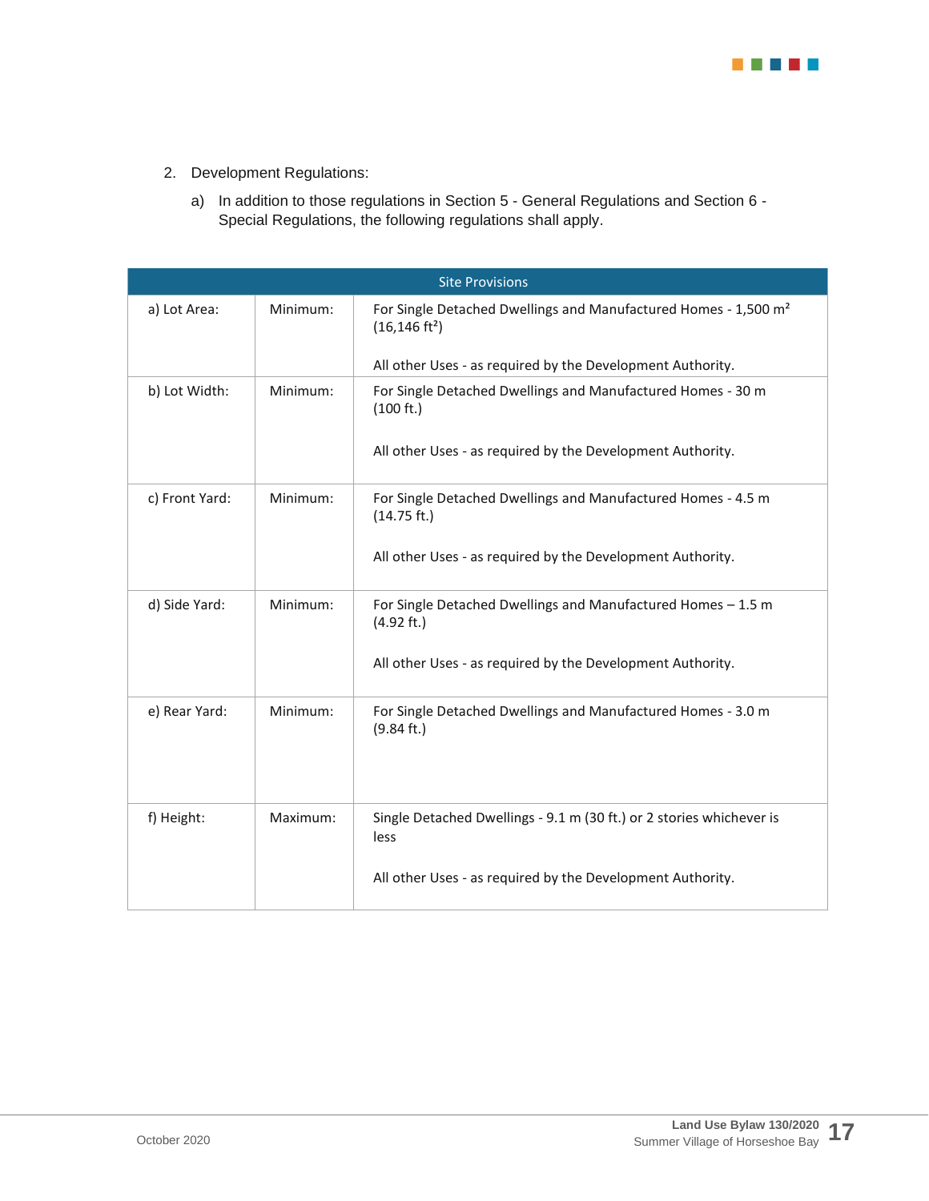2. Development Regulations:

   a) In addition to those regulations in Section 5 - General Regulations and Section 6 - Special Regulations, the following regulations shall apply.

| Site Provisions | | |
|---|---|---|
| a) Lot Area: | Minimum: | For Single Detached Dwellings and Manufactured Homes - 1,500 $m^2$ (16,146 $ft^2$)<br><br>All other Uses - as required by the Development Authority. |
| b) Lot Width: | Minimum: | For Single Detached Dwellings and Manufactured Homes - 30 m (100 ft.)<br><br>All other Uses - as required by the Development Authority. |
| c) Front Yard: | Minimum: | For Single Detached Dwellings and Manufactured Homes - 4.5 m (14.75 ft.)<br><br>All other Uses - as required by the Development Authority. |
| d) Side Yard: | Minimum: | For Single Detached Dwellings and Manufactured Homes – 1.5 m (4.92 ft.)<br><br>All other Uses - as required by the Development Authority. |
| e) Rear Yard: | Minimum: | For Single Detached Dwellings and Manufactured Homes - 3.0 m (9.84 ft.) |
| f) Height: | Maximum: | Single Detached Dwellings - 9.1 m (30 ft.) or 2 stories whichever is less<br><br>All other Uses - as required by the Development Authority. |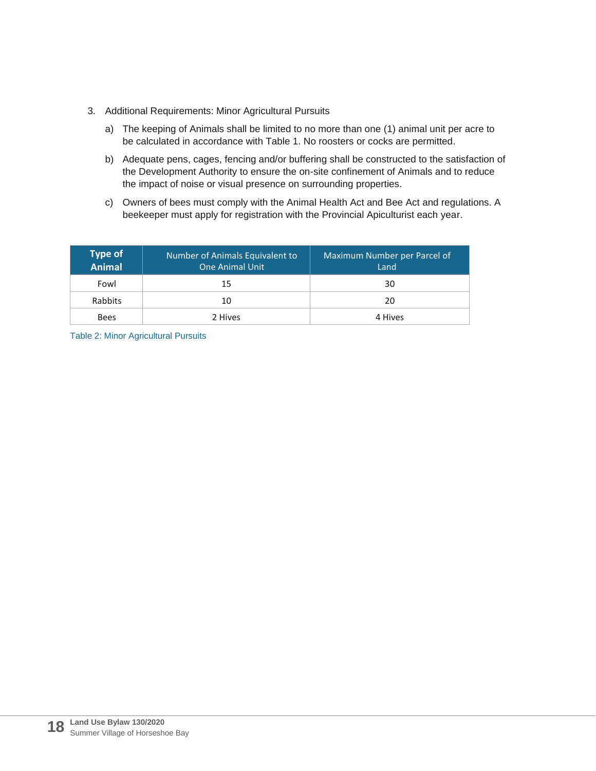3. Additional Requirements: Minor Agricultural Pursuits

   a) The keeping of Animals shall be limited to no more than one (1) animal unit per acre to be calculated in accordance with Table 1. No roosters or cocks are permitted.

   b) Adequate pens, cages, fencing and/or buffering shall be constructed to the satisfaction of the Development Authority to ensure the on-site confinement of Animals and to reduce the impact of noise or visual presence on surrounding properties.

   c) Owners of bees must comply with the Animal Health Act and Bee Act and regulations. A beekeeper must apply for registration with the Provincial Apiculturist each year.

| Type of Animal | Number of Animals Equivalent to One Animal Unit | Maximum Number per Parcel of Land |
|---|---|---|
| Fowl | 15 | 30 |
| Rabbits | 10 | 20 |
| Bees | 2 Hives | 4 Hives |

Table 2: Minor Agricultural Pursuits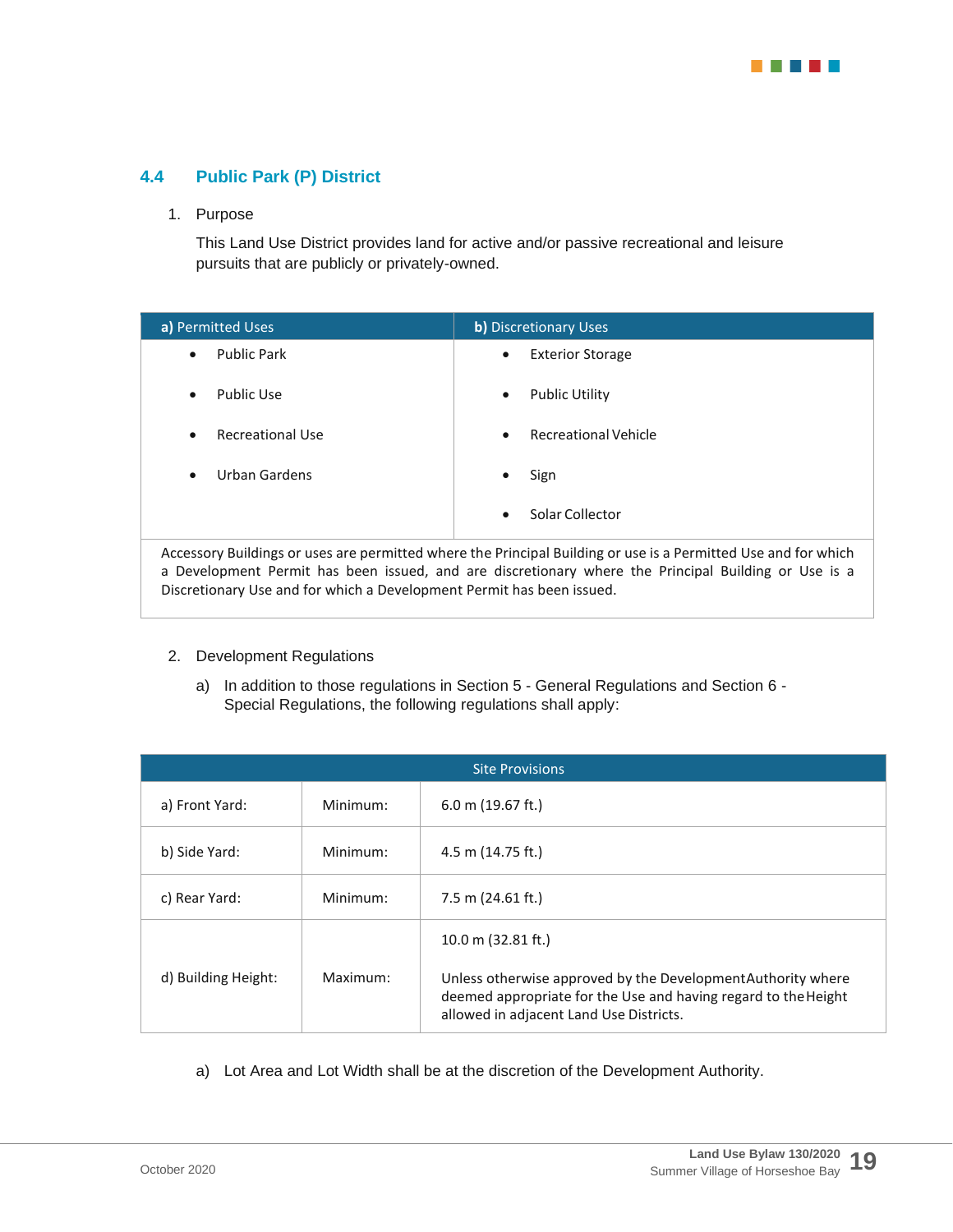## 4.4 Public Park (P) District

1. Purpose

   This Land Use District provides land for active and/or passive recreational and leisure pursuits that are publicly or privately-owned.

| **a)** Permitted Uses | **b)** Discretionary Uses |
|---|---|
| • Public Park | • Exterior Storage |
| • Public Use | • Public Utility |
| • Recreational Use | • Recreational Vehicle |
| • Urban Gardens | • Sign |
| | • Solar Collector |
| Accessory Buildings or uses are permitted where the Principal Building or use is a Permitted Use and for which a Development Permit has been issued, and are discretionary where the Principal Building or Use is a Discretionary Use and for which a Development Permit has been issued. | |

2. Development Regulations

   a) In addition to those regulations in Section 5 - General Regulations and Section 6 - Special Regulations, the following regulations shall apply:

| Site Provisions | | |
|---|---|---|
| a) Front Yard: | Minimum: | 6.0 m (19.67 ft.) |
| b) Side Yard: | Minimum: | 4.5 m (14.75 ft.) |
| c) Rear Yard: | Minimum: | 7.5 m (24.61 ft.) |
| d) Building Height: | Maximum: | 10.0 m (32.81 ft.)<br><br>Unless otherwise approved by the Development Authority where deemed appropriate for the Use and having regard to the Height allowed in adjacent Land Use Districts. |

   a) Lot Area and Lot Width shall be at the discretion of the Development Authority.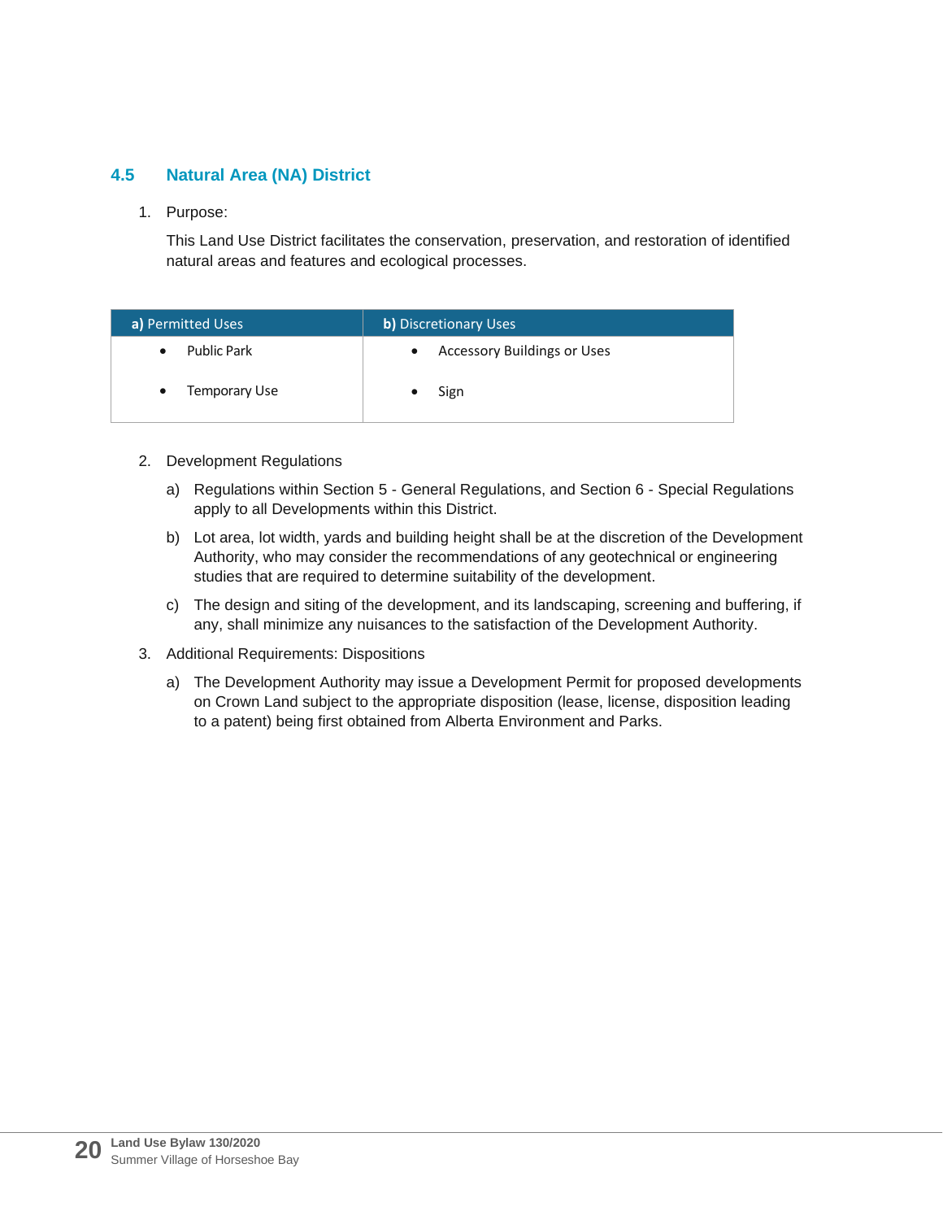## 4.5 Natural Area (NA) District

1. Purpose:

   This Land Use District facilitates the conservation, preservation, and restoration of identified natural areas and features and ecological processes.

| **a)** Permitted Uses | **b)** Discretionary Uses |
|---|---|
| • Public Park | • Accessory Buildings or Uses |
| • Temporary Use | • Sign |

2. Development Regulations

   a) Regulations within Section 5 - General Regulations, and Section 6 - Special Regulations apply to all Developments within this District.

   b) Lot area, lot width, yards and building height shall be at the discretion of the Development Authority, who may consider the recommendations of any geotechnical or engineering studies that are required to determine suitability of the development.

   c) The design and siting of the development, and its landscaping, screening and buffering, if any, shall minimize any nuisances to the satisfaction of the Development Authority.

3. Additional Requirements: Dispositions

   a) The Development Authority may issue a Development Permit for proposed developments on Crown Land subject to the appropriate disposition (lease, license, disposition leading to a patent) being first obtained from Alberta Environment and Parks.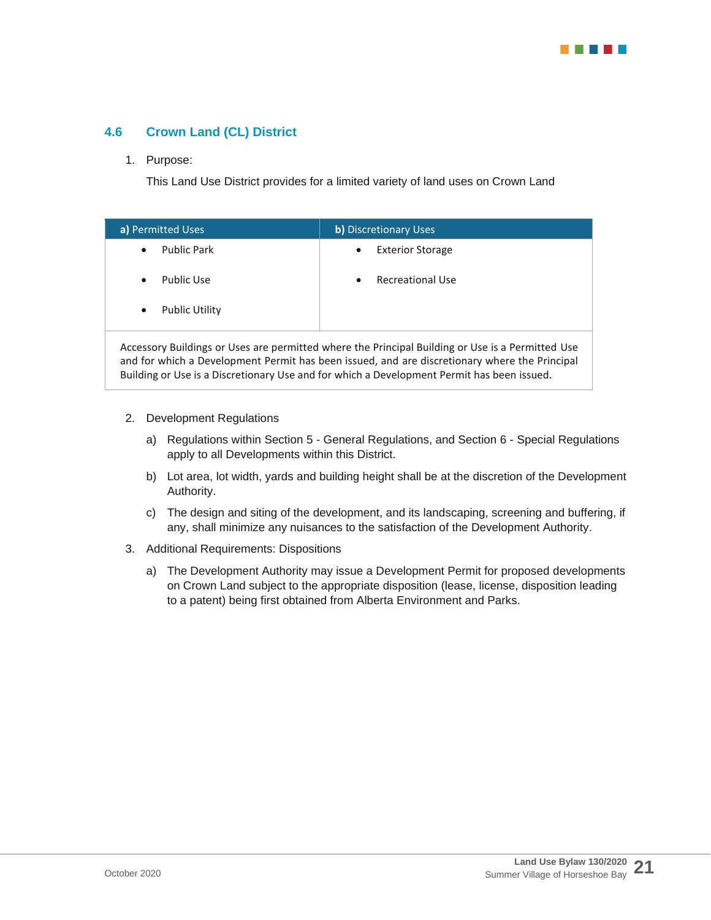## 4.6 Crown Land (CL) District

1. Purpose:

   This Land Use District provides for a limited variety of land uses on Crown Land

| **a)** Permitted Uses | **b)** Discretionary Uses |
|---|---|
| • Public Park<br>• Public Use<br>• Public Utility | • Exterior Storage<br>• Recreational Use |
| Accessory Buildings or Uses are permitted where the Principal Building or Use is a Permitted Use and for which a Development Permit has been issued, and are discretionary where the Principal Building or Use is a Discretionary Use and for which a Development Permit has been issued. | |

2. Development Regulations

   a) Regulations within Section 5 - General Regulations, and Section 6 - Special Regulations apply to all Developments within this District.

   b) Lot area, lot width, yards and building height shall be at the discretion of the Development Authority.

   c) The design and siting of the development, and its landscaping, screening and buffering, if any, shall minimize any nuisances to the satisfaction of the Development Authority.

3. Additional Requirements: Dispositions

   a) The Development Authority may issue a Development Permit for proposed developments on Crown Land subject to the appropriate disposition (lease, license, disposition leading to a patent) being first obtained from Alberta Environment and Parks.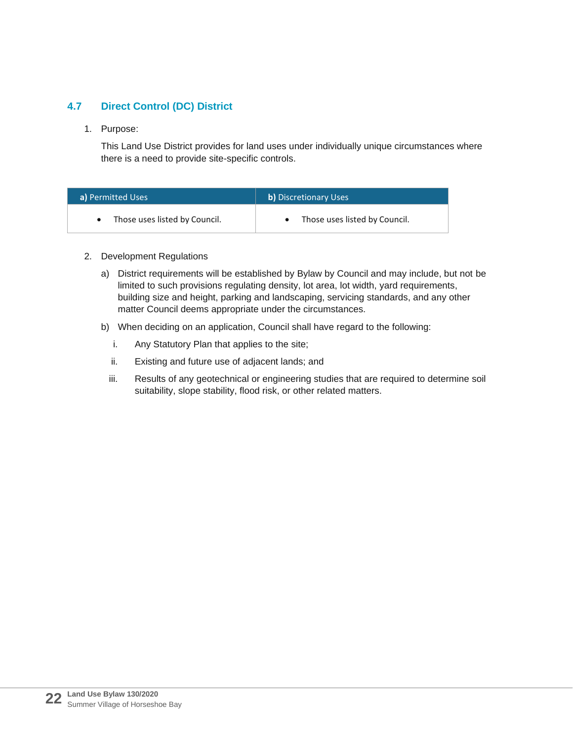## 4.7 Direct Control (DC) District

1. Purpose:

   This Land Use District provides for land uses under individually unique circumstances where there is a need to provide site-specific controls.

| **a)** Permitted Uses | **b)** Discretionary Uses |
|---|---|
| • Those uses listed by Council. | • Those uses listed by Council. |

2. Development Regulations

   a) District requirements will be established by Bylaw by Council and may include, but not be limited to such provisions regulating density, lot area, lot width, yard requirements, building size and height, parking and landscaping, servicing standards, and any other matter Council deems appropriate under the circumstances.

   b) When deciding on an application, Council shall have regard to the following:

      i. Any Statutory Plan that applies to the site;

      ii. Existing and future use of adjacent lands; and

      iii. Results of any geotechnical or engineering studies that are required to determine soil suitability, slope stability, flood risk, or other related matters.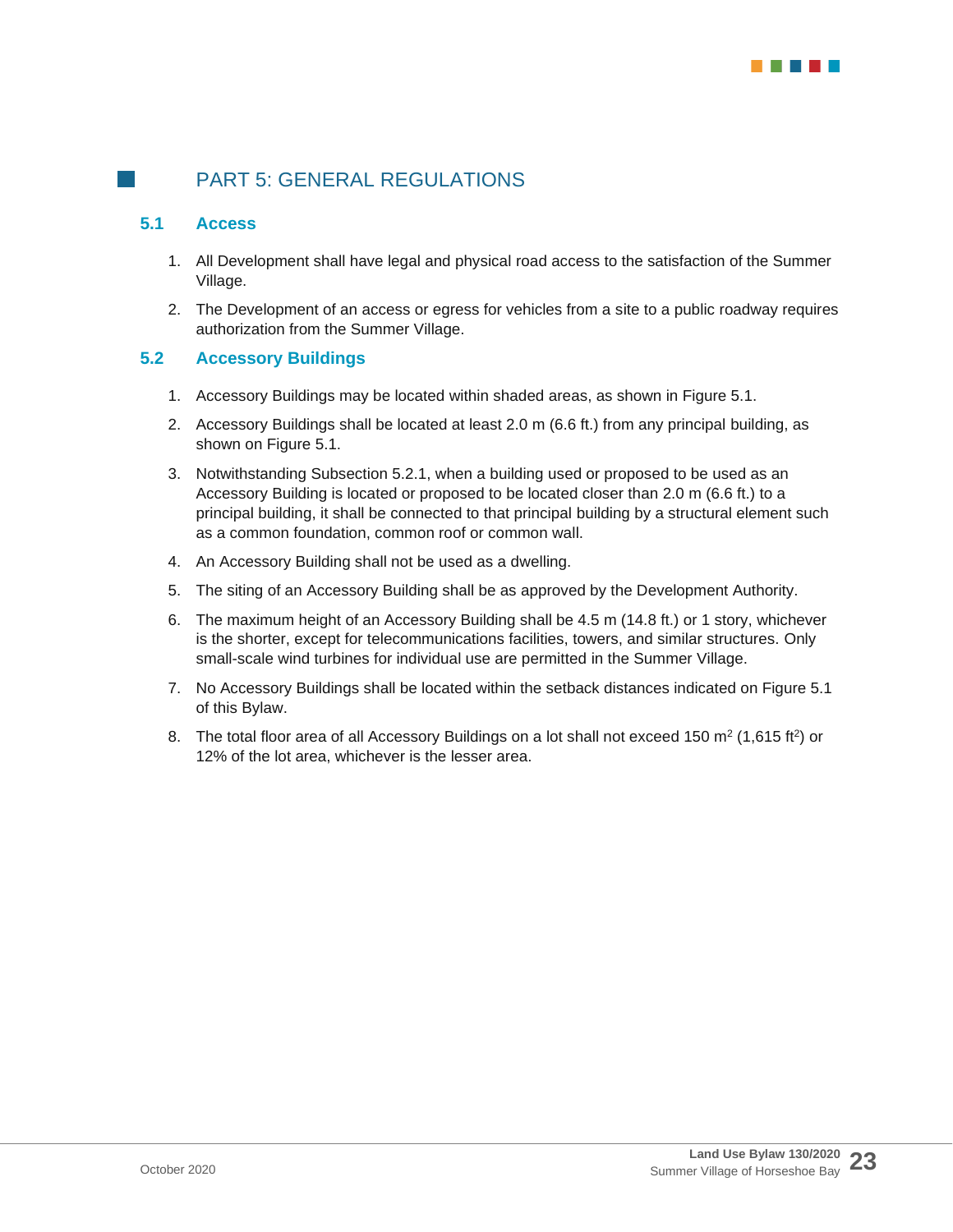# PART 5: GENERAL REGULATIONS

## 5.1 Access

1. All Development shall have legal and physical road access to the satisfaction of the Summer Village.
2. The Development of an access or egress for vehicles from a site to a public roadway requires authorization from the Summer Village.

## 5.2 Accessory Buildings

1. Accessory Buildings may be located within shaded areas, as shown in Figure 5.1.
2. Accessory Buildings shall be located at least 2.0 m (6.6 ft.) from any principal building, as shown on Figure 5.1.
3. Notwithstanding Subsection 5.2.1, when a building used or proposed to be used as an Accessory Building is located or proposed to be located closer than 2.0 m (6.6 ft.) to a principal building, it shall be connected to that principal building by a structural element such as a common foundation, common roof or common wall.
4. An Accessory Building shall not be used as a dwelling.
5. The siting of an Accessory Building shall be as approved by the Development Authority.
6. The maximum height of an Accessory Building shall be 4.5 m (14.8 ft.) or 1 story, whichever is the shorter, except for telecommunications facilities, towers, and similar structures. Only small-scale wind turbines for individual use are permitted in the Summer Village.
7. No Accessory Buildings shall be located within the setback distances indicated on Figure 5.1 of this Bylaw.
8. The total floor area of all Accessory Buildings on a lot shall not exceed 150 $m^2$ (1,615 $ft^2$) or 12% of the lot area, whichever is the lesser area.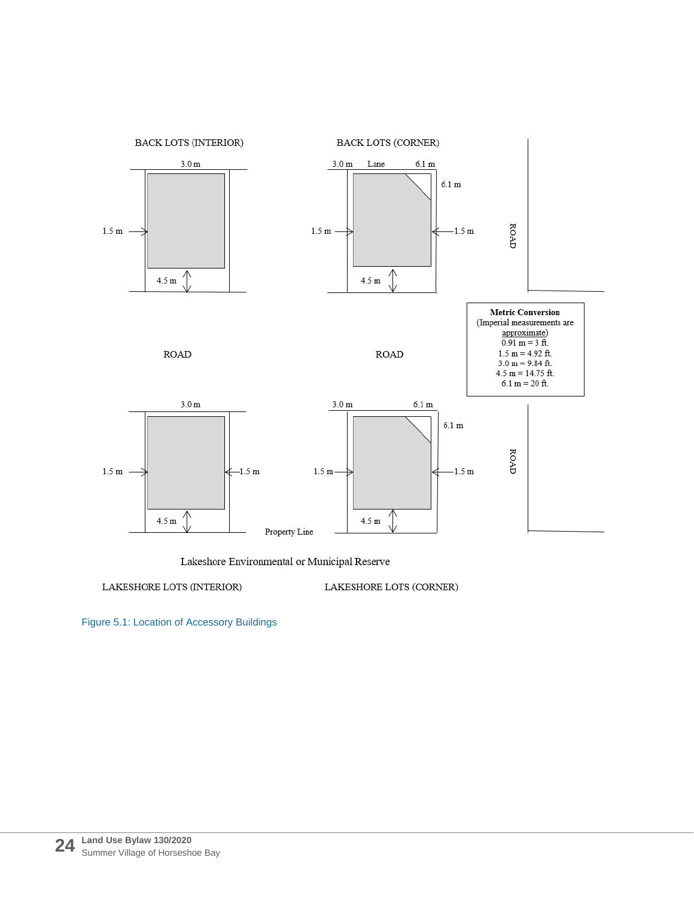BACK LOTS (INTERIOR)

BACK LOTS (CORNER)

3.0 m

3.0 m Lane 6.1 m

6.1 m

1.5 m

1.5 m

1.5 m

4.5 m

4.5 m

ROAD

ROAD

ROAD

**Metric Conversion**
(Imperial measurements are approximate)
0.91 m = 3 ft.
1.5 m = 4.92 ft.
3.0 m = 9.84 ft.
4.5 m = 14.75 ft.
6.1 m = 20 ft.

3.0 m

3.0 m 6.1 m

6.1 m

1.5 m

1.5 m

1.5 m

1.5 m

4.5 m

4.5 m

Property Line

ROAD

Lakeshore Environmental or Municipal Reserve

LAKESHORE LOTS (INTERIOR)

LAKESHORE LOTS (CORNER)

Figure 5.1: Location of Accessory Buildings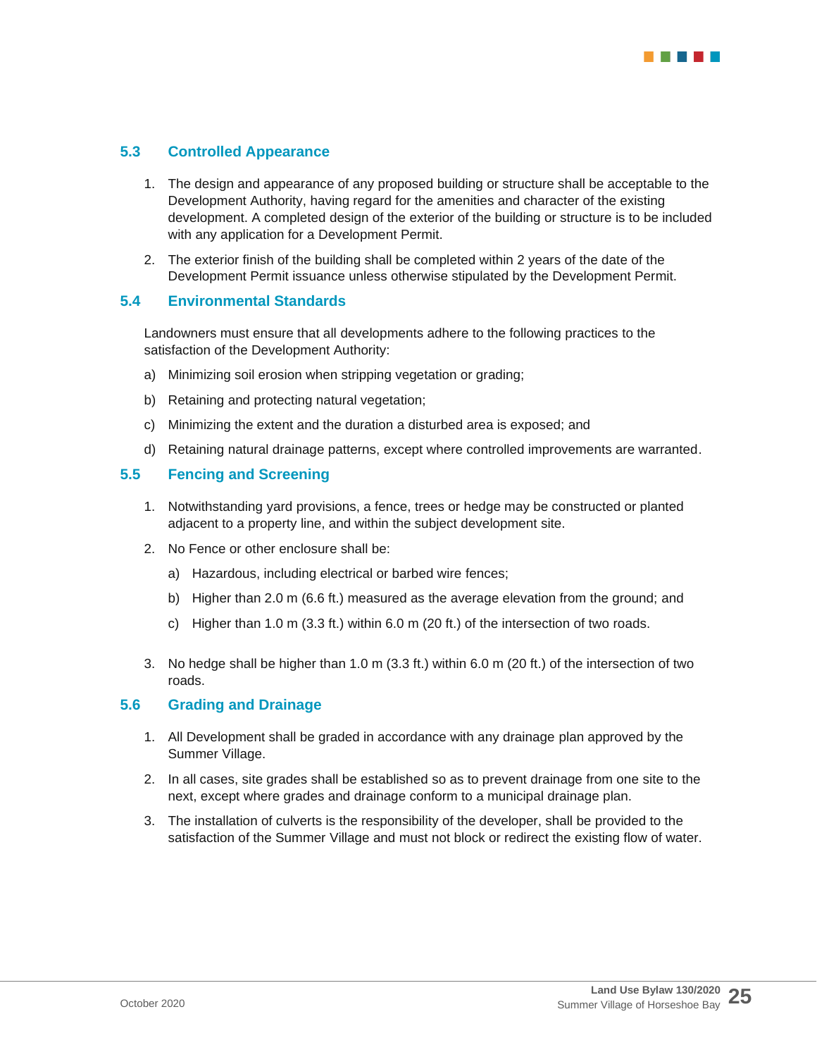## 5.3 Controlled Appearance

1. The design and appearance of any proposed building or structure shall be acceptable to the Development Authority, having regard for the amenities and character of the existing development. A completed design of the exterior of the building or structure is to be included with any application for a Development Permit.
2. The exterior finish of the building shall be completed within 2 years of the date of the Development Permit issuance unless otherwise stipulated by the Development Permit.

## 5.4 Environmental Standards

Landowners must ensure that all developments adhere to the following practices to the satisfaction of the Development Authority:

a) Minimizing soil erosion when stripping vegetation or grading;

b) Retaining and protecting natural vegetation;

c) Minimizing the extent and the duration a disturbed area is exposed; and

d) Retaining natural drainage patterns, except where controlled improvements are warranted.

## 5.5 Fencing and Screening

1. Notwithstanding yard provisions, a fence, trees or hedge may be constructed or planted adjacent to a property line, and within the subject development site.
2. No Fence or other enclosure shall be:

   a) Hazardous, including electrical or barbed wire fences;

   b) Higher than 2.0 m (6.6 ft.) measured as the average elevation from the ground; and

   c) Higher than 1.0 m (3.3 ft.) within 6.0 m (20 ft.) of the intersection of two roads.

3. No hedge shall be higher than 1.0 m (3.3 ft.) within 6.0 m (20 ft.) of the intersection of two roads.

## 5.6 Grading and Drainage

1. All Development shall be graded in accordance with any drainage plan approved by the Summer Village.
2. In all cases, site grades shall be established so as to prevent drainage from one site to the next, except where grades and drainage conform to a municipal drainage plan.
3. The installation of culverts is the responsibility of the developer, shall be provided to the satisfaction of the Summer Village and must not block or redirect the existing flow of water.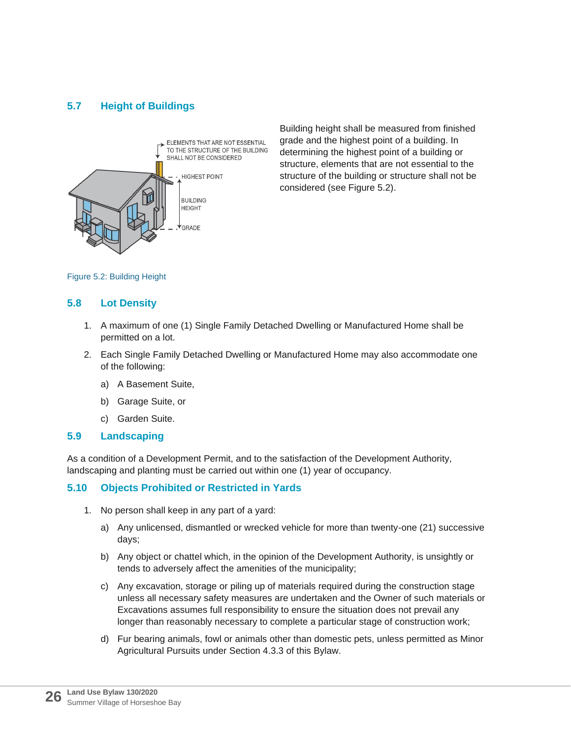## 5.7 Height of Buildings

Building height shall be measured from finished grade and the highest point of a building. In determining the highest point of a building or structure, elements that are not essential to the structure of the building or structure shall not be considered (see Figure 5.2).

Figure 5.2: Building Height

## 5.8 Lot Density

1. A maximum of one (1) Single Family Detached Dwelling or Manufactured Home shall be permitted on a lot.
2. Each Single Family Detached Dwelling or Manufactured Home may also accommodate one of the following:
   a) A Basement Suite,
   b) Garage Suite, or
   c) Garden Suite.

## 5.9 Landscaping

As a condition of a Development Permit, and to the satisfaction of the Development Authority, landscaping and planting must be carried out within one (1) year of occupancy.

## 5.10 Objects Prohibited or Restricted in Yards

1. No person shall keep in any part of a yard:
   a) Any unlicensed, dismantled or wrecked vehicle for more than twenty-one (21) successive days;
   b) Any object or chattel which, in the opinion of the Development Authority, is unsightly or tends to adversely affect the amenities of the municipality;
   c) Any excavation, storage or piling up of materials required during the construction stage unless all necessary safety measures are undertaken and the Owner of such materials or Excavations assumes full responsibility to ensure the situation does not prevail any longer than reasonably necessary to complete a particular stage of construction work;
   d) Fur bearing animals, fowl or animals other than domestic pets, unless permitted as Minor Agricultural Pursuits under Section 4.3.3 of this Bylaw.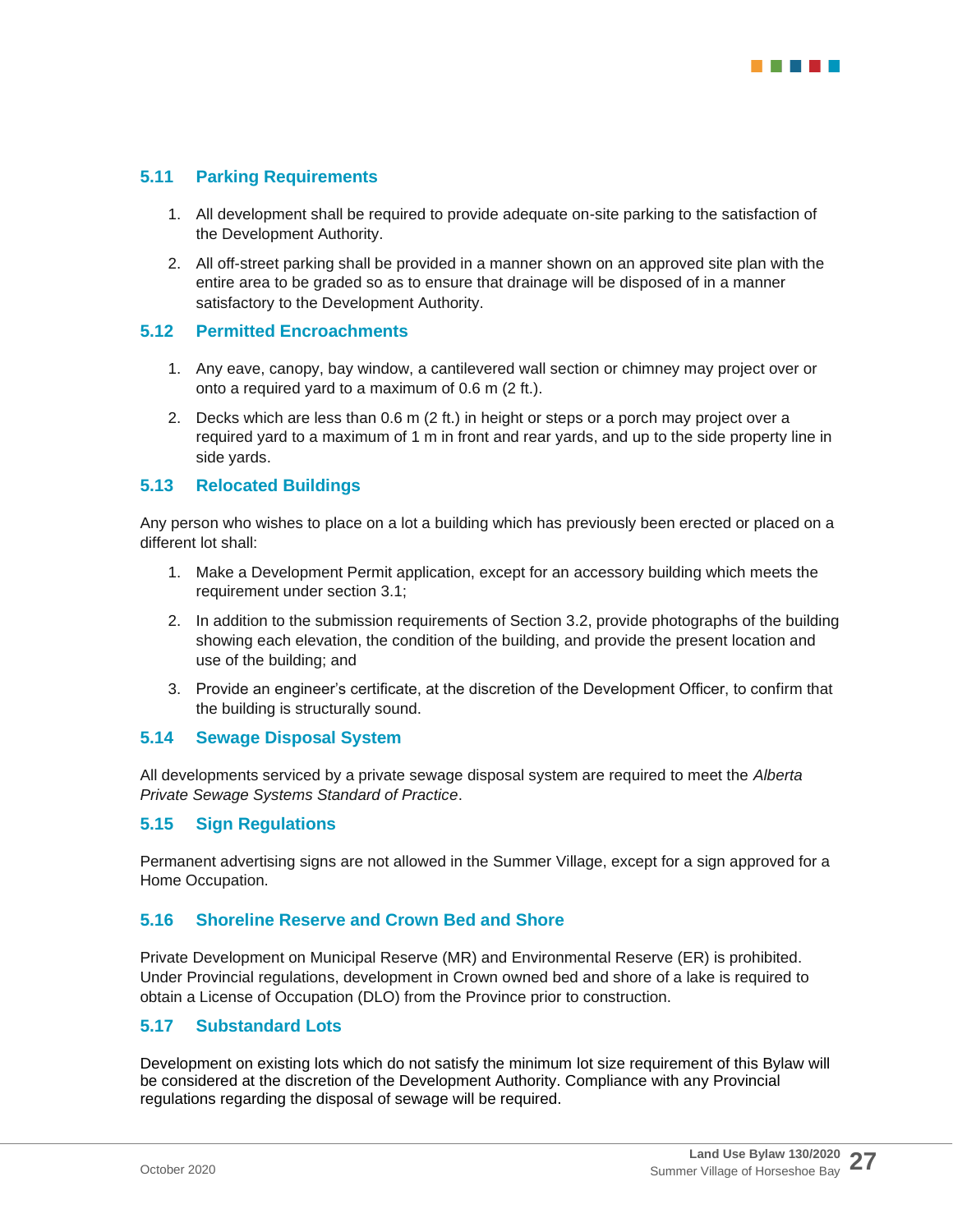## 5.11 Parking Requirements

1. All development shall be required to provide adequate on-site parking to the satisfaction of the Development Authority.
2. All off-street parking shall be provided in a manner shown on an approved site plan with the entire area to be graded so as to ensure that drainage will be disposed of in a manner satisfactory to the Development Authority.

## 5.12 Permitted Encroachments

1. Any eave, canopy, bay window, a cantilevered wall section or chimney may project over or onto a required yard to a maximum of 0.6 m (2 ft.).
2. Decks which are less than 0.6 m (2 ft.) in height or steps or a porch may project over a required yard to a maximum of 1 m in front and rear yards, and up to the side property line in side yards.

## 5.13 Relocated Buildings

Any person who wishes to place on a lot a building which has previously been erected or placed on a different lot shall:

1. Make a Development Permit application, except for an accessory building which meets the requirement under section 3.1;
2. In addition to the submission requirements of Section 3.2, provide photographs of the building showing each elevation, the condition of the building, and provide the present location and use of the building; and
3. Provide an engineer's certificate, at the discretion of the Development Officer, to confirm that the building is structurally sound.

## 5.14 Sewage Disposal System

All developments serviced by a private sewage disposal system are required to meet the *Alberta Private Sewage Systems Standard of Practice*.

## 5.15 Sign Regulations

Permanent advertising signs are not allowed in the Summer Village, except for a sign approved for a Home Occupation.

## 5.16 Shoreline Reserve and Crown Bed and Shore

Private Development on Municipal Reserve (MR) and Environmental Reserve (ER) is prohibited. Under Provincial regulations, development in Crown owned bed and shore of a lake is required to obtain a License of Occupation (DLO) from the Province prior to construction.

## 5.17 Substandard Lots

Development on existing lots which do not satisfy the minimum lot size requirement of this Bylaw will be considered at the discretion of the Development Authority. Compliance with any Provincial regulations regarding the disposal of sewage will be required.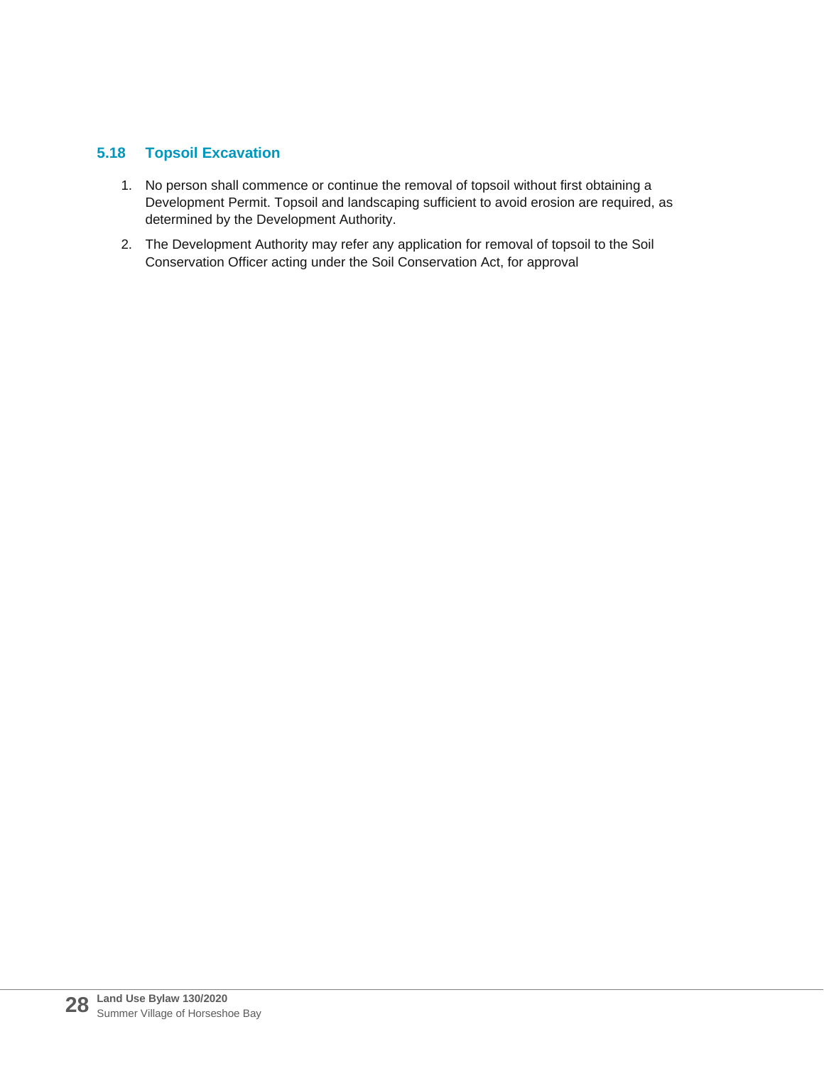## 5.18 Topsoil Excavation

1. No person shall commence or continue the removal of topsoil without first obtaining a Development Permit. Topsoil and landscaping sufficient to avoid erosion are required, as determined by the Development Authority.
2. The Development Authority may refer any application for removal of topsoil to the Soil Conservation Officer acting under the Soil Conservation Act, for approval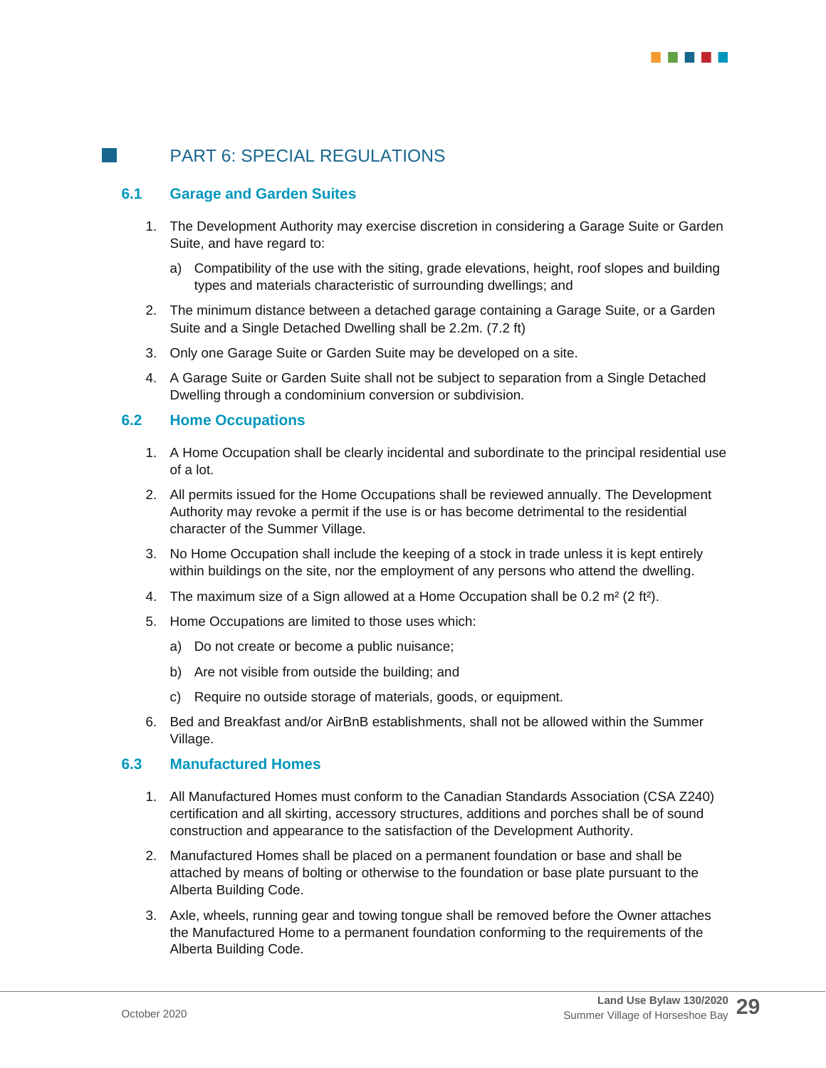# PART 6: SPECIAL REGULATIONS

## 6.1 Garage and Garden Suites

1. The Development Authority may exercise discretion in considering a Garage Suite or Garden Suite, and have regard to:

   a) Compatibility of the use with the siting, grade elevations, height, roof slopes and building types and materials characteristic of surrounding dwellings; and

2. The minimum distance between a detached garage containing a Garage Suite, or a Garden Suite and a Single Detached Dwelling shall be 2.2m. (7.2 ft)

3. Only one Garage Suite or Garden Suite may be developed on a site.

4. A Garage Suite or Garden Suite shall not be subject to separation from a Single Detached Dwelling through a condominium conversion or subdivision.

## 6.2 Home Occupations

1. A Home Occupation shall be clearly incidental and subordinate to the principal residential use of a lot.

2. All permits issued for the Home Occupations shall be reviewed annually. The Development Authority may revoke a permit if the use is or has become detrimental to the residential character of the Summer Village.

3. No Home Occupation shall include the keeping of a stock in trade unless it is kept entirely within buildings on the site, nor the employment of any persons who attend the dwelling.

4. The maximum size of a Sign allowed at a Home Occupation shall be 0.2 $m^2$ (2 $ft^2$).

5. Home Occupations are limited to those uses which:

   a) Do not create or become a public nuisance;

   b) Are not visible from outside the building; and

   c) Require no outside storage of materials, goods, or equipment.

6. Bed and Breakfast and/or AirBnB establishments, shall not be allowed within the Summer Village.

## 6.3 Manufactured Homes

1. All Manufactured Homes must conform to the Canadian Standards Association (CSA Z240) certification and all skirting, accessory structures, additions and porches shall be of sound construction and appearance to the satisfaction of the Development Authority.

2. Manufactured Homes shall be placed on a permanent foundation or base and shall be attached by means of bolting or otherwise to the foundation or base plate pursuant to the Alberta Building Code.

3. Axle, wheels, running gear and towing tongue shall be removed before the Owner attaches the Manufactured Home to a permanent foundation conforming to the requirements of the Alberta Building Code.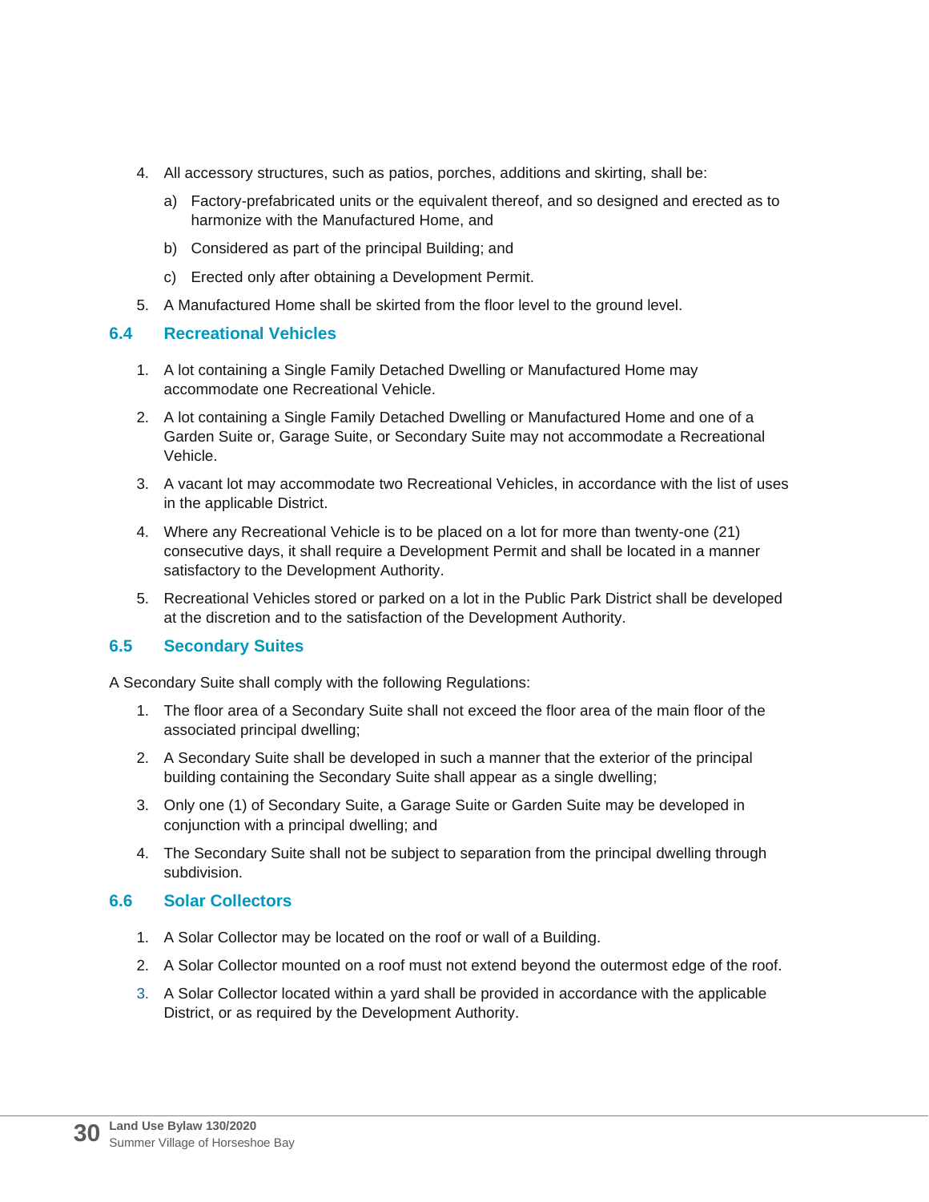4. All accessory structures, such as patios, porches, additions and skirting, shall be:

    a) Factory-prefabricated units or the equivalent thereof, and so designed and erected as to harmonize with the Manufactured Home, and

    b) Considered as part of the principal Building; and

    c) Erected only after obtaining a Development Permit.

5. A Manufactured Home shall be skirted from the floor level to the ground level.

## 6.4 Recreational Vehicles

1. A lot containing a Single Family Detached Dwelling or Manufactured Home may accommodate one Recreational Vehicle.

2. A lot containing a Single Family Detached Dwelling or Manufactured Home and one of a Garden Suite or, Garage Suite, or Secondary Suite may not accommodate a Recreational Vehicle.

3. A vacant lot may accommodate two Recreational Vehicles, in accordance with the list of uses in the applicable District.

4. Where any Recreational Vehicle is to be placed on a lot for more than twenty-one (21) consecutive days, it shall require a Development Permit and shall be located in a manner satisfactory to the Development Authority.

5. Recreational Vehicles stored or parked on a lot in the Public Park District shall be developed at the discretion and to the satisfaction of the Development Authority.

## 6.5 Secondary Suites

A Secondary Suite shall comply with the following Regulations:

1. The floor area of a Secondary Suite shall not exceed the floor area of the main floor of the associated principal dwelling;

2. A Secondary Suite shall be developed in such a manner that the exterior of the principal building containing the Secondary Suite shall appear as a single dwelling;

3. Only one (1) of Secondary Suite, a Garage Suite or Garden Suite may be developed in conjunction with a principal dwelling; and

4. The Secondary Suite shall not be subject to separation from the principal dwelling through subdivision.

## 6.6 Solar Collectors

1. A Solar Collector may be located on the roof or wall of a Building.

2. A Solar Collector mounted on a roof must not extend beyond the outermost edge of the roof.

3. A Solar Collector located within a yard shall be provided in accordance with the applicable District, or as required by the Development Authority.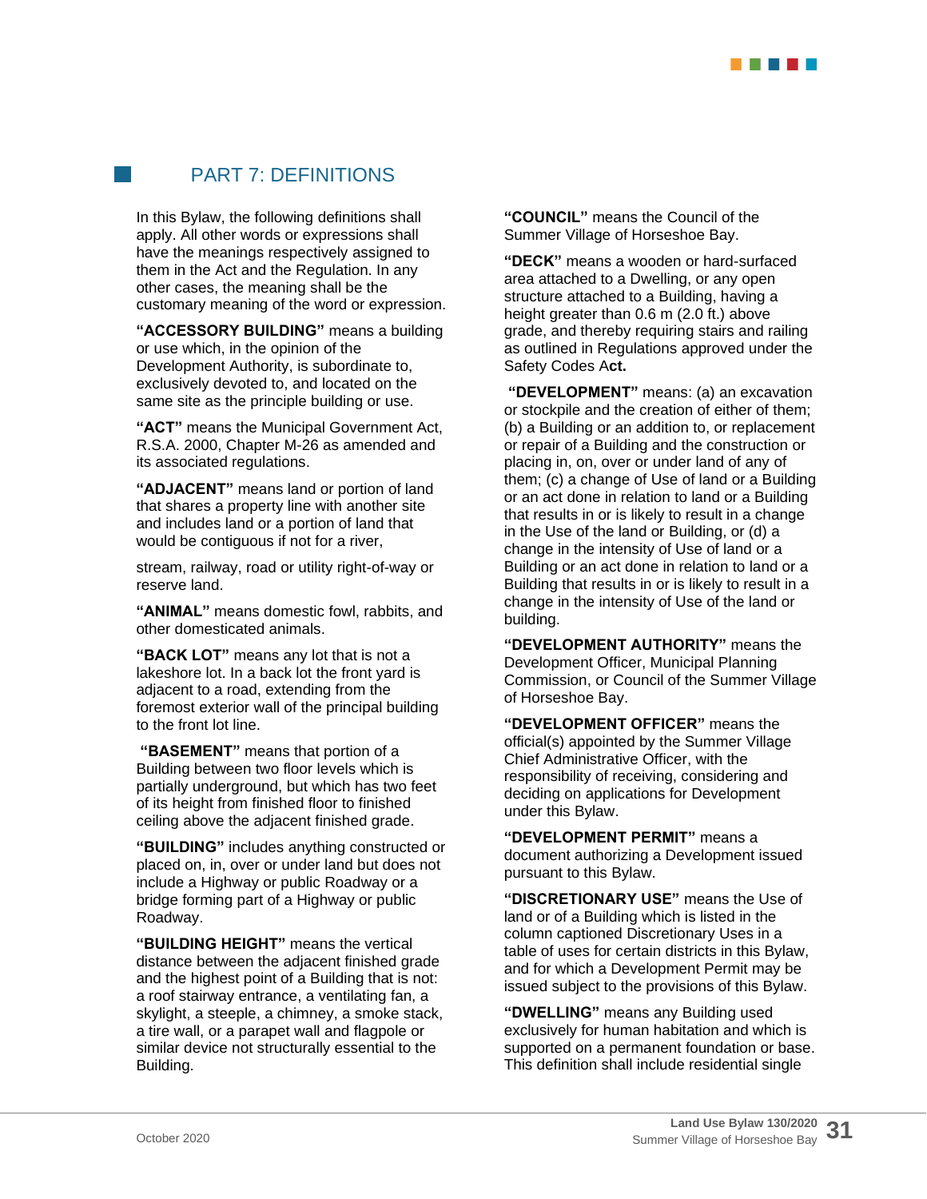## PART 7: DEFINITIONS

In this Bylaw, the following definitions shall apply. All other words or expressions shall have the meanings respectively assigned to them in the Act and the Regulation. In any other cases, the meaning shall be the customary meaning of the word or expression.

**"ACCESSORY BUILDING"** means a building or use which, in the opinion of the Development Authority, is subordinate to, exclusively devoted to, and located on the same site as the principle building or use.

**"ACT"** means the Municipal Government Act, R.S.A. 2000, Chapter M-26 as amended and its associated regulations.

**"ADJACENT"** means land or portion of land that shares a property line with another site and includes land or a portion of land that would be contiguous if not for a river,

stream, railway, road or utility right-of-way or reserve land.

**"ANIMAL"** means domestic fowl, rabbits, and other domesticated animals.

**"BACK LOT"** means any lot that is not a lakeshore lot. In a back lot the front yard is adjacent to a road, extending from the foremost exterior wall of the principal building to the front lot line.

**"BASEMENT"** means that portion of a Building between two floor levels which is partially underground, but which has two feet of its height from finished floor to finished ceiling above the adjacent finished grade.

**"BUILDING"** includes anything constructed or placed on, in, over or under land but does not include a Highway or public Roadway or a bridge forming part of a Highway or public Roadway.

**"BUILDING HEIGHT"** means the vertical distance between the adjacent finished grade and the highest point of a Building that is not: a roof stairway entrance, a ventilating fan, a skylight, a steeple, a chimney, a smoke stack, a tire wall, or a parapet wall and flagpole or similar device not structurally essential to the Building.

**"COUNCIL"** means the Council of the Summer Village of Horseshoe Bay.

**"DECK"** means a wooden or hard-surfaced area attached to a Dwelling, or any open structure attached to a Building, having a height greater than 0.6 m (2.0 ft.) above grade, and thereby requiring stairs and railing as outlined in Regulations approved under the Safety Codes A**ct.**

**"DEVELOPMENT"** means: (a) an excavation or stockpile and the creation of either of them; (b) a Building or an addition to, or replacement or repair of a Building and the construction or placing in, on, over or under land of any of them; (c) a change of Use of land or a Building or an act done in relation to land or a Building that results in or is likely to result in a change in the Use of the land or Building, or (d) a change in the intensity of Use of land or a Building or an act done in relation to land or a Building that results in or is likely to result in a change in the intensity of Use of the land or building.

**"DEVELOPMENT AUTHORITY"** means the Development Officer, Municipal Planning Commission, or Council of the Summer Village of Horseshoe Bay.

**"DEVELOPMENT OFFICER"** means the official(s) appointed by the Summer Village Chief Administrative Officer, with the responsibility of receiving, considering and deciding on applications for Development under this Bylaw.

**"DEVELOPMENT PERMIT"** means a document authorizing a Development issued pursuant to this Bylaw.

**"DISCRETIONARY USE"** means the Use of land or of a Building which is listed in the column captioned Discretionary Uses in a table of uses for certain districts in this Bylaw, and for which a Development Permit may be issued subject to the provisions of this Bylaw.

**"DWELLING"** means any Building used exclusively for human habitation and which is supported on a permanent foundation or base. This definition shall include residential single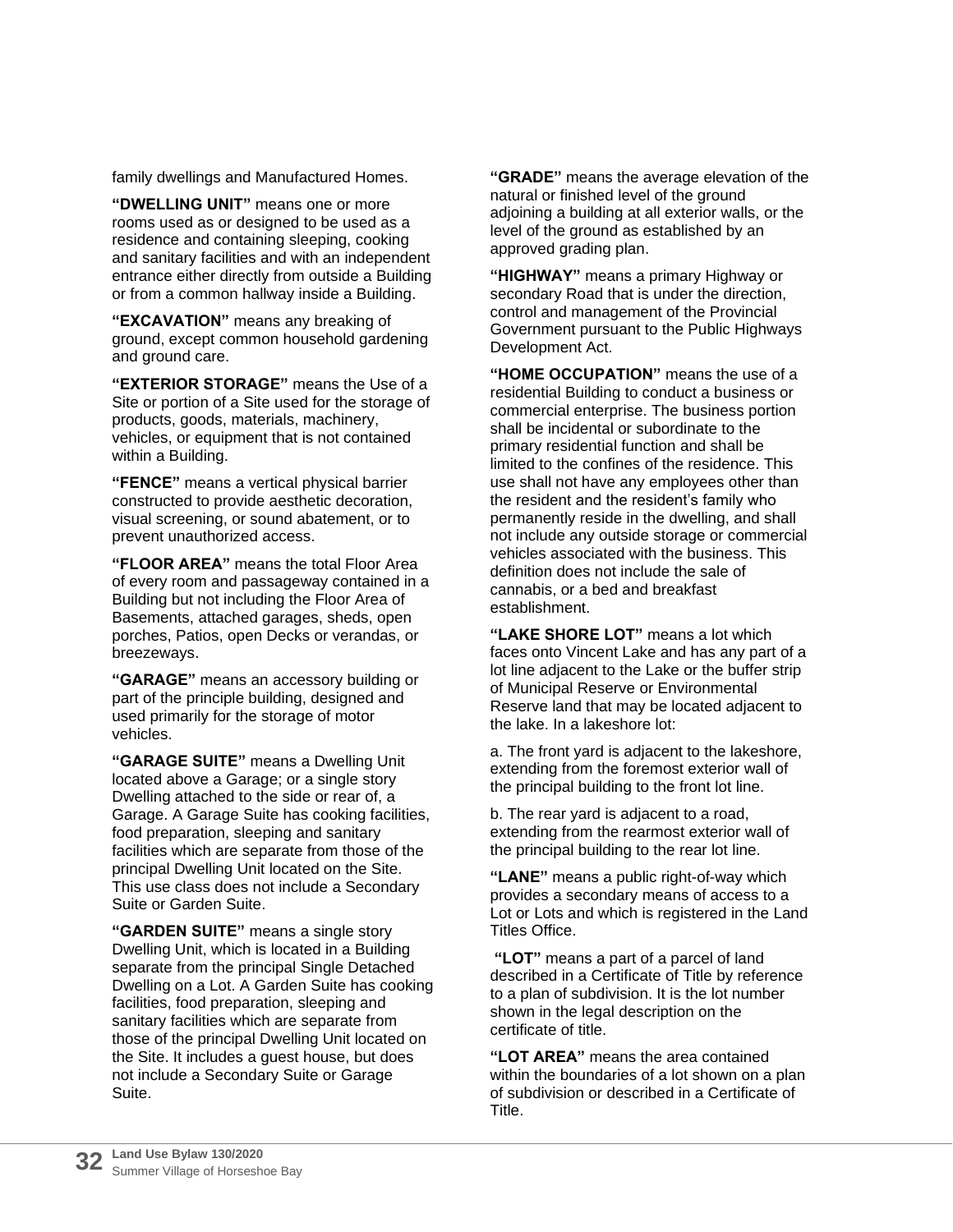family dwellings and Manufactured Homes.

**"DWELLING UNIT"** means one or more rooms used as or designed to be used as a residence and containing sleeping, cooking and sanitary facilities and with an independent entrance either directly from outside a Building or from a common hallway inside a Building.

**"EXCAVATION"** means any breaking of ground, except common household gardening and ground care.

**"EXTERIOR STORAGE"** means the Use of a Site or portion of a Site used for the storage of products, goods, materials, machinery, vehicles, or equipment that is not contained within a Building.

**"FENCE"** means a vertical physical barrier constructed to provide aesthetic decoration, visual screening, or sound abatement, or to prevent unauthorized access.

**"FLOOR AREA"** means the total Floor Area of every room and passageway contained in a Building but not including the Floor Area of Basements, attached garages, sheds, open porches, Patios, open Decks or verandas, or breezeways.

**"GARAGE"** means an accessory building or part of the principle building, designed and used primarily for the storage of motor vehicles.

**"GARAGE SUITE"** means a Dwelling Unit located above a Garage; or a single story Dwelling attached to the side or rear of, a Garage. A Garage Suite has cooking facilities, food preparation, sleeping and sanitary facilities which are separate from those of the principal Dwelling Unit located on the Site. This use class does not include a Secondary Suite or Garden Suite.

**"GARDEN SUITE"** means a single story Dwelling Unit, which is located in a Building separate from the principal Single Detached Dwelling on a Lot. A Garden Suite has cooking facilities, food preparation, sleeping and sanitary facilities which are separate from those of the principal Dwelling Unit located on the Site. It includes a guest house, but does not include a Secondary Suite or Garage Suite.

**"GRADE"** means the average elevation of the natural or finished level of the ground adjoining a building at all exterior walls, or the level of the ground as established by an approved grading plan.

**"HIGHWAY"** means a primary Highway or secondary Road that is under the direction, control and management of the Provincial Government pursuant to the Public Highways Development Act.

**"HOME OCCUPATION"** means the use of a residential Building to conduct a business or commercial enterprise. The business portion shall be incidental or subordinate to the primary residential function and shall be limited to the confines of the residence. This use shall not have any employees other than the resident and the resident's family who permanently reside in the dwelling, and shall not include any outside storage or commercial vehicles associated with the business. This definition does not include the sale of cannabis, or a bed and breakfast establishment.

**"LAKE SHORE LOT"** means a lot which faces onto Vincent Lake and has any part of a lot line adjacent to the Lake or the buffer strip of Municipal Reserve or Environmental Reserve land that may be located adjacent to the lake. In a lakeshore lot:

a. The front yard is adjacent to the lakeshore, extending from the foremost exterior wall of the principal building to the front lot line.

b. The rear yard is adjacent to a road, extending from the rearmost exterior wall of the principal building to the rear lot line.

**"LANE"** means a public right-of-way which provides a secondary means of access to a Lot or Lots and which is registered in the Land Titles Office.

**"LOT"** means a part of a parcel of land described in a Certificate of Title by reference to a plan of subdivision. It is the lot number shown in the legal description on the certificate of title.

**"LOT AREA"** means the area contained within the boundaries of a lot shown on a plan of subdivision or described in a Certificate of Title.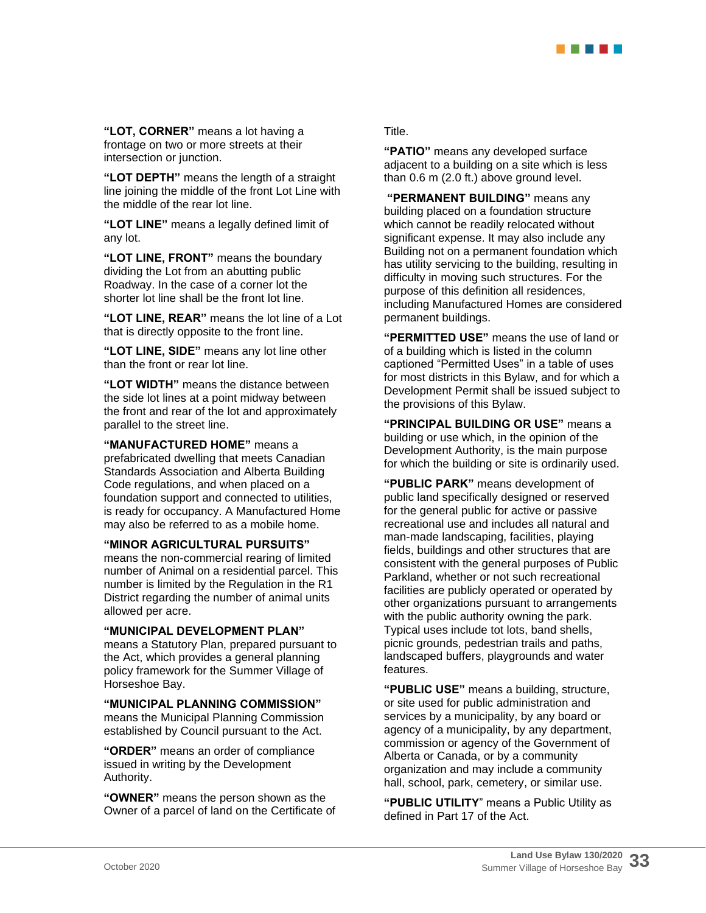**"LOT, CORNER"** means a lot having a frontage on two or more streets at their intersection or junction.

**"LOT DEPTH"** means the length of a straight line joining the middle of the front Lot Line with the middle of the rear lot line.

**"LOT LINE"** means a legally defined limit of any lot.

**"LOT LINE, FRONT"** means the boundary dividing the Lot from an abutting public Roadway. In the case of a corner lot the shorter lot line shall be the front lot line.

**"LOT LINE, REAR"** means the lot line of a Lot that is directly opposite to the front line.

**"LOT LINE, SIDE"** means any lot line other than the front or rear lot line.

**"LOT WIDTH"** means the distance between the side lot lines at a point midway between the front and rear of the lot and approximately parallel to the street line.

**"MANUFACTURED HOME"** means a prefabricated dwelling that meets Canadian Standards Association and Alberta Building Code regulations, and when placed on a foundation support and connected to utilities, is ready for occupancy. A Manufactured Home may also be referred to as a mobile home.

**"MINOR AGRICULTURAL PURSUITS"** means the non-commercial rearing of limited number of Animal on a residential parcel. This number is limited by the Regulation in the R1 District regarding the number of animal units allowed per acre.

**"MUNICIPAL DEVELOPMENT PLAN"** means a Statutory Plan, prepared pursuant to the Act, which provides a general planning policy framework for the Summer Village of Horseshoe Bay.

**"MUNICIPAL PLANNING COMMISSION"** means the Municipal Planning Commission established by Council pursuant to the Act.

**"ORDER"** means an order of compliance issued in writing by the Development Authority.

**"OWNER"** means the person shown as the Owner of a parcel of land on the Certificate of Title.

**"PATIO"** means any developed surface adjacent to a building on a site which is less than 0.6 m (2.0 ft.) above ground level.

**"PERMANENT BUILDING"** means any building placed on a foundation structure which cannot be readily relocated without significant expense. It may also include any Building not on a permanent foundation which has utility servicing to the building, resulting in difficulty in moving such structures. For the purpose of this definition all residences, including Manufactured Homes are considered permanent buildings.

**"PERMITTED USE"** means the use of land or of a building which is listed in the column captioned "Permitted Uses" in a table of uses for most districts in this Bylaw, and for which a Development Permit shall be issued subject to the provisions of this Bylaw.

**"PRINCIPAL BUILDING OR USE"** means a building or use which, in the opinion of the Development Authority, is the main purpose for which the building or site is ordinarily used.

**"PUBLIC PARK"** means development of public land specifically designed or reserved for the general public for active or passive recreational use and includes all natural and man-made landscaping, facilities, playing fields, buildings and other structures that are consistent with the general purposes of Public Parkland, whether or not such recreational facilities are publicly operated or operated by other organizations pursuant to arrangements with the public authority owning the park. Typical uses include tot lots, band shells, picnic grounds, pedestrian trails and paths, landscaped buffers, playgrounds and water features.

**"PUBLIC USE"** means a building, structure, or site used for public administration and services by a municipality, by any board or agency of a municipality, by any department, commission or agency of the Government of Alberta or Canada, or by a community organization and may include a community hall, school, park, cemetery, or similar use.

**"PUBLIC UTILITY"** means a Public Utility as defined in Part 17 of the Act.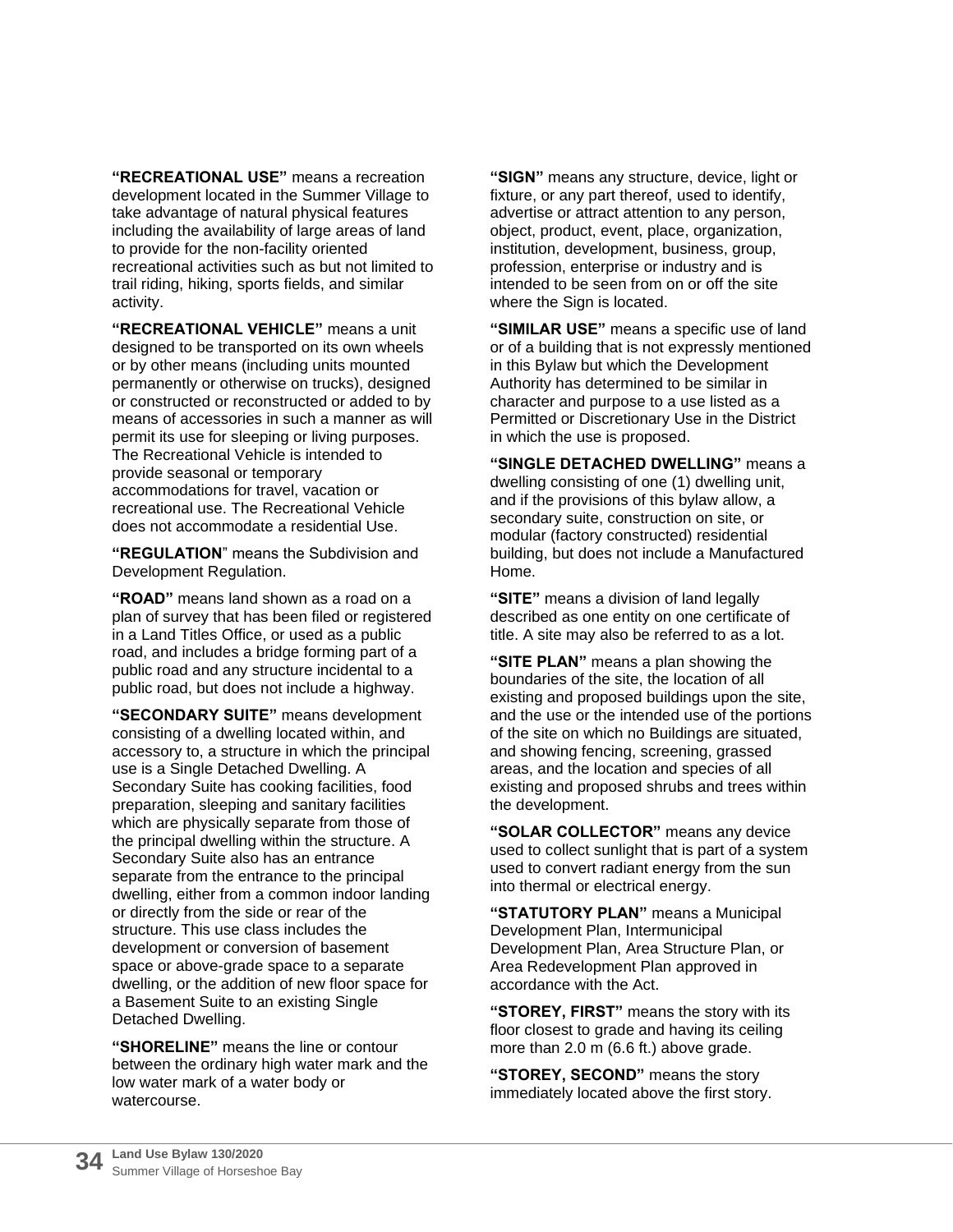**"RECREATIONAL USE"** means a recreation development located in the Summer Village to take advantage of natural physical features including the availability of large areas of land to provide for the non-facility oriented recreational activities such as but not limited to trail riding, hiking, sports fields, and similar activity.

**"RECREATIONAL VEHICLE"** means a unit designed to be transported on its own wheels or by other means (including units mounted permanently or otherwise on trucks), designed or constructed or reconstructed or added to by means of accessories in such a manner as will permit its use for sleeping or living purposes. The Recreational Vehicle is intended to provide seasonal or temporary accommodations for travel, vacation or recreational use. The Recreational Vehicle does not accommodate a residential Use.

**"REGULATION**" means the Subdivision and Development Regulation.

**"ROAD"** means land shown as a road on a plan of survey that has been filed or registered in a Land Titles Office, or used as a public road, and includes a bridge forming part of a public road and any structure incidental to a public road, but does not include a highway.

**"SECONDARY SUITE"** means development consisting of a dwelling located within, and accessory to, a structure in which the principal use is a Single Detached Dwelling. A Secondary Suite has cooking facilities, food preparation, sleeping and sanitary facilities which are physically separate from those of the principal dwelling within the structure. A Secondary Suite also has an entrance separate from the entrance to the principal dwelling, either from a common indoor landing or directly from the side or rear of the structure. This use class includes the development or conversion of basement space or above-grade space to a separate dwelling, or the addition of new floor space for a Basement Suite to an existing Single Detached Dwelling.

**"SHORELINE"** means the line or contour between the ordinary high water mark and the low water mark of a water body or watercourse.

**"SIGN"** means any structure, device, light or fixture, or any part thereof, used to identify, advertise or attract attention to any person, object, product, event, place, organization, institution, development, business, group, profession, enterprise or industry and is intended to be seen from on or off the site where the Sign is located.

**"SIMILAR USE"** means a specific use of land or of a building that is not expressly mentioned in this Bylaw but which the Development Authority has determined to be similar in character and purpose to a use listed as a Permitted or Discretionary Use in the District in which the use is proposed.

**"SINGLE DETACHED DWELLING"** means a dwelling consisting of one (1) dwelling unit, and if the provisions of this bylaw allow, a secondary suite, construction on site, or modular (factory constructed) residential building, but does not include a Manufactured Home.

**"SITE"** means a division of land legally described as one entity on one certificate of title. A site may also be referred to as a lot.

**"SITE PLAN"** means a plan showing the boundaries of the site, the location of all existing and proposed buildings upon the site, and the use or the intended use of the portions of the site on which no Buildings are situated, and showing fencing, screening, grassed areas, and the location and species of all existing and proposed shrubs and trees within the development.

**"SOLAR COLLECTOR"** means any device used to collect sunlight that is part of a system used to convert radiant energy from the sun into thermal or electrical energy.

**"STATUTORY PLAN"** means a Municipal Development Plan, Intermunicipal Development Plan, Area Structure Plan, or Area Redevelopment Plan approved in accordance with the Act.

**"STOREY, FIRST"** means the story with its floor closest to grade and having its ceiling more than 2.0 m (6.6 ft.) above grade.

**"STOREY, SECOND"** means the story immediately located above the first story.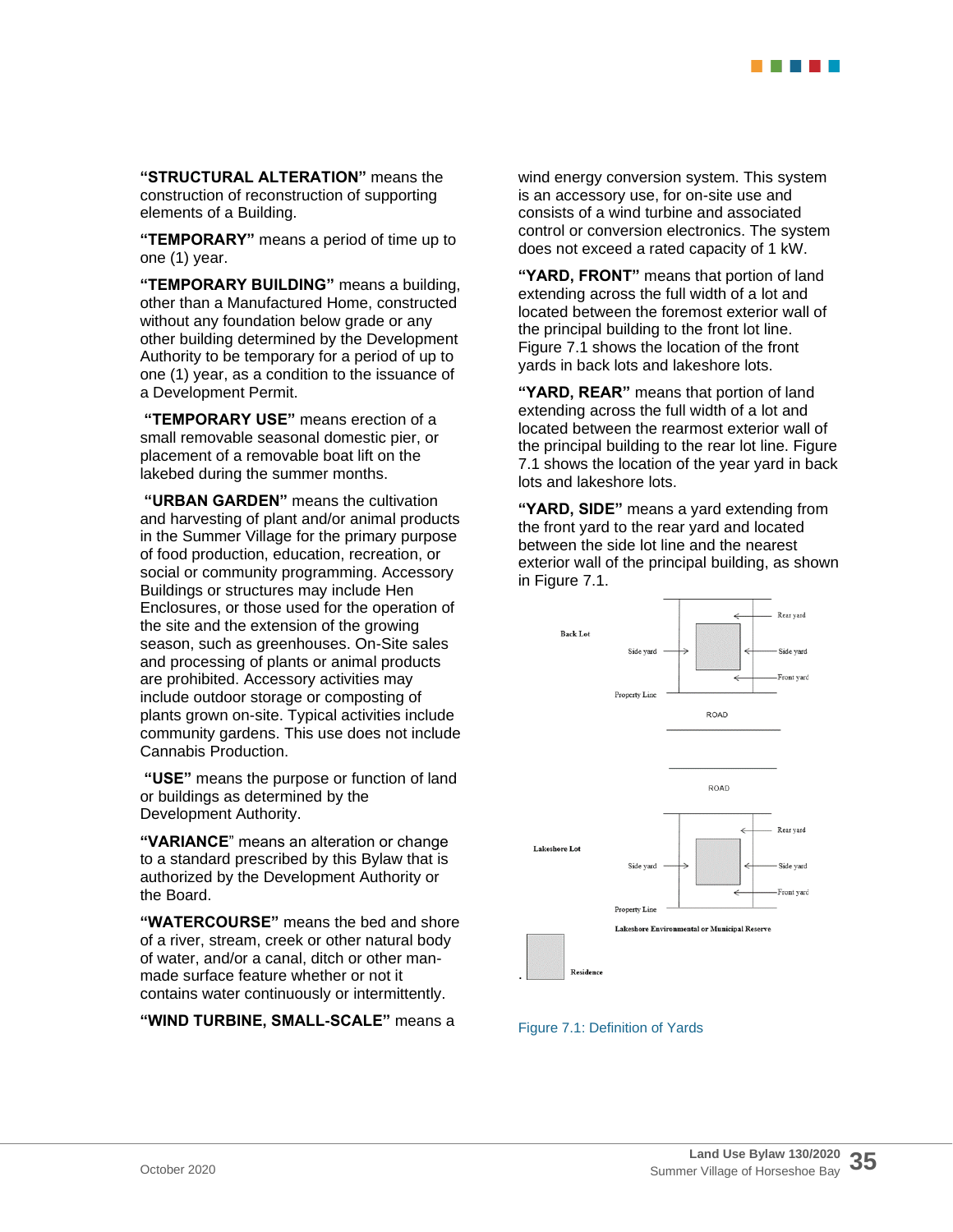**"STRUCTURAL ALTERATION"** means the construction of reconstruction of supporting elements of a Building.

**"TEMPORARY"** means a period of time up to one (1) year.

**"TEMPORARY BUILDING"** means a building, other than a Manufactured Home, constructed without any foundation below grade or any other building determined by the Development Authority to be temporary for a period of up to one (1) year, as a condition to the issuance of a Development Permit.

**"TEMPORARY USE"** means erection of a small removable seasonal domestic pier, or placement of a removable boat lift on the lakebed during the summer months.

**"URBAN GARDEN"** means the cultivation and harvesting of plant and/or animal products in the Summer Village for the primary purpose of food production, education, recreation, or social or community programming. Accessory Buildings or structures may include Hen Enclosures, or those used for the operation of the site and the extension of the growing season, such as greenhouses. On-Site sales and processing of plants or animal products are prohibited. Accessory activities may include outdoor storage or composting of plants grown on-site. Typical activities include community gardens. This use does not include Cannabis Production.

**"USE"** means the purpose or function of land or buildings as determined by the Development Authority.

**"VARIANCE"** means an alteration or change to a standard prescribed by this Bylaw that is authorized by the Development Authority or the Board.

**"WATERCOURSE"** means the bed and shore of a river, stream, creek or other natural body of water, and/or a canal, ditch or other man-made surface feature whether or not it contains water continuously or intermittently.

**"WIND TURBINE, SMALL-SCALE"** means a wind energy conversion system. This system is an accessory use, for on-site use and consists of a wind turbine and associated control or conversion electronics. The system does not exceed a rated capacity of 1 kW.

**"YARD, FRONT"** means that portion of land extending across the full width of a lot and located between the foremost exterior wall of the principal building to the front lot line. Figure 7.1 shows the location of the front yards in back lots and lakeshore lots.

**"YARD, REAR"** means that portion of land extending across the full width of a lot and located between the rearmost exterior wall of the principal building to the rear lot line. Figure 7.1 shows the location of the year yard in back lots and lakeshore lots.

**"YARD, SIDE"** means a yard extending from the front yard to the rear yard and located between the side lot line and the nearest exterior wall of the principal building, as shown in Figure 7.1.

Figure 7.1: Definition of Yards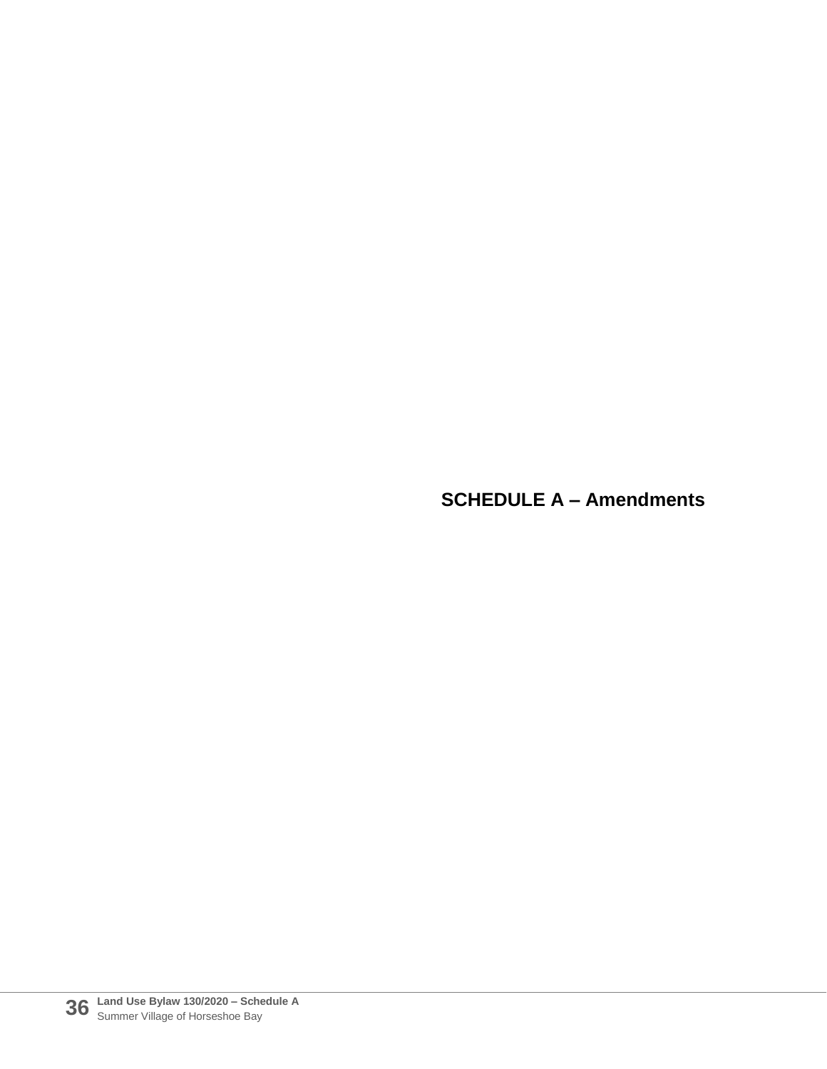# SCHEDULE A – Amendments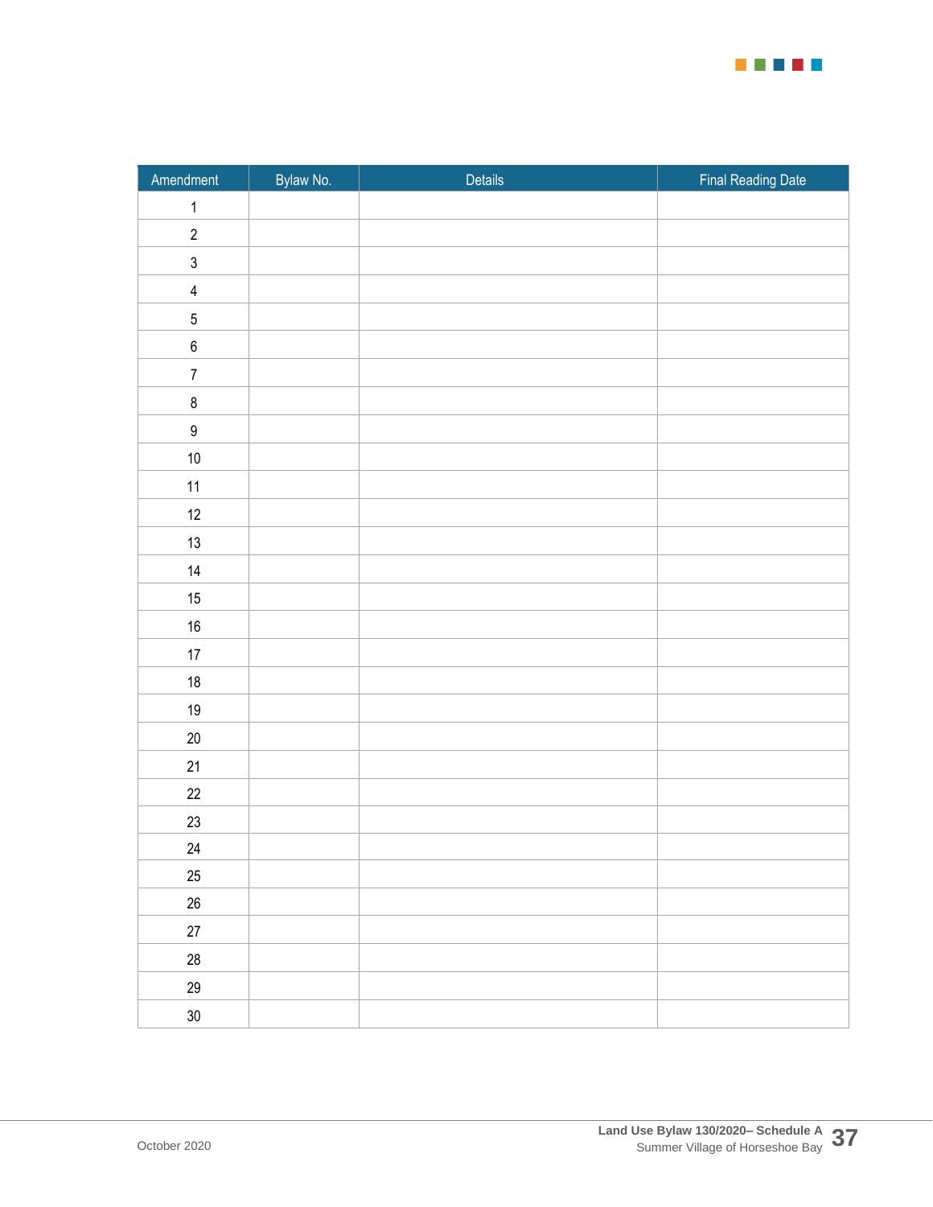| Amendment | Bylaw No. | Details | Final Reading Date |
|---|---|---|---|
| 1 | | | |
| 2 | | | |
| 3 | | | |
| 4 | | | |
| 5 | | | |
| 6 | | | |
| 7 | | | |
| 8 | | | |
| 9 | | | |
| 10 | | | |
| 11 | | | |
| 12 | | | |
| 13 | | | |
| 14 | | | |
| 15 | | | |
| 16 | | | |
| 17 | | | |
| 18 | | | |
| 19 | | | |
| 20 | | | |
| 21 | | | |
| 22 | | | |
| 23 | | | |
| 24 | | | |
| 25 | | | |
| 26 | | | |
| 27 | | | |
| 28 | | | |
| 29 | | | |
| 30 | | | |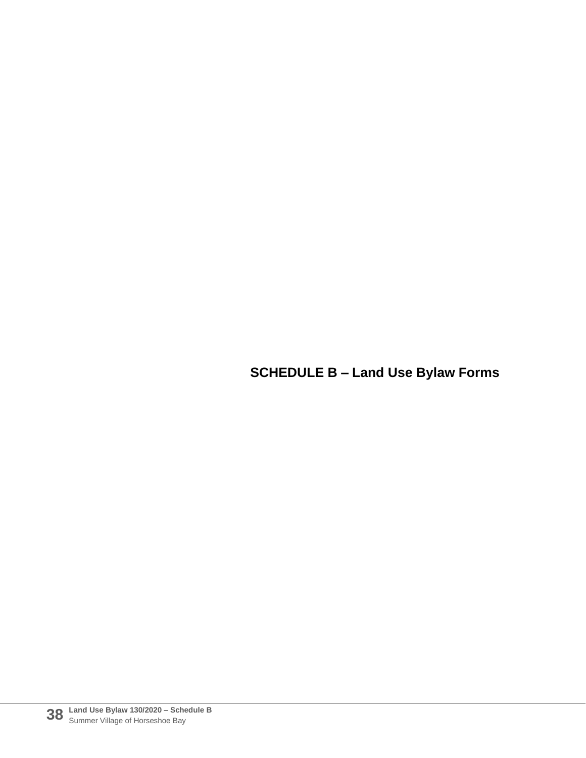# SCHEDULE B – Land Use Bylaw Forms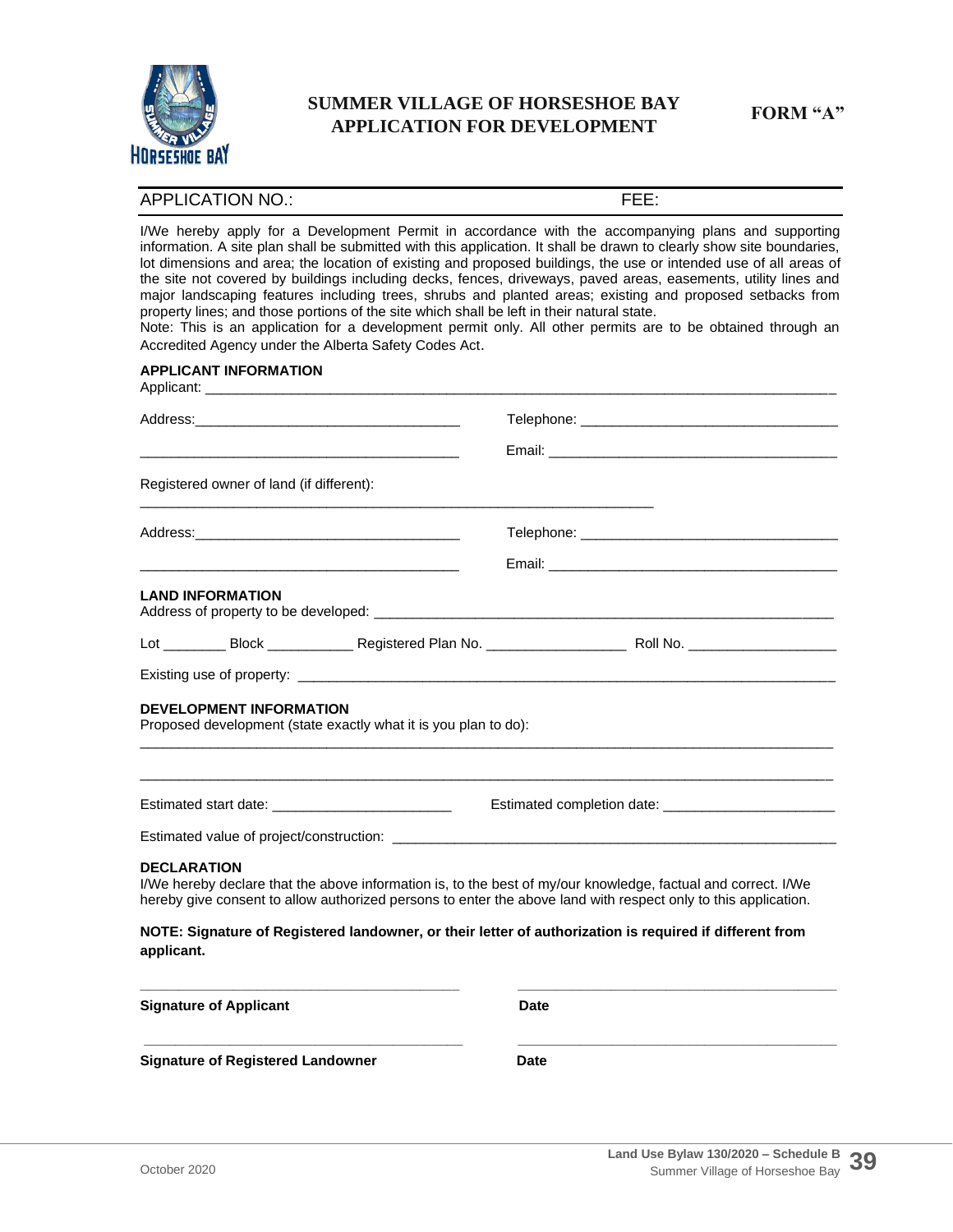# SUMMER VILLAGE OF HORSESHOE BAY APPLICATION FOR DEVELOPMENT

**FORM "A"**

APPLICATION NO.: FEE:

I/We hereby apply for a Development Permit in accordance with the accompanying plans and supporting information. A site plan shall be submitted with this application. It shall be drawn to clearly show site boundaries, lot dimensions and area; the location of existing and proposed buildings, the use or intended use of all areas of the site not covered by buildings including decks, fences, driveways, paved areas, easements, utility lines and major landscaping features including trees, shrubs and planted areas; existing and proposed setbacks from property lines; and those portions of the site which shall be left in their natural state.

Note: This is an application for a development permit only. All other permits are to be obtained through an Accredited Agency under the Alberta Safety Codes Act.

**APPLICANT INFORMATION**

Applicant: ___________________________________________

Address: ___________________________ Telephone: ___________________________

___________________________ Email: ___________________________

Registered owner of land (if different):

___________________________________________

Address: ___________________________ Telephone: ___________________________

___________________________ Email: ___________________________

**LAND INFORMATION**

Address of property to be developed: ___________________________________________

Lot ________ Block ___________ Registered Plan No. __________________ Roll No. ___________________

Existing use of property: ___________________________________________

**DEVELOPMENT INFORMATION**

Proposed development (state exactly what it is you plan to do):

___________________________________________

___________________________________________

Estimated start date: _______________________ Estimated completion date: _____________________

Estimated value of project/construction: ___________________________________________

**DECLARATION**

I/We hereby declare that the above information is, to the best of my/our knowledge, factual and correct. I/We hereby give consent to allow authorized persons to enter the above land with respect only to this application.

**NOTE: Signature of Registered landowner, or their letter of authorization is required if different from applicant.**

___________________________ ___________________________

**Signature of Applicant** **Date**

___________________________ ___________________________

**Signature of Registered Landowner** **Date**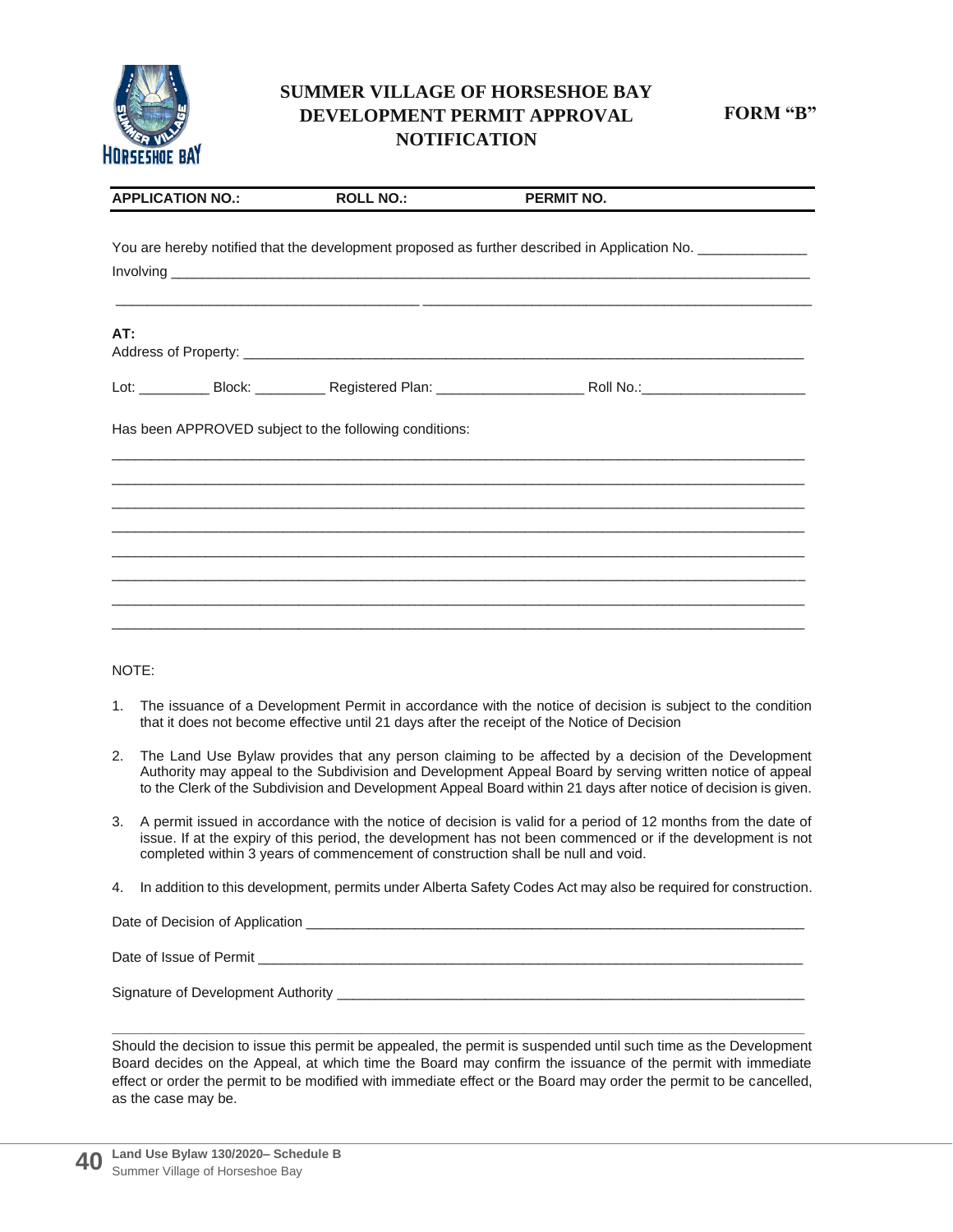# SUMMER VILLAGE OF HORSESHOE BAY DEVELOPMENT PERMIT APPROVAL NOTIFICATION

**FORM "B"**

| APPLICATION NO.: | ROLL NO.: | PERMIT NO. |
|---|---|---|

You are hereby notified that the development proposed as further described in Application No. ______________

Involving ____________________________________________________________________________________

____________________________________________________________________________________________

**AT:**

Address of Property: ___________________________________________________________________________

Lot: _________ Block: _________ Registered Plan: ___________________ Roll No.:_____________________

Has been APPROVED subject to the following conditions:

____________________________________________________________________________________________

____________________________________________________________________________________________

____________________________________________________________________________________________

____________________________________________________________________________________________

____________________________________________________________________________________________

____________________________________________________________________________________________

____________________________________________________________________________________________

____________________________________________________________________________________________

NOTE:

1. The issuance of a Development Permit in accordance with the notice of decision is subject to the condition that it does not become effective until 21 days after the receipt of the Notice of Decision
2. The Land Use Bylaw provides that any person claiming to be affected by a decision of the Development Authority may appeal to the Subdivision and Development Appeal Board by serving written notice of appeal to the Clerk of the Subdivision and Development Appeal Board within 21 days after notice of decision is given.
3. A permit issued in accordance with the notice of decision is valid for a period of 12 months from the date of issue. If at the expiry of this period, the development has not been commenced or if the development is not completed within 3 years of commencement of construction shall be null and void.
4. In addition to this development, permits under Alberta Safety Codes Act may also be required for construction.

Date of Decision of Application _________________________________________________________________

Date of Issue of Permit _______________________________________________________________________

Signature of Development Authority _____________________________________________________________

Should the decision to issue this permit be appealed, the permit is suspended until such time as the Development Board decides on the Appeal, at which time the Board may confirm the issuance of the permit with immediate effect or order the permit to be modified with immediate effect or the Board may order the permit to be cancelled, as the case may be.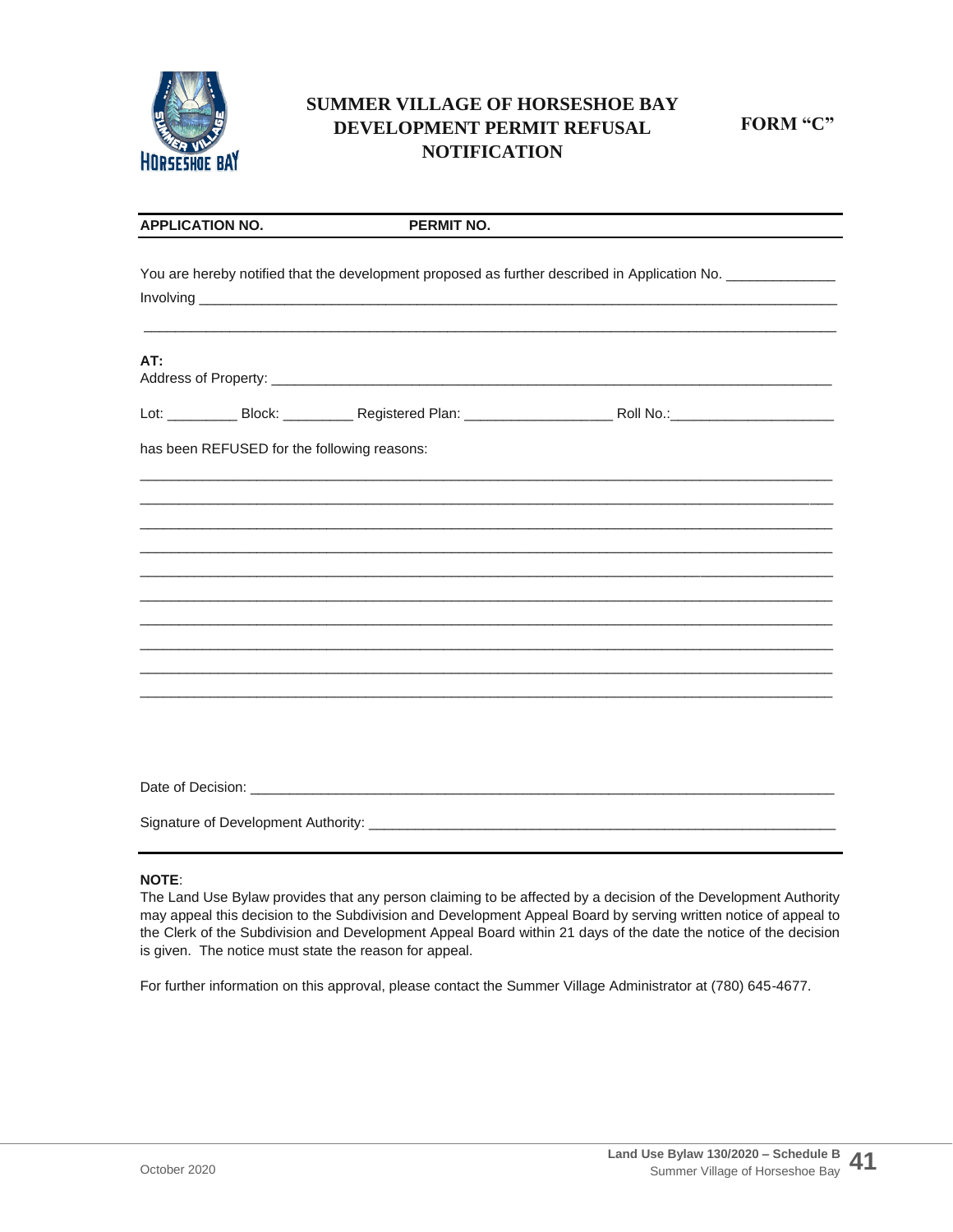# SUMMER VILLAGE OF HORSESHOE BAY DEVELOPMENT PERMIT REFUSAL NOTIFICATION

**FORM "C"**

| **APPLICATION NO.** | **PERMIT NO.** |
|---|---|

You are hereby notified that the development proposed as further described in Application No. ______________

Involving ______________________________________________________________________________________

______________________________________________________________________________________________

**AT:**

Address of Property: ____________________________________________________________________________

Lot: _________ Block: _________ Registered Plan: ___________________ Roll No.:______________________

has been REFUSED for the following reasons:

______________________________________________________________________________________________

______________________________________________________________________________________________

______________________________________________________________________________________________

______________________________________________________________________________________________

______________________________________________________________________________________________

______________________________________________________________________________________________

______________________________________________________________________________________________

______________________________________________________________________________________________

______________________________________________________________________________________________

______________________________________________________________________________________________

Date of Decision: ______________________________________________________________________________

Signature of Development Authority: _______________________________________________________________

**NOTE**:

The Land Use Bylaw provides that any person claiming to be affected by a decision of the Development Authority may appeal this decision to the Subdivision and Development Appeal Board by serving written notice of appeal to the Clerk of the Subdivision and Development Appeal Board within 21 days of the date the notice of the decision is given. The notice must state the reason for appeal.

For further information on this approval, please contact the Summer Village Administrator at (780) 645-4677.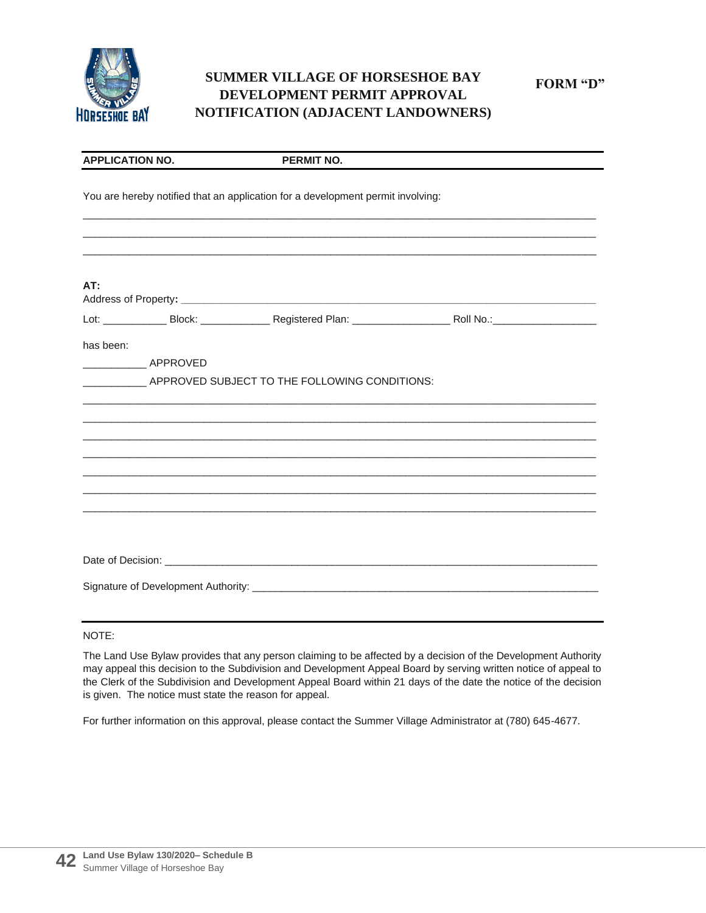# SUMMER VILLAGE OF HORSESHOE BAY DEVELOPMENT PERMIT APPROVAL NOTIFICATION (ADJACENT LANDOWNERS)

**FORM "D"**

**APPLICATION NO.** **PERMIT NO.**

You are hereby notified that an application for a development permit involving:

______________________________________________________________________________

______________________________________________________________________________

______________________________________________________________________________

**AT:**

Address of Property: ______________________________________________________________

Lot: ___________ Block: ____________ Registered Plan: ________________ Roll No.:__________________

has been:

___________ APPROVED

___________ APPROVED SUBJECT TO THE FOLLOWING CONDITIONS:

______________________________________________________________________________

______________________________________________________________________________

______________________________________________________________________________

______________________________________________________________________________

______________________________________________________________________________

______________________________________________________________________________

______________________________________________________________________________

Date of Decision: ________________________________________________________________

Signature of Development Authority: ______________________________________________

NOTE:

The Land Use Bylaw provides that any person claiming to be affected by a decision of the Development Authority may appeal this decision to the Subdivision and Development Appeal Board by serving written notice of appeal to the Clerk of the Subdivision and Development Appeal Board within 21 days of the date the notice of the decision is given. The notice must state the reason for appeal.

For further information on this approval, please contact the Summer Village Administrator at (780) 645-4677.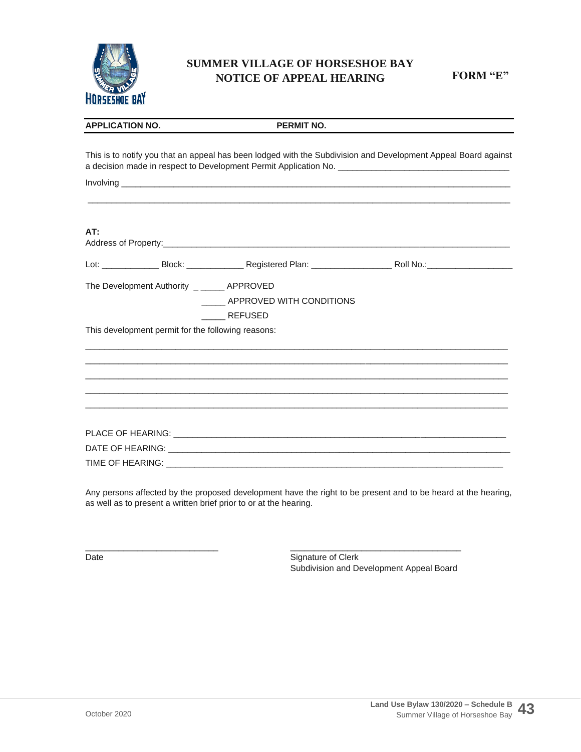# SUMMER VILLAGE OF HORSESHOE BAY
## NOTICE OF APPEAL HEARING

**FORM "E"**

**APPLICATION NO.** **PERMIT NO.**

This is to notify you that an appeal has been lodged with the Subdivision and Development Appeal Board against a decision made in respect to Development Permit Application No. ____________________________________

Involving ________________________________________________________________________________

________________________________________________________________________________

**AT:**

Address of Property:______________________________________________________________________

Lot: ____________ Block: ____________ Registered Plan: ________________ Roll No.:__________________

The Development Authority _ _____ APPROVED

_____ APPROVED WITH CONDITIONS

_____ REFUSED

This development permit for the following reasons:

________________________________________________________________________________

________________________________________________________________________________

________________________________________________________________________________

________________________________________________________________________________

________________________________________________________________________________

PLACE OF HEARING: ________________________________________________________________

DATE OF HEARING: _________________________________________________________________

TIME OF HEARING: _________________________________________________________________

Any persons affected by the proposed development have the right to be present and to be heard at the hearing, as well as to present a written brief prior to or at the hearing.

____________________________ Date

____________________________________ Signature of Clerk
Subdivision and Development Appeal Board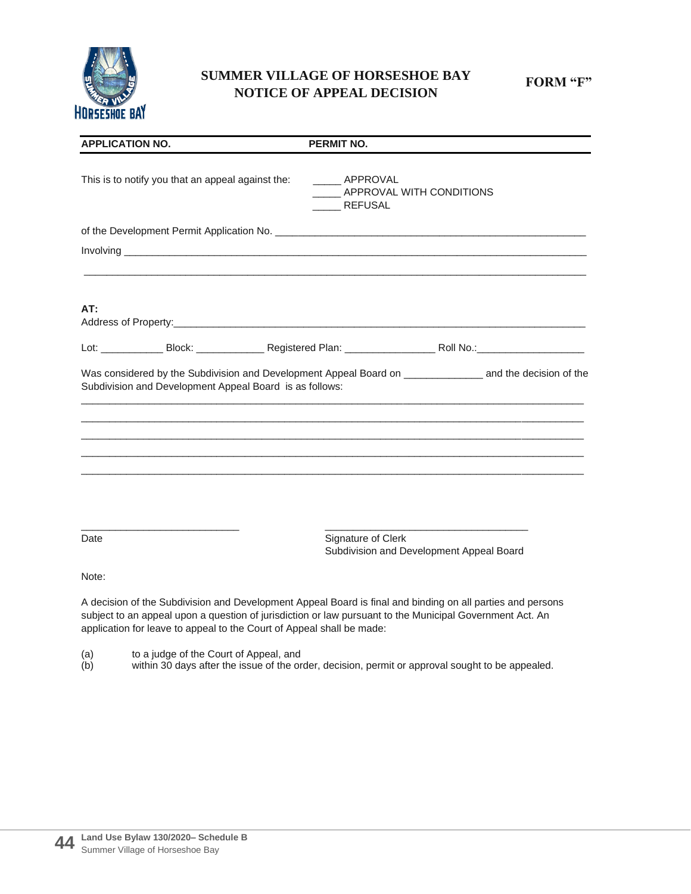# SUMMER VILLAGE OF HORSESHOE BAY
# NOTICE OF APPEAL DECISION

**FORM "F"**

| **APPLICATION NO.** | **PERMIT NO.** |
|---|---|

This is to notify you that an appeal against the:

_____ APPROVAL
_____ APPROVAL WITH CONDITIONS
_____ REFUSAL

of the Development Permit Application No. ________________________________________________

Involving ________________________________________________________________________

________________________________________________________________________________

**AT:**

Address of Property:________________________________________________________________

Lot: ___________ Block: ____________ Registered Plan: ________________ Roll No.:___________________

Was considered by the Subdivision and Development Appeal Board on ______________ and the decision of the Subdivision and Development Appeal Board is as follows:

________________________________________________________________________________

________________________________________________________________________________

________________________________________________________________________________

________________________________________________________________________________

________________________________________________________________________________

____________________________
Date

____________________________________
Signature of Clerk
Subdivision and Development Appeal Board

Note:

A decision of the Subdivision and Development Appeal Board is final and binding on all parties and persons subject to an appeal upon a question of jurisdiction or law pursuant to the Municipal Government Act. An application for leave to appeal to the Court of Appeal shall be made:

(a) to a judge of the Court of Appeal, and
(b) within 30 days after the issue of the order, decision, permit or approval sought to be appealed.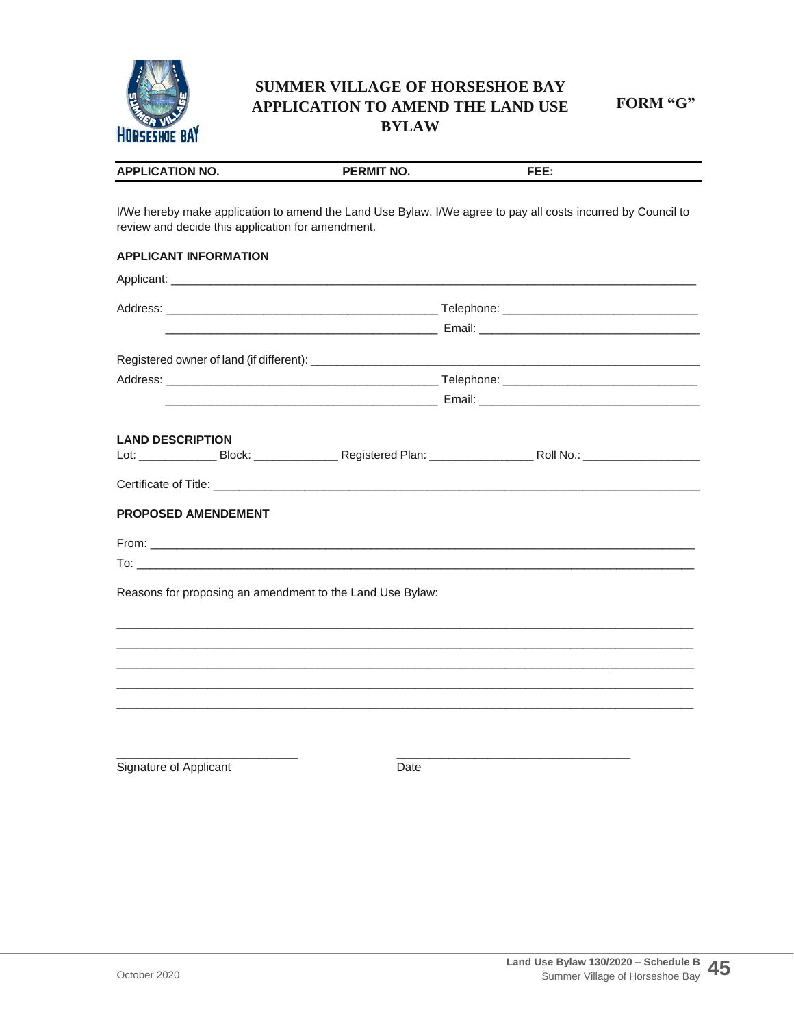# SUMMER VILLAGE OF HORSESHOE BAY APPLICATION TO AMEND THE LAND USE BYLAW

**FORM "G"**

| APPLICATION NO. | PERMIT NO. | FEE: |
|---|---|---|

I/We hereby make application to amend the Land Use Bylaw. I/We agree to pay all costs incurred by Council to review and decide this application for amendment.

**APPLICANT INFORMATION**

Applicant: ____________________________________________

Address: ______________________________ Telephone: ______________________

______________________________ Email: ______________________

Registered owner of land (if different): ______________________________

Address: ______________________________ Telephone: ______________________

______________________________ Email: ______________________

**LAND DESCRIPTION**

Lot: __________ Block: __________ Registered Plan: ____________ Roll No.: ______________

Certificate of Title: ____________________________________________

**PROPOSED AMENDEMENT**

From: ____________________________________________

To: ____________________________________________

Reasons for proposing an amendment to the Land Use Bylaw:

____________________________________________

____________________________________________

____________________________________________

____________________________________________

____________________________________________

______________________ Signature of Applicant

______________________ Date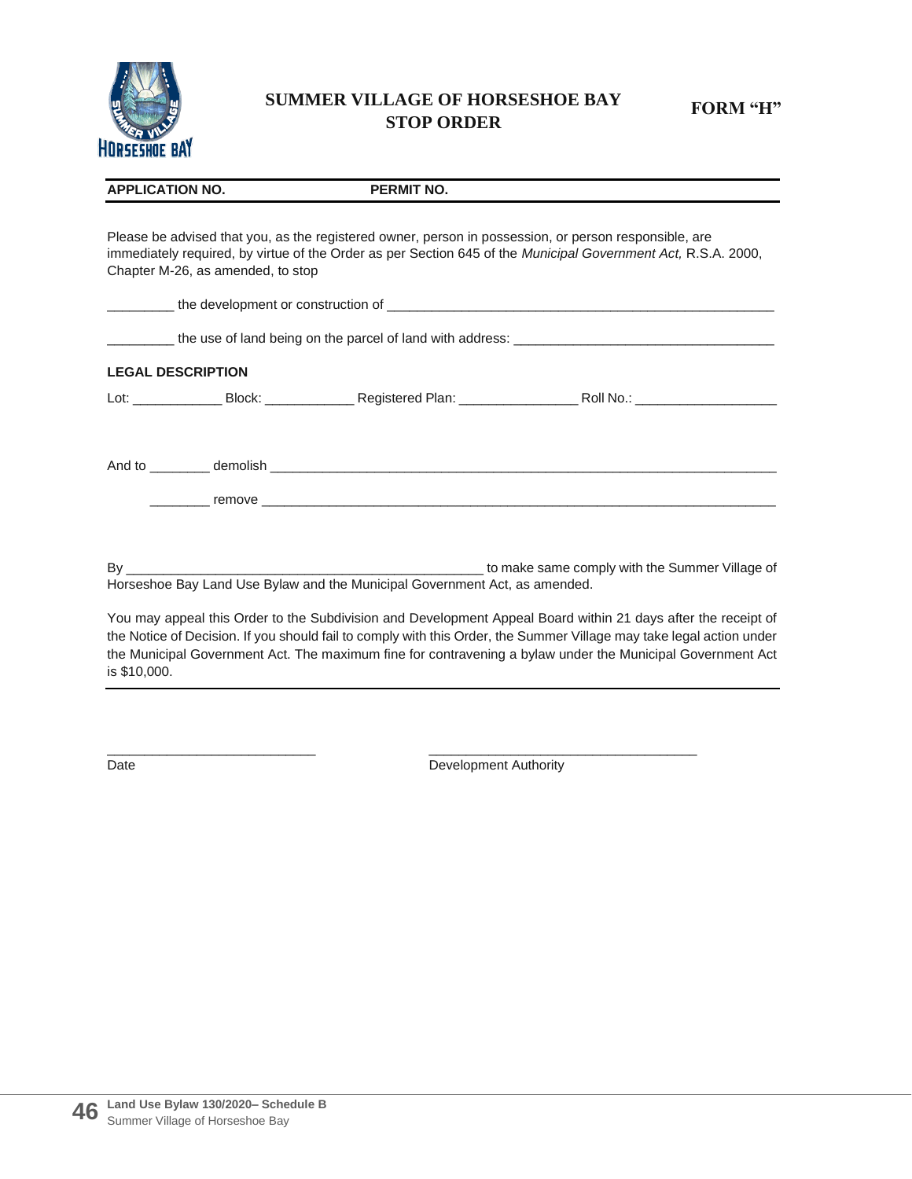# SUMMER VILLAGE OF HORSESHOE BAY
# STOP ORDER

**FORM "H"**

**APPLICATION NO.** **PERMIT NO.**

Please be advised that you, as the registered owner, person in possession, or person responsible, are immediately required, by virtue of the Order as per Section 645 of the *Municipal Government Act,* R.S.A. 2000, Chapter M-26, as amended, to stop

_________ the development or construction of ______________________________________________________

_________ the use of land being on the parcel of land with address: ___________________________________

**LEGAL DESCRIPTION**

Lot: ____________ Block: ____________ Registered Plan: ________________ Roll No.: ___________________

And to ________ demolish ______________________________________________________________________

________ remove _______________________________________________________________________

By _________________________________________________ to make same comply with the Summer Village of Horseshoe Bay Land Use Bylaw and the Municipal Government Act, as amended.

You may appeal this Order to the Subdivision and Development Appeal Board within 21 days after the receipt of the Notice of Decision. If you should fail to comply with this Order, the Summer Village may take legal action under the Municipal Government Act. The maximum fine for contravening a bylaw under the Municipal Government Act is $10,000.

_____________________________ _____________________________________

Date Development Authority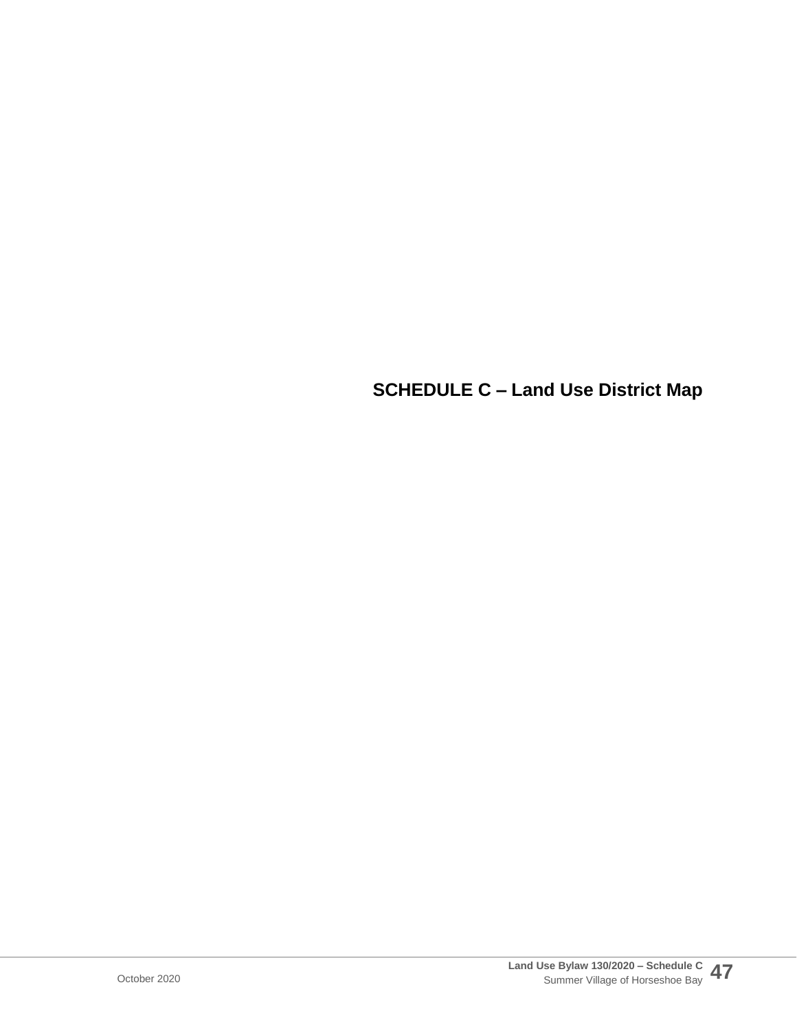# SCHEDULE C – Land Use District Map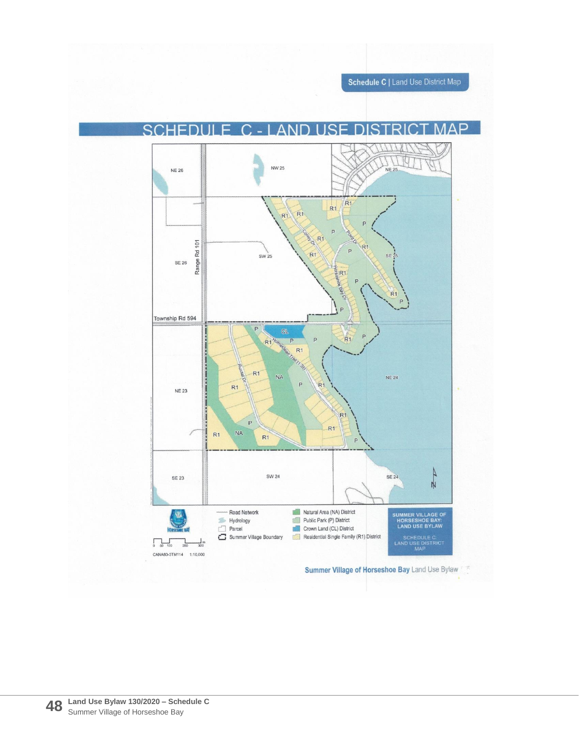Schedule C | Land Use District Map

# SCHEDULE C - LAND USE DISTRICT MAP

NE 26

NW 25

NE 25

Range Rd 101

SE 26

SW 25

SE 25

Township Rd 594

NE 23

NE 24

SE 23

SW 24

SE 24

R1

P

CL

NA

Coney Dr

Point Dr

Horseshoe Bay Dr

Homestead Trail (1 St)

Russell Dr

N

Road Network

Hydrology

Parcel

Summer Village Boundary

Natural Area (NA) District

Public Park (P) District

Crown Land (CL) District

Residential Single Family (R1) District

SUMMER VILLAGE OF HORSESHOE BAY: LAND USE BYLAW

SCHEDULE C: LAND USE DISTRICT MAP

0 50 100 200 300 m

CANA83-3TM114 1:10,000

Summer Village of Horseshoe Bay Land Use Bylaw